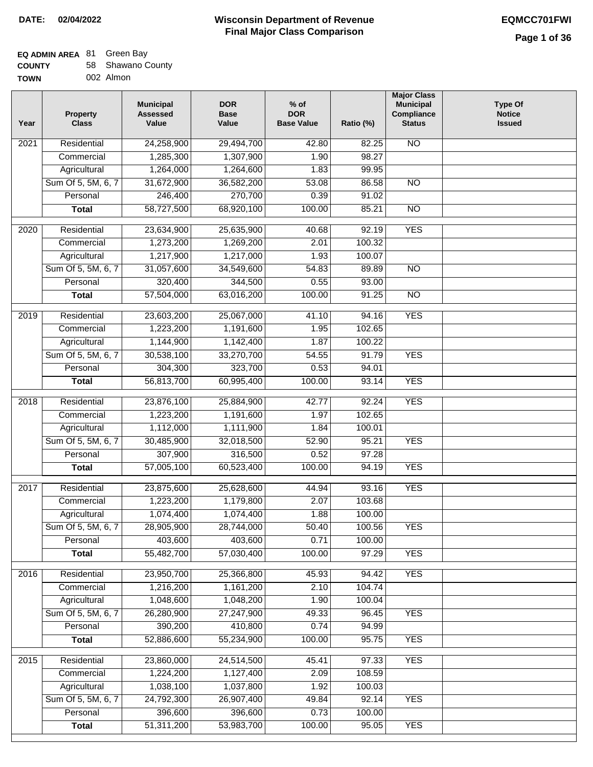**DATE: 02/04/2022**

# Wisconsin Department of Revenue
## Final Major Class Comparison

**EQMCC701FWI**

**EQ ADMIN AREA** 81 Green Bay
**COUNTY** 58 Shawano County
**TOWN** 002 Almon

| Year | Property Class | Municipal Assessed Value | DOR Base Value | % of DOR Base Value | Ratio (%) | Major Class Municipal Compliance Status | Type Of Notice Issued |
|---|---|---|---|---|---|---|---|
| 2021 | Residential | 24,258,900 | 29,494,700 | 42.80 | 82.25 | NO | |
| | Commercial | 1,285,300 | 1,307,900 | 1.90 | 98.27 | | |
| | Agricultural | 1,264,000 | 1,264,600 | 1.83 | 99.95 | | |
| | Sum Of 5, 5M, 6, 7 | 31,672,900 | 36,582,200 | 53.08 | 86.58 | NO | |
| | Personal | 246,400 | 270,700 | 0.39 | 91.02 | | |
| | **Total** | 58,727,500 | 68,920,100 | 100.00 | 85.21 | NO | |
| 2020 | Residential | 23,634,900 | 25,635,900 | 40.68 | 92.19 | YES | |
| | Commercial | 1,273,200 | 1,269,200 | 2.01 | 100.32 | | |
| | Agricultural | 1,217,900 | 1,217,000 | 1.93 | 100.07 | | |
| | Sum Of 5, 5M, 6, 7 | 31,057,600 | 34,549,600 | 54.83 | 89.89 | NO | |
| | Personal | 320,400 | 344,500 | 0.55 | 93.00 | | |
| | **Total** | 57,504,000 | 63,016,200 | 100.00 | 91.25 | NO | |
| 2019 | Residential | 23,603,200 | 25,067,000 | 41.10 | 94.16 | YES | |
| | Commercial | 1,223,200 | 1,191,600 | 1.95 | 102.65 | | |
| | Agricultural | 1,144,900 | 1,142,400 | 1.87 | 100.22 | | |
| | Sum Of 5, 5M, 6, 7 | 30,538,100 | 33,270,700 | 54.55 | 91.79 | YES | |
| | Personal | 304,300 | 323,700 | 0.53 | 94.01 | | |
| | **Total** | 56,813,700 | 60,995,400 | 100.00 | 93.14 | YES | |
| 2018 | Residential | 23,876,100 | 25,884,900 | 42.77 | 92.24 | YES | |
| | Commercial | 1,223,200 | 1,191,600 | 1.97 | 102.65 | | |
| | Agricultural | 1,112,000 | 1,111,900 | 1.84 | 100.01 | | |
| | Sum Of 5, 5M, 6, 7 | 30,485,900 | 32,018,500 | 52.90 | 95.21 | YES | |
| | Personal | 307,900 | 316,500 | 0.52 | 97.28 | | |
| | **Total** | 57,005,100 | 60,523,400 | 100.00 | 94.19 | YES | |
| 2017 | Residential | 23,875,600 | 25,628,600 | 44.94 | 93.16 | YES | |
| | Commercial | 1,223,200 | 1,179,800 | 2.07 | 103.68 | | |
| | Agricultural | 1,074,400 | 1,074,400 | 1.88 | 100.00 | | |
| | Sum Of 5, 5M, 6, 7 | 28,905,900 | 28,744,000 | 50.40 | 100.56 | YES | |
| | Personal | 403,600 | 403,600 | 0.71 | 100.00 | | |
| | **Total** | 55,482,700 | 57,030,400 | 100.00 | 97.29 | YES | |
| 2016 | Residential | 23,950,700 | 25,366,800 | 45.93 | 94.42 | YES | |
| | Commercial | 1,216,200 | 1,161,200 | 2.10 | 104.74 | | |
| | Agricultural | 1,048,600 | 1,048,200 | 1.90 | 100.04 | | |
| | Sum Of 5, 5M, 6, 7 | 26,280,900 | 27,247,900 | 49.33 | 96.45 | YES | |
| | Personal | 390,200 | 410,800 | 0.74 | 94.99 | | |
| | **Total** | 52,886,600 | 55,234,900 | 100.00 | 95.75 | YES | |
| 2015 | Residential | 23,860,000 | 24,514,500 | 45.41 | 97.33 | YES | |
| | Commercial | 1,224,200 | 1,127,400 | 2.09 | 108.59 | | |
| | Agricultural | 1,038,100 | 1,037,800 | 1.92 | 100.03 | | |
| | Sum Of 5, 5M, 6, 7 | 24,792,300 | 26,907,400 | 49.84 | 92.14 | YES | |
| | Personal | 396,600 | 396,600 | 0.73 | 100.00 | | |
| | **Total** | 51,311,200 | 53,983,700 | 100.00 | 95.05 | YES | |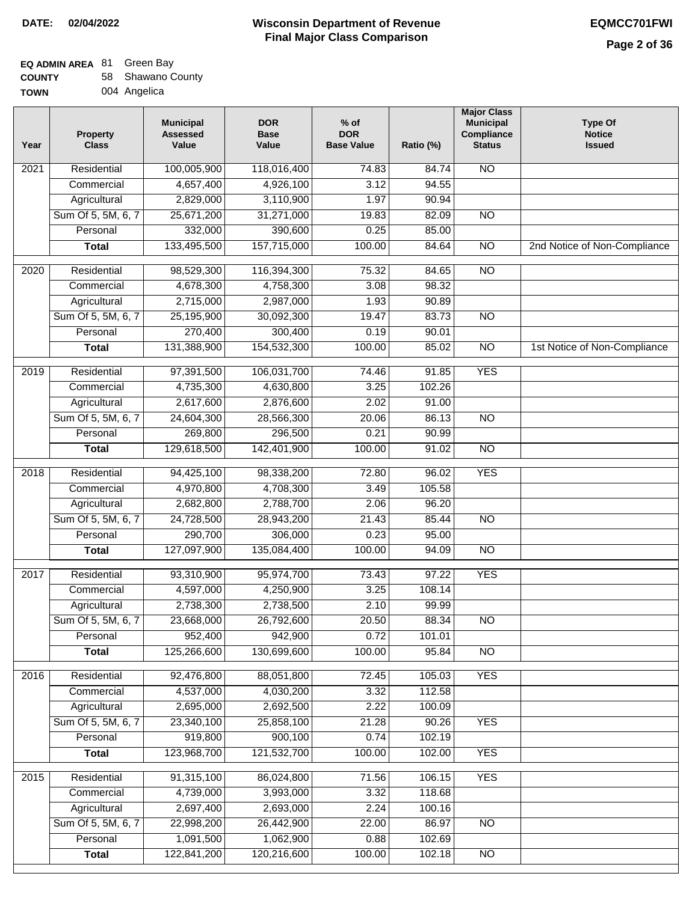**DATE:** 02/04/2022

# Wisconsin Department of Revenue
## Final Major Class Comparison

**EQMCC701FWI**

**EQ ADMIN AREA** 81 Green Bay
**COUNTY** 58 Shawano County
**TOWN** 004 Angelica

| Year | Property Class | Municipal Assessed Value | DOR Base Value | % of DOR Base Value | Ratio (%) | Major Class Municipal Compliance Status | Type Of Notice Issued |
|---|---|---|---|---|---|---|---|
| 2021 | Residential | 100,005,900 | 118,016,400 | 74.83 | 84.74 | NO | |
| | Commercial | 4,657,400 | 4,926,100 | 3.12 | 94.55 | | |
| | Agricultural | 2,829,000 | 3,110,900 | 1.97 | 90.94 | | |
| | Sum Of 5, 5M, 6, 7 | 25,671,200 | 31,271,000 | 19.83 | 82.09 | NO | |
| | Personal | 332,000 | 390,600 | 0.25 | 85.00 | | |
| | **Total** | 133,495,500 | 157,715,000 | 100.00 | 84.64 | NO | 2nd Notice of Non-Compliance |
| 2020 | Residential | 98,529,300 | 116,394,300 | 75.32 | 84.65 | NO | |
| | Commercial | 4,678,300 | 4,758,300 | 3.08 | 98.32 | | |
| | Agricultural | 2,715,000 | 2,987,000 | 1.93 | 90.89 | | |
| | Sum Of 5, 5M, 6, 7 | 25,195,900 | 30,092,300 | 19.47 | 83.73 | NO | |
| | Personal | 270,400 | 300,400 | 0.19 | 90.01 | | |
| | **Total** | 131,388,900 | 154,532,300 | 100.00 | 85.02 | NO | 1st Notice of Non-Compliance |
| 2019 | Residential | 97,391,500 | 106,031,700 | 74.46 | 91.85 | YES | |
| | Commercial | 4,735,300 | 4,630,800 | 3.25 | 102.26 | | |
| | Agricultural | 2,617,600 | 2,876,600 | 2.02 | 91.00 | | |
| | Sum Of 5, 5M, 6, 7 | 24,604,300 | 28,566,300 | 20.06 | 86.13 | NO | |
| | Personal | 269,800 | 296,500 | 0.21 | 90.99 | | |
| | **Total** | 129,618,500 | 142,401,900 | 100.00 | 91.02 | NO | |
| 2018 | Residential | 94,425,100 | 98,338,200 | 72.80 | 96.02 | YES | |
| | Commercial | 4,970,800 | 4,708,300 | 3.49 | 105.58 | | |
| | Agricultural | 2,682,800 | 2,788,700 | 2.06 | 96.20 | | |
| | Sum Of 5, 5M, 6, 7 | 24,728,500 | 28,943,200 | 21.43 | 85.44 | NO | |
| | Personal | 290,700 | 306,000 | 0.23 | 95.00 | | |
| | **Total** | 127,097,900 | 135,084,400 | 100.00 | 94.09 | NO | |
| 2017 | Residential | 93,310,900 | 95,974,700 | 73.43 | 97.22 | YES | |
| | Commercial | 4,597,000 | 4,250,900 | 3.25 | 108.14 | | |
| | Agricultural | 2,738,300 | 2,738,500 | 2.10 | 99.99 | | |
| | Sum Of 5, 5M, 6, 7 | 23,668,000 | 26,792,600 | 20.50 | 88.34 | NO | |
| | Personal | 952,400 | 942,900 | 0.72 | 101.01 | | |
| | **Total** | 125,266,600 | 130,699,600 | 100.00 | 95.84 | NO | |
| 2016 | Residential | 92,476,800 | 88,051,800 | 72.45 | 105.03 | YES | |
| | Commercial | 4,537,000 | 4,030,200 | 3.32 | 112.58 | | |
| | Agricultural | 2,695,000 | 2,692,500 | 2.22 | 100.09 | | |
| | Sum Of 5, 5M, 6, 7 | 23,340,100 | 25,858,100 | 21.28 | 90.26 | YES | |
| | Personal | 919,800 | 900,100 | 0.74 | 102.19 | | |
| | **Total** | 123,968,700 | 121,532,700 | 100.00 | 102.00 | YES | |
| 2015 | Residential | 91,315,100 | 86,024,800 | 71.56 | 106.15 | YES | |
| | Commercial | 4,739,000 | 3,993,000 | 3.32 | 118.68 | | |
| | Agricultural | 2,697,400 | 2,693,000 | 2.24 | 100.16 | | |
| | Sum Of 5, 5M, 6, 7 | 22,998,200 | 26,442,900 | 22.00 | 86.97 | NO | |
| | Personal | 1,091,500 | 1,062,900 | 0.88 | 102.69 | | |
| | **Total** | 122,841,200 | 120,216,600 | 100.00 | 102.18 | NO | |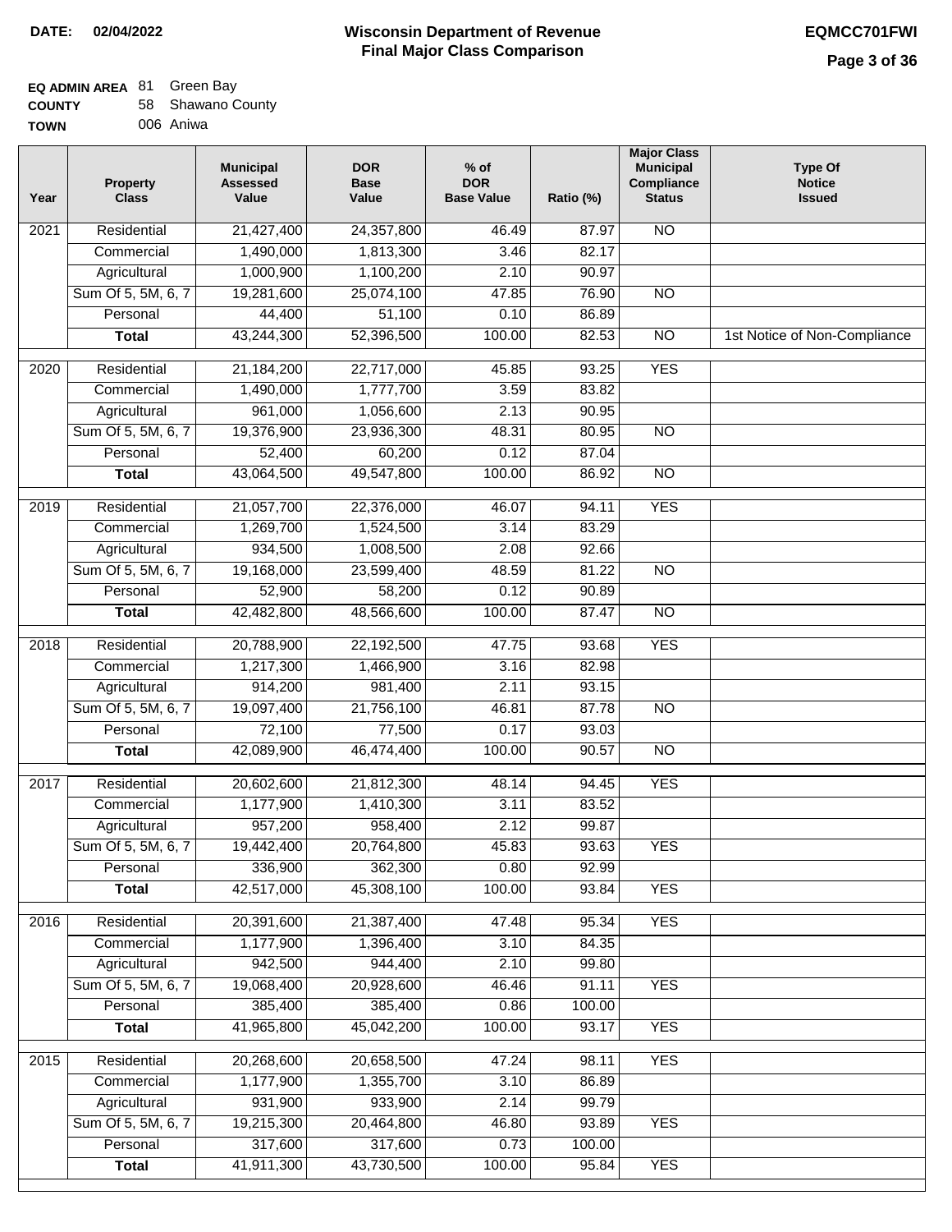**DATE: 02/04/2022**

# Wisconsin Department of Revenue
## Final Major Class Comparison

**EQMCC701FWI**

**EQ ADMIN AREA** 81 Green Bay
**COUNTY** 58 Shawano County
**TOWN** 006 Aniwa

| Year | Property Class | Municipal Assessed Value | DOR Base Value | % of DOR Base Value | Ratio (%) | Major Class Municipal Compliance Status | Type Of Notice Issued |
|---|---|---|---|---|---|---|---|
| 2021 | Residential | 21,427,400 | 24,357,800 | 46.49 | 87.97 | NO | |
| | Commercial | 1,490,000 | 1,813,300 | 3.46 | 82.17 | | |
| | Agricultural | 1,000,900 | 1,100,200 | 2.10 | 90.97 | | |
| | Sum Of 5, 5M, 6, 7 | 19,281,600 | 25,074,100 | 47.85 | 76.90 | NO | |
| | Personal | 44,400 | 51,100 | 0.10 | 86.89 | | |
| | **Total** | 43,244,300 | 52,396,500 | 100.00 | 82.53 | NO | 1st Notice of Non-Compliance |
| 2020 | Residential | 21,184,200 | 22,717,000 | 45.85 | 93.25 | YES | |
| | Commercial | 1,490,000 | 1,777,700 | 3.59 | 83.82 | | |
| | Agricultural | 961,000 | 1,056,600 | 2.13 | 90.95 | | |
| | Sum Of 5, 5M, 6, 7 | 19,376,900 | 23,936,300 | 48.31 | 80.95 | NO | |
| | Personal | 52,400 | 60,200 | 0.12 | 87.04 | | |
| | **Total** | 43,064,500 | 49,547,800 | 100.00 | 86.92 | NO | |
| 2019 | Residential | 21,057,700 | 22,376,000 | 46.07 | 94.11 | YES | |
| | Commercial | 1,269,700 | 1,524,500 | 3.14 | 83.29 | | |
| | Agricultural | 934,500 | 1,008,500 | 2.08 | 92.66 | | |
| | Sum Of 5, 5M, 6, 7 | 19,168,000 | 23,599,400 | 48.59 | 81.22 | NO | |
| | Personal | 52,900 | 58,200 | 0.12 | 90.89 | | |
| | **Total** | 42,482,800 | 48,566,600 | 100.00 | 87.47 | NO | |
| 2018 | Residential | 20,788,900 | 22,192,500 | 47.75 | 93.68 | YES | |
| | Commercial | 1,217,300 | 1,466,900 | 3.16 | 82.98 | | |
| | Agricultural | 914,200 | 981,400 | 2.11 | 93.15 | | |
| | Sum Of 5, 5M, 6, 7 | 19,097,400 | 21,756,100 | 46.81 | 87.78 | NO | |
| | Personal | 72,100 | 77,500 | 0.17 | 93.03 | | |
| | **Total** | 42,089,900 | 46,474,400 | 100.00 | 90.57 | NO | |
| 2017 | Residential | 20,602,600 | 21,812,300 | 48.14 | 94.45 | YES | |
| | Commercial | 1,177,900 | 1,410,300 | 3.11 | 83.52 | | |
| | Agricultural | 957,200 | 958,400 | 2.12 | 99.87 | | |
| | Sum Of 5, 5M, 6, 7 | 19,442,400 | 20,764,800 | 45.83 | 93.63 | YES | |
| | Personal | 336,900 | 362,300 | 0.80 | 92.99 | | |
| | **Total** | 42,517,000 | 45,308,100 | 100.00 | 93.84 | YES | |
| 2016 | Residential | 20,391,600 | 21,387,400 | 47.48 | 95.34 | YES | |
| | Commercial | 1,177,900 | 1,396,400 | 3.10 | 84.35 | | |
| | Agricultural | 942,500 | 944,400 | 2.10 | 99.80 | | |
| | Sum Of 5, 5M, 6, 7 | 19,068,400 | 20,928,600 | 46.46 | 91.11 | YES | |
| | Personal | 385,400 | 385,400 | 0.86 | 100.00 | | |
| | **Total** | 41,965,800 | 45,042,200 | 100.00 | 93.17 | YES | |
| 2015 | Residential | 20,268,600 | 20,658,500 | 47.24 | 98.11 | YES | |
| | Commercial | 1,177,900 | 1,355,700 | 3.10 | 86.89 | | |
| | Agricultural | 931,900 | 933,900 | 2.14 | 99.79 | | |
| | Sum Of 5, 5M, 6, 7 | 19,215,300 | 20,464,800 | 46.80 | 93.89 | YES | |
| | Personal | 317,600 | 317,600 | 0.73 | 100.00 | | |
| | **Total** | 41,911,300 | 43,730,500 | 100.00 | 95.84 | YES | |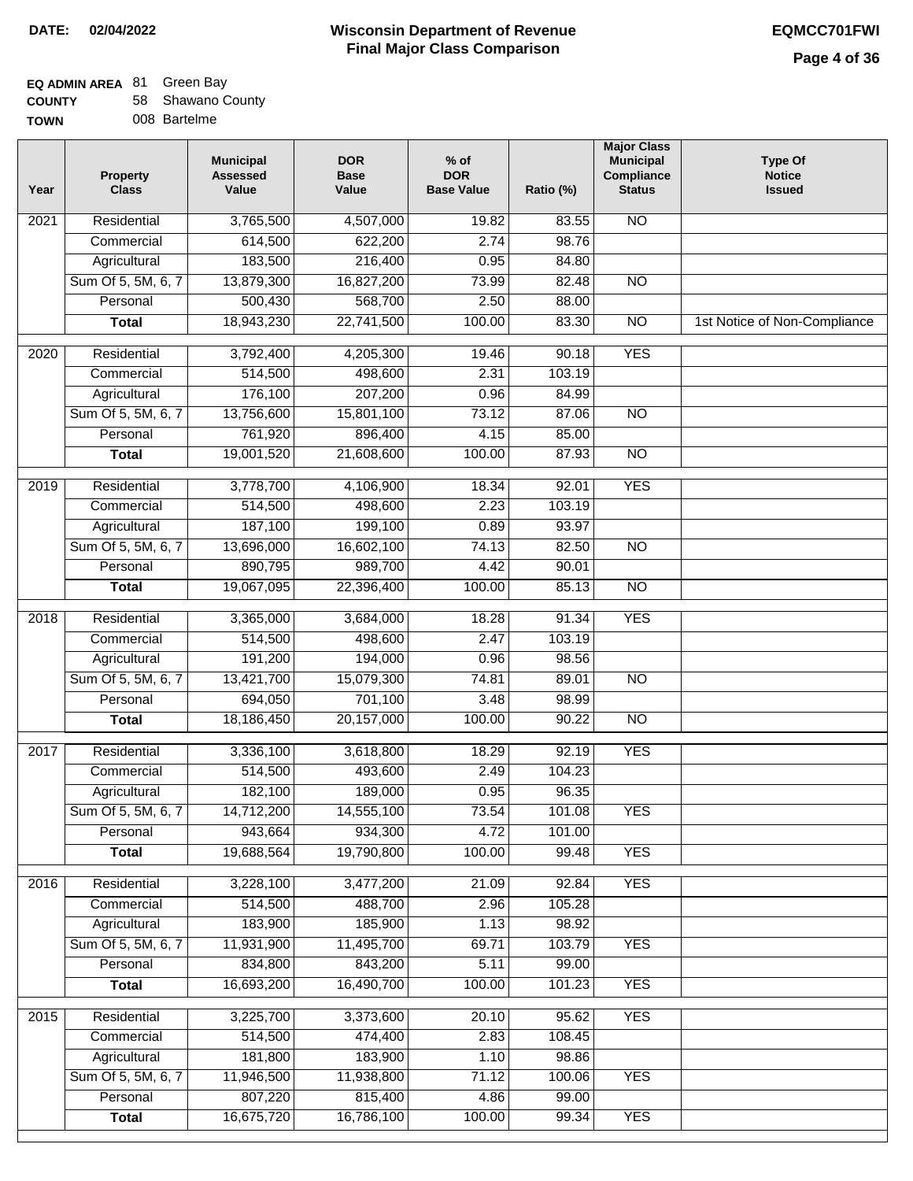**DATE: 02/04/2022**

# Wisconsin Department of Revenue
## Final Major Class Comparison

**EQMCC701FWI**

**EQ ADMIN AREA** 81 Green Bay
**COUNTY** 58 Shawano County
**TOWN** 008 Bartelme

| Year | Property Class | Municipal Assessed Value | DOR Base Value | % of DOR Base Value | Ratio (%) | Major Class Municipal Compliance Status | Type Of Notice Issued |
|---|---|---|---|---|---|---|---|
| 2021 | Residential | 3,765,500 | 4,507,000 | 19.82 | 83.55 | NO | |
| | Commercial | 614,500 | 622,200 | 2.74 | 98.76 | | |
| | Agricultural | 183,500 | 216,400 | 0.95 | 84.80 | | |
| | Sum Of 5, 5M, 6, 7 | 13,879,300 | 16,827,200 | 73.99 | 82.48 | NO | |
| | Personal | 500,430 | 568,700 | 2.50 | 88.00 | | |
| | **Total** | 18,943,230 | 22,741,500 | 100.00 | 83.30 | NO | 1st Notice of Non-Compliance |
| 2020 | Residential | 3,792,400 | 4,205,300 | 19.46 | 90.18 | YES | |
| | Commercial | 514,500 | 498,600 | 2.31 | 103.19 | | |
| | Agricultural | 176,100 | 207,200 | 0.96 | 84.99 | | |
| | Sum Of 5, 5M, 6, 7 | 13,756,600 | 15,801,100 | 73.12 | 87.06 | NO | |
| | Personal | 761,920 | 896,400 | 4.15 | 85.00 | | |
| | **Total** | 19,001,520 | 21,608,600 | 100.00 | 87.93 | NO | |
| 2019 | Residential | 3,778,700 | 4,106,900 | 18.34 | 92.01 | YES | |
| | Commercial | 514,500 | 498,600 | 2.23 | 103.19 | | |
| | Agricultural | 187,100 | 199,100 | 0.89 | 93.97 | | |
| | Sum Of 5, 5M, 6, 7 | 13,696,000 | 16,602,100 | 74.13 | 82.50 | NO | |
| | Personal | 890,795 | 989,700 | 4.42 | 90.01 | | |
| | **Total** | 19,067,095 | 22,396,400 | 100.00 | 85.13 | NO | |
| 2018 | Residential | 3,365,000 | 3,684,000 | 18.28 | 91.34 | YES | |
| | Commercial | 514,500 | 498,600 | 2.47 | 103.19 | | |
| | Agricultural | 191,200 | 194,000 | 0.96 | 98.56 | | |
| | Sum Of 5, 5M, 6, 7 | 13,421,700 | 15,079,300 | 74.81 | 89.01 | NO | |
| | Personal | 694,050 | 701,100 | 3.48 | 98.99 | | |
| | **Total** | 18,186,450 | 20,157,000 | 100.00 | 90.22 | NO | |
| 2017 | Residential | 3,336,100 | 3,618,800 | 18.29 | 92.19 | YES | |
| | Commercial | 514,500 | 493,600 | 2.49 | 104.23 | | |
| | Agricultural | 182,100 | 189,000 | 0.95 | 96.35 | | |
| | Sum Of 5, 5M, 6, 7 | 14,712,200 | 14,555,100 | 73.54 | 101.08 | YES | |
| | Personal | 943,664 | 934,300 | 4.72 | 101.00 | | |
| | **Total** | 19,688,564 | 19,790,800 | 100.00 | 99.48 | YES | |
| 2016 | Residential | 3,228,100 | 3,477,200 | 21.09 | 92.84 | YES | |
| | Commercial | 514,500 | 488,700 | 2.96 | 105.28 | | |
| | Agricultural | 183,900 | 185,900 | 1.13 | 98.92 | | |
| | Sum Of 5, 5M, 6, 7 | 11,931,900 | 11,495,700 | 69.71 | 103.79 | YES | |
| | Personal | 834,800 | 843,200 | 5.11 | 99.00 | | |
| | **Total** | 16,693,200 | 16,490,700 | 100.00 | 101.23 | YES | |
| 2015 | Residential | 3,225,700 | 3,373,600 | 20.10 | 95.62 | YES | |
| | Commercial | 514,500 | 474,400 | 2.83 | 108.45 | | |
| | Agricultural | 181,800 | 183,900 | 1.10 | 98.86 | | |
| | Sum Of 5, 5M, 6, 7 | 11,946,500 | 11,938,800 | 71.12 | 100.06 | YES | |
| | Personal | 807,220 | 815,400 | 4.86 | 99.00 | | |
| | **Total** | 16,675,720 | 16,786,100 | 100.00 | 99.34 | YES | |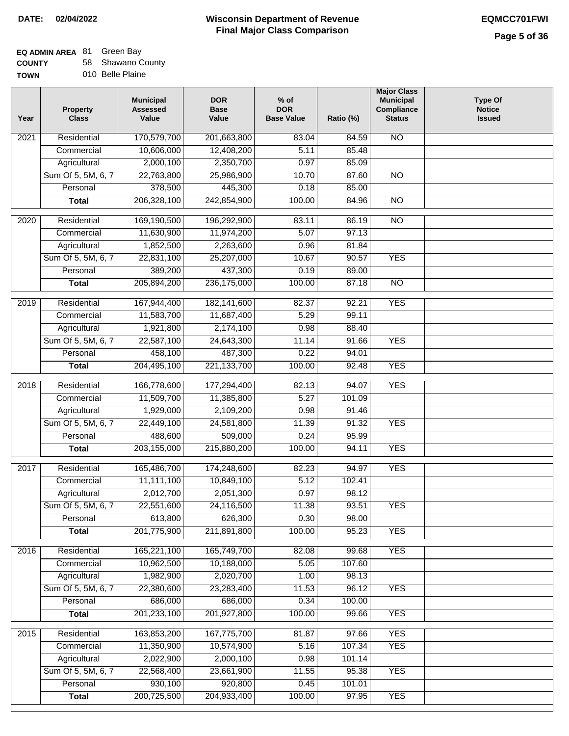**DATE: 02/04/2022**

# Wisconsin Department of Revenue
## Final Major Class Comparison

**EQMCC701FWI**

**EQ ADMIN AREA** 81 Green Bay
**COUNTY** 58 Shawano County
**TOWN** 010 Belle Plaine

| Year | Property Class | Municipal Assessed Value | DOR Base Value | % of DOR Base Value | Ratio (%) | Major Class Municipal Compliance Status | Type Of Notice Issued |
|---|---|---|---|---|---|---|---|
| 2021 | Residential | 170,579,700 | 201,663,800 | 83.04 | 84.59 | NO | |
| | Commercial | 10,606,000 | 12,408,200 | 5.11 | 85.48 | | |
| | Agricultural | 2,000,100 | 2,350,700 | 0.97 | 85.09 | | |
| | Sum Of 5, 5M, 6, 7 | 22,763,800 | 25,986,900 | 10.70 | 87.60 | NO | |
| | Personal | 378,500 | 445,300 | 0.18 | 85.00 | | |
| | **Total** | 206,328,100 | 242,854,900 | 100.00 | 84.96 | NO | |
| 2020 | Residential | 169,190,500 | 196,292,900 | 83.11 | 86.19 | NO | |
| | Commercial | 11,630,900 | 11,974,200 | 5.07 | 97.13 | | |
| | Agricultural | 1,852,500 | 2,263,600 | 0.96 | 81.84 | | |
| | Sum Of 5, 5M, 6, 7 | 22,831,100 | 25,207,000 | 10.67 | 90.57 | YES | |
| | Personal | 389,200 | 437,300 | 0.19 | 89.00 | | |
| | **Total** | 205,894,200 | 236,175,000 | 100.00 | 87.18 | NO | |
| 2019 | Residential | 167,944,400 | 182,141,600 | 82.37 | 92.21 | YES | |
| | Commercial | 11,583,700 | 11,687,400 | 5.29 | 99.11 | | |
| | Agricultural | 1,921,800 | 2,174,100 | 0.98 | 88.40 | | |
| | Sum Of 5, 5M, 6, 7 | 22,587,100 | 24,643,300 | 11.14 | 91.66 | YES | |
| | Personal | 458,100 | 487,300 | 0.22 | 94.01 | | |
| | **Total** | 204,495,100 | 221,133,700 | 100.00 | 92.48 | YES | |
| 2018 | Residential | 166,778,600 | 177,294,400 | 82.13 | 94.07 | YES | |
| | Commercial | 11,509,700 | 11,385,800 | 5.27 | 101.09 | | |
| | Agricultural | 1,929,000 | 2,109,200 | 0.98 | 91.46 | | |
| | Sum Of 5, 5M, 6, 7 | 22,449,100 | 24,581,800 | 11.39 | 91.32 | YES | |
| | Personal | 488,600 | 509,000 | 0.24 | 95.99 | | |
| | **Total** | 203,155,000 | 215,880,200 | 100.00 | 94.11 | YES | |
| 2017 | Residential | 165,486,700 | 174,248,600 | 82.23 | 94.97 | YES | |
| | Commercial | 11,111,100 | 10,849,100 | 5.12 | 102.41 | | |
| | Agricultural | 2,012,700 | 2,051,300 | 0.97 | 98.12 | | |
| | Sum Of 5, 5M, 6, 7 | 22,551,600 | 24,116,500 | 11.38 | 93.51 | YES | |
| | Personal | 613,800 | 626,300 | 0.30 | 98.00 | | |
| | **Total** | 201,775,900 | 211,891,800 | 100.00 | 95.23 | YES | |
| 2016 | Residential | 165,221,100 | 165,749,700 | 82.08 | 99.68 | YES | |
| | Commercial | 10,962,500 | 10,188,000 | 5.05 | 107.60 | | |
| | Agricultural | 1,982,900 | 2,020,700 | 1.00 | 98.13 | | |
| | Sum Of 5, 5M, 6, 7 | 22,380,600 | 23,283,400 | 11.53 | 96.12 | YES | |
| | Personal | 686,000 | 686,000 | 0.34 | 100.00 | | |
| | **Total** | 201,233,100 | 201,927,800 | 100.00 | 99.66 | YES | |
| 2015 | Residential | 163,853,200 | 167,775,700 | 81.87 | 97.66 | YES | |
| | Commercial | 11,350,900 | 10,574,900 | 5.16 | 107.34 | YES | |
| | Agricultural | 2,022,900 | 2,000,100 | 0.98 | 101.14 | | |
| | Sum Of 5, 5M, 6, 7 | 22,568,400 | 23,661,900 | 11.55 | 95.38 | YES | |
| | Personal | 930,100 | 920,800 | 0.45 | 101.01 | | |
| | **Total** | 200,725,500 | 204,933,400 | 100.00 | 97.95 | YES | |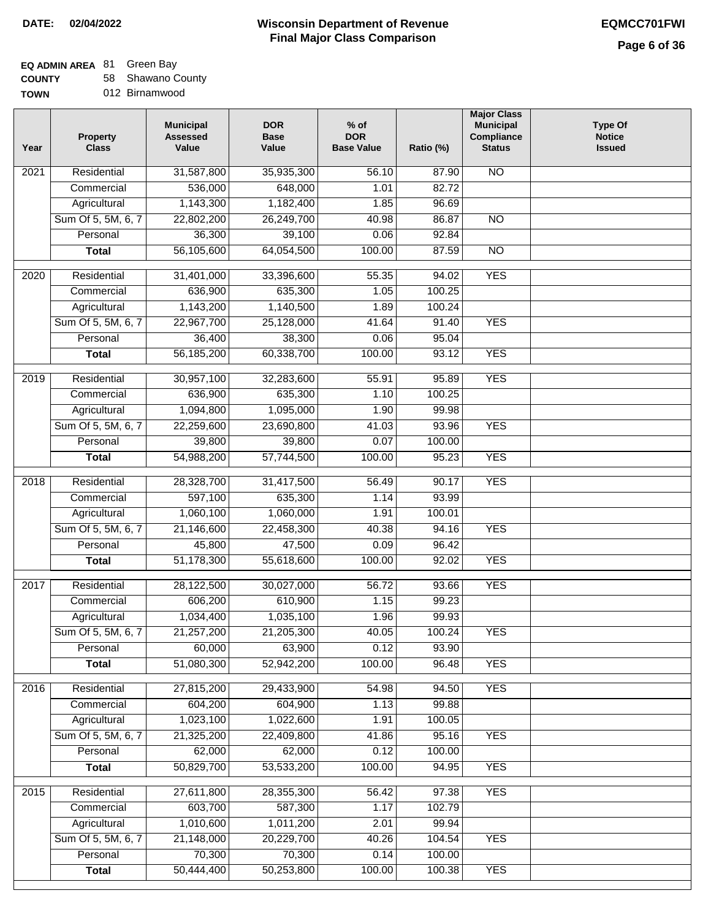**DATE: 02/04/2022**

# Wisconsin Department of Revenue
## Final Major Class Comparison

**EQMCC701FWI**

**EQ ADMIN AREA** 81 Green Bay
**COUNTY** 58 Shawano County
**TOWN** 012 Birnamwood

| Year | Property Class | Municipal Assessed Value | DOR Base Value | % of DOR Base Value | Ratio (%) | Major Class Municipal Compliance Status | Type Of Notice Issued |
|---|---|---|---|---|---|---|---|
| 2021 | Residential | 31,587,800 | 35,935,300 | 56.10 | 87.90 | NO | |
| | Commercial | 536,000 | 648,000 | 1.01 | 82.72 | | |
| | Agricultural | 1,143,300 | 1,182,400 | 1.85 | 96.69 | | |
| | Sum Of 5, 5M, 6, 7 | 22,802,200 | 26,249,700 | 40.98 | 86.87 | NO | |
| | Personal | 36,300 | 39,100 | 0.06 | 92.84 | | |
| | **Total** | 56,105,600 | 64,054,500 | 100.00 | 87.59 | NO | |
| 2020 | Residential | 31,401,000 | 33,396,600 | 55.35 | 94.02 | YES | |
| | Commercial | 636,900 | 635,300 | 1.05 | 100.25 | | |
| | Agricultural | 1,143,200 | 1,140,500 | 1.89 | 100.24 | | |
| | Sum Of 5, 5M, 6, 7 | 22,967,700 | 25,128,000 | 41.64 | 91.40 | YES | |
| | Personal | 36,400 | 38,300 | 0.06 | 95.04 | | |
| | **Total** | 56,185,200 | 60,338,700 | 100.00 | 93.12 | YES | |
| 2019 | Residential | 30,957,100 | 32,283,600 | 55.91 | 95.89 | YES | |
| | Commercial | 636,900 | 635,300 | 1.10 | 100.25 | | |
| | Agricultural | 1,094,800 | 1,095,000 | 1.90 | 99.98 | | |
| | Sum Of 5, 5M, 6, 7 | 22,259,600 | 23,690,800 | 41.03 | 93.96 | YES | |
| | Personal | 39,800 | 39,800 | 0.07 | 100.00 | | |
| | **Total** | 54,988,200 | 57,744,500 | 100.00 | 95.23 | YES | |
| 2018 | Residential | 28,328,700 | 31,417,500 | 56.49 | 90.17 | YES | |
| | Commercial | 597,100 | 635,300 | 1.14 | 93.99 | | |
| | Agricultural | 1,060,100 | 1,060,000 | 1.91 | 100.01 | | |
| | Sum Of 5, 5M, 6, 7 | 21,146,600 | 22,458,300 | 40.38 | 94.16 | YES | |
| | Personal | 45,800 | 47,500 | 0.09 | 96.42 | | |
| | **Total** | 51,178,300 | 55,618,600 | 100.00 | 92.02 | YES | |
| 2017 | Residential | 28,122,500 | 30,027,000 | 56.72 | 93.66 | YES | |
| | Commercial | 606,200 | 610,900 | 1.15 | 99.23 | | |
| | Agricultural | 1,034,400 | 1,035,100 | 1.96 | 99.93 | | |
| | Sum Of 5, 5M, 6, 7 | 21,257,200 | 21,205,300 | 40.05 | 100.24 | YES | |
| | Personal | 60,000 | 63,900 | 0.12 | 93.90 | | |
| | **Total** | 51,080,300 | 52,942,200 | 100.00 | 96.48 | YES | |
| 2016 | Residential | 27,815,200 | 29,433,900 | 54.98 | 94.50 | YES | |
| | Commercial | 604,200 | 604,900 | 1.13 | 99.88 | | |
| | Agricultural | 1,023,100 | 1,022,600 | 1.91 | 100.05 | | |
| | Sum Of 5, 5M, 6, 7 | 21,325,200 | 22,409,800 | 41.86 | 95.16 | YES | |
| | Personal | 62,000 | 62,000 | 0.12 | 100.00 | | |
| | **Total** | 50,829,700 | 53,533,200 | 100.00 | 94.95 | YES | |
| 2015 | Residential | 27,611,800 | 28,355,300 | 56.42 | 97.38 | YES | |
| | Commercial | 603,700 | 587,300 | 1.17 | 102.79 | | |
| | Agricultural | 1,010,600 | 1,011,200 | 2.01 | 99.94 | | |
| | Sum Of 5, 5M, 6, 7 | 21,148,000 | 20,229,700 | 40.26 | 104.54 | YES | |
| | Personal | 70,300 | 70,300 | 0.14 | 100.00 | | |
| | **Total** | 50,444,400 | 50,253,800 | 100.00 | 100.38 | YES | |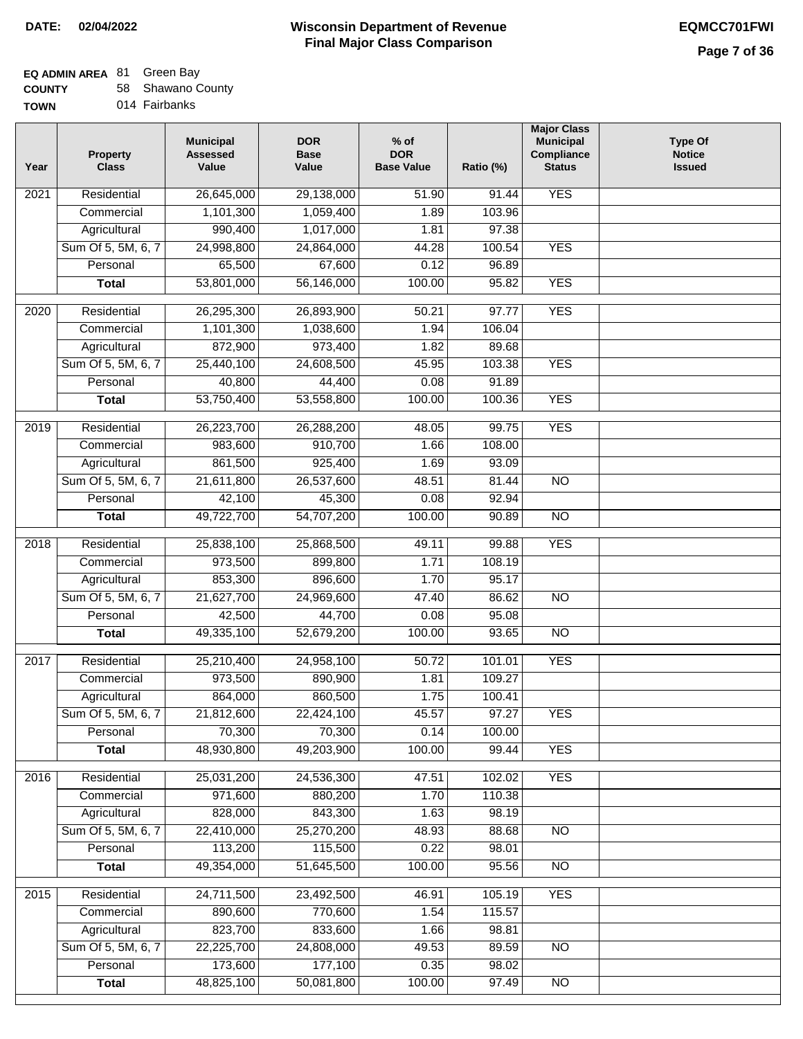**DATE:** 02/04/2022

# Wisconsin Department of Revenue
## Final Major Class Comparison

**EQMCC701FWI**

**EQ ADMIN AREA** 81 Green Bay
**COUNTY** 58 Shawano County
**TOWN** 014 Fairbanks

| Year | Property Class | Municipal Assessed Value | DOR Base Value | % of DOR Base Value | Ratio (%) | Major Class Municipal Compliance Status | Type Of Notice Issued |
|---|---|---|---|---|---|---|---|
| 2021 | Residential | 26,645,000 | 29,138,000 | 51.90 | 91.44 | YES | |
| | Commercial | 1,101,300 | 1,059,400 | 1.89 | 103.96 | | |
| | Agricultural | 990,400 | 1,017,000 | 1.81 | 97.38 | | |
| | Sum Of 5, 5M, 6, 7 | 24,998,800 | 24,864,000 | 44.28 | 100.54 | YES | |
| | Personal | 65,500 | 67,600 | 0.12 | 96.89 | | |
| | **Total** | 53,801,000 | 56,146,000 | 100.00 | 95.82 | YES | |
| 2020 | Residential | 26,295,300 | 26,893,900 | 50.21 | 97.77 | YES | |
| | Commercial | 1,101,300 | 1,038,600 | 1.94 | 106.04 | | |
| | Agricultural | 872,900 | 973,400 | 1.82 | 89.68 | | |
| | Sum Of 5, 5M, 6, 7 | 25,440,100 | 24,608,500 | 45.95 | 103.38 | YES | |
| | Personal | 40,800 | 44,400 | 0.08 | 91.89 | | |
| | **Total** | 53,750,400 | 53,558,800 | 100.00 | 100.36 | YES | |
| 2019 | Residential | 26,223,700 | 26,288,200 | 48.05 | 99.75 | YES | |
| | Commercial | 983,600 | 910,700 | 1.66 | 108.00 | | |
| | Agricultural | 861,500 | 925,400 | 1.69 | 93.09 | | |
| | Sum Of 5, 5M, 6, 7 | 21,611,800 | 26,537,600 | 48.51 | 81.44 | NO | |
| | Personal | 42,100 | 45,300 | 0.08 | 92.94 | | |
| | **Total** | 49,722,700 | 54,707,200 | 100.00 | 90.89 | NO | |
| 2018 | Residential | 25,838,100 | 25,868,500 | 49.11 | 99.88 | YES | |
| | Commercial | 973,500 | 899,800 | 1.71 | 108.19 | | |
| | Agricultural | 853,300 | 896,600 | 1.70 | 95.17 | | |
| | Sum Of 5, 5M, 6, 7 | 21,627,700 | 24,969,600 | 47.40 | 86.62 | NO | |
| | Personal | 42,500 | 44,700 | 0.08 | 95.08 | | |
| | **Total** | 49,335,100 | 52,679,200 | 100.00 | 93.65 | NO | |
| 2017 | Residential | 25,210,400 | 24,958,100 | 50.72 | 101.01 | YES | |
| | Commercial | 973,500 | 890,900 | 1.81 | 109.27 | | |
| | Agricultural | 864,000 | 860,500 | 1.75 | 100.41 | | |
| | Sum Of 5, 5M, 6, 7 | 21,812,600 | 22,424,100 | 45.57 | 97.27 | YES | |
| | Personal | 70,300 | 70,300 | 0.14 | 100.00 | | |
| | **Total** | 48,930,800 | 49,203,900 | 100.00 | 99.44 | YES | |
| 2016 | Residential | 25,031,200 | 24,536,300 | 47.51 | 102.02 | YES | |
| | Commercial | 971,600 | 880,200 | 1.70 | 110.38 | | |
| | Agricultural | 828,000 | 843,300 | 1.63 | 98.19 | | |
| | Sum Of 5, 5M, 6, 7 | 22,410,000 | 25,270,200 | 48.93 | 88.68 | NO | |
| | Personal | 113,200 | 115,500 | 0.22 | 98.01 | | |
| | **Total** | 49,354,000 | 51,645,500 | 100.00 | 95.56 | NO | |
| 2015 | Residential | 24,711,500 | 23,492,500 | 46.91 | 105.19 | YES | |
| | Commercial | 890,600 | 770,600 | 1.54 | 115.57 | | |
| | Agricultural | 823,700 | 833,600 | 1.66 | 98.81 | | |
| | Sum Of 5, 5M, 6, 7 | 22,225,700 | 24,808,000 | 49.53 | 89.59 | NO | |
| | Personal | 173,600 | 177,100 | 0.35 | 98.02 | | |
| | **Total** | 48,825,100 | 50,081,800 | 100.00 | 97.49 | NO | |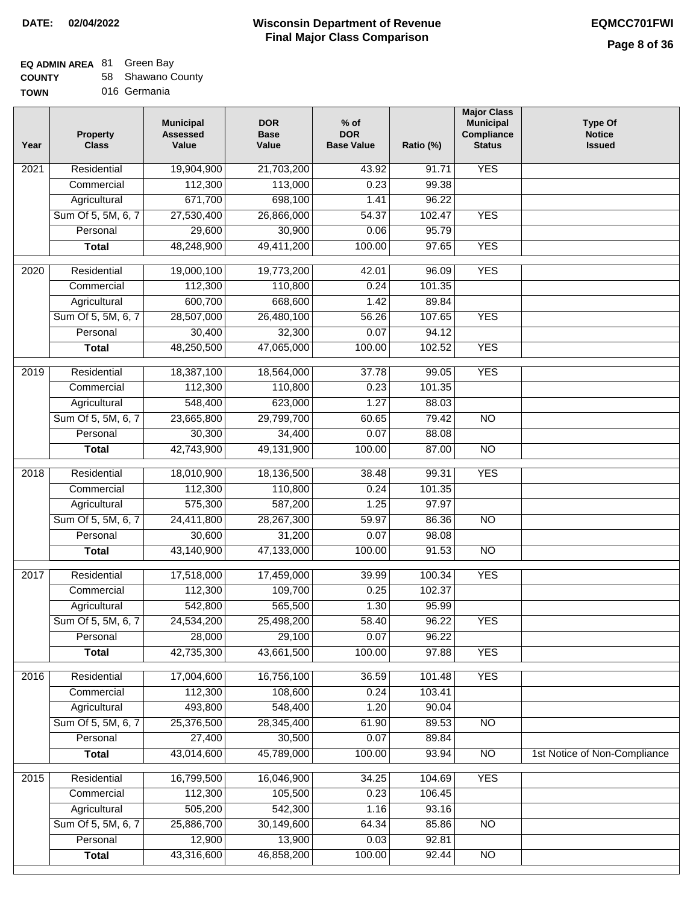**DATE: 02/04/2022**

# Wisconsin Department of Revenue
## Final Major Class Comparison

**EQMCC701FWI**

**EQ ADMIN AREA** 81 Green Bay
**COUNTY** 58 Shawano County
**TOWN** 016 Germania

| Year | Property Class | Municipal Assessed Value | DOR Base Value | % of DOR Base Value | Ratio (%) | Major Class Municipal Compliance Status | Type Of Notice Issued |
|---|---|---|---|---|---|---|---|
| 2021 | Residential | 19,904,900 | 21,703,200 | 43.92 | 91.71 | YES | |
| | Commercial | 112,300 | 113,000 | 0.23 | 99.38 | | |
| | Agricultural | 671,700 | 698,100 | 1.41 | 96.22 | | |
| | Sum Of 5, 5M, 6, 7 | 27,530,400 | 26,866,000 | 54.37 | 102.47 | YES | |
| | Personal | 29,600 | 30,900 | 0.06 | 95.79 | | |
| | **Total** | 48,248,900 | 49,411,200 | 100.00 | 97.65 | YES | |
| 2020 | Residential | 19,000,100 | 19,773,200 | 42.01 | 96.09 | YES | |
| | Commercial | 112,300 | 110,800 | 0.24 | 101.35 | | |
| | Agricultural | 600,700 | 668,600 | 1.42 | 89.84 | | |
| | Sum Of 5, 5M, 6, 7 | 28,507,000 | 26,480,100 | 56.26 | 107.65 | YES | |
| | Personal | 30,400 | 32,300 | 0.07 | 94.12 | | |
| | **Total** | 48,250,500 | 47,065,000 | 100.00 | 102.52 | YES | |
| 2019 | Residential | 18,387,100 | 18,564,000 | 37.78 | 99.05 | YES | |
| | Commercial | 112,300 | 110,800 | 0.23 | 101.35 | | |
| | Agricultural | 548,400 | 623,000 | 1.27 | 88.03 | | |
| | Sum Of 5, 5M, 6, 7 | 23,665,800 | 29,799,700 | 60.65 | 79.42 | NO | |
| | Personal | 30,300 | 34,400 | 0.07 | 88.08 | | |
| | **Total** | 42,743,900 | 49,131,900 | 100.00 | 87.00 | NO | |
| 2018 | Residential | 18,010,900 | 18,136,500 | 38.48 | 99.31 | YES | |
| | Commercial | 112,300 | 110,800 | 0.24 | 101.35 | | |
| | Agricultural | 575,300 | 587,200 | 1.25 | 97.97 | | |
| | Sum Of 5, 5M, 6, 7 | 24,411,800 | 28,267,300 | 59.97 | 86.36 | NO | |
| | Personal | 30,600 | 31,200 | 0.07 | 98.08 | | |
| | **Total** | 43,140,900 | 47,133,000 | 100.00 | 91.53 | NO | |
| 2017 | Residential | 17,518,000 | 17,459,000 | 39.99 | 100.34 | YES | |
| | Commercial | 112,300 | 109,700 | 0.25 | 102.37 | | |
| | Agricultural | 542,800 | 565,500 | 1.30 | 95.99 | | |
| | Sum Of 5, 5M, 6, 7 | 24,534,200 | 25,498,200 | 58.40 | 96.22 | YES | |
| | Personal | 28,000 | 29,100 | 0.07 | 96.22 | | |
| | **Total** | 42,735,300 | 43,661,500 | 100.00 | 97.88 | YES | |
| 2016 | Residential | 17,004,600 | 16,756,100 | 36.59 | 101.48 | YES | |
| | Commercial | 112,300 | 108,600 | 0.24 | 103.41 | | |
| | Agricultural | 493,800 | 548,400 | 1.20 | 90.04 | | |
| | Sum Of 5, 5M, 6, 7 | 25,376,500 | 28,345,400 | 61.90 | 89.53 | NO | |
| | Personal | 27,400 | 30,500 | 0.07 | 89.84 | | |
| | **Total** | 43,014,600 | 45,789,000 | 100.00 | 93.94 | NO | 1st Notice of Non-Compliance |
| 2015 | Residential | 16,799,500 | 16,046,900 | 34.25 | 104.69 | YES | |
| | Commercial | 112,300 | 105,500 | 0.23 | 106.45 | | |
| | Agricultural | 505,200 | 542,300 | 1.16 | 93.16 | | |
| | Sum Of 5, 5M, 6, 7 | 25,886,700 | 30,149,600 | 64.34 | 85.86 | NO | |
| | Personal | 12,900 | 13,900 | 0.03 | 92.81 | | |
| | **Total** | 43,316,600 | 46,858,200 | 100.00 | 92.44 | NO | |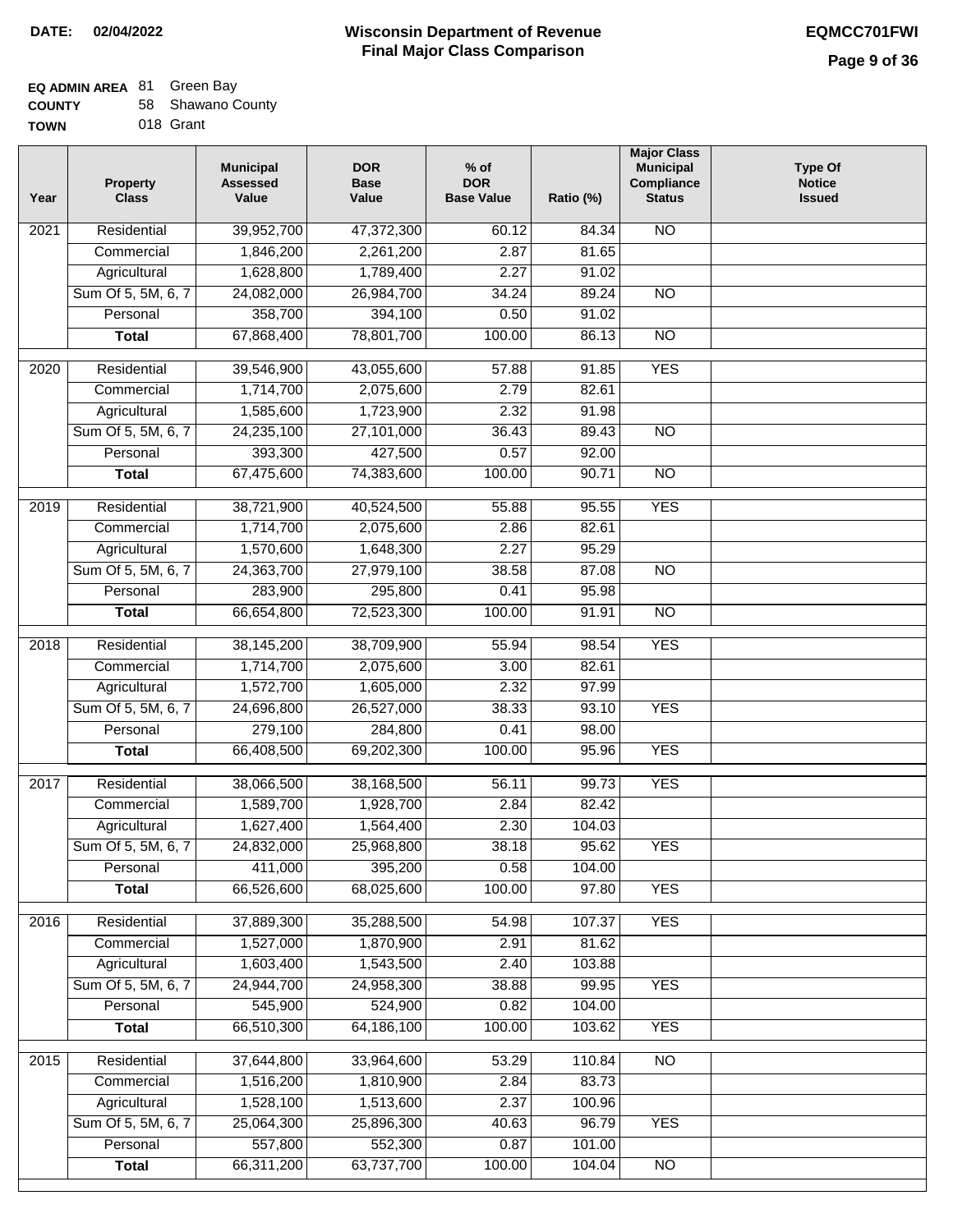**DATE: 02/04/2022**

# Wisconsin Department of Revenue
## Final Major Class Comparison

**EQMCC701FWI**

**EQ ADMIN AREA** 81 Green Bay
**COUNTY** 58 Shawano County
**TOWN** 018 Grant

| Year | Property Class | Municipal Assessed Value | DOR Base Value | % of DOR Base Value | Ratio (%) | Major Class Municipal Compliance Status | Type Of Notice Issued |
|---|---|---|---|---|---|---|---|
| 2021 | Residential | 39,952,700 | 47,372,300 | 60.12 | 84.34 | NO | |
| | Commercial | 1,846,200 | 2,261,200 | 2.87 | 81.65 | | |
| | Agricultural | 1,628,800 | 1,789,400 | 2.27 | 91.02 | | |
| | Sum Of 5, 5M, 6, 7 | 24,082,000 | 26,984,700 | 34.24 | 89.24 | NO | |
| | Personal | 358,700 | 394,100 | 0.50 | 91.02 | | |
| | **Total** | 67,868,400 | 78,801,700 | 100.00 | 86.13 | NO | |
| 2020 | Residential | 39,546,900 | 43,055,600 | 57.88 | 91.85 | YES | |
| | Commercial | 1,714,700 | 2,075,600 | 2.79 | 82.61 | | |
| | Agricultural | 1,585,600 | 1,723,900 | 2.32 | 91.98 | | |
| | Sum Of 5, 5M, 6, 7 | 24,235,100 | 27,101,000 | 36.43 | 89.43 | NO | |
| | Personal | 393,300 | 427,500 | 0.57 | 92.00 | | |
| | **Total** | 67,475,600 | 74,383,600 | 100.00 | 90.71 | NO | |
| 2019 | Residential | 38,721,900 | 40,524,500 | 55.88 | 95.55 | YES | |
| | Commercial | 1,714,700 | 2,075,600 | 2.86 | 82.61 | | |
| | Agricultural | 1,570,600 | 1,648,300 | 2.27 | 95.29 | | |
| | Sum Of 5, 5M, 6, 7 | 24,363,700 | 27,979,100 | 38.58 | 87.08 | NO | |
| | Personal | 283,900 | 295,800 | 0.41 | 95.98 | | |
| | **Total** | 66,654,800 | 72,523,300 | 100.00 | 91.91 | NO | |
| 2018 | Residential | 38,145,200 | 38,709,900 | 55.94 | 98.54 | YES | |
| | Commercial | 1,714,700 | 2,075,600 | 3.00 | 82.61 | | |
| | Agricultural | 1,572,700 | 1,605,000 | 2.32 | 97.99 | | |
| | Sum Of 5, 5M, 6, 7 | 24,696,800 | 26,527,000 | 38.33 | 93.10 | YES | |
| | Personal | 279,100 | 284,800 | 0.41 | 98.00 | | |
| | **Total** | 66,408,500 | 69,202,300 | 100.00 | 95.96 | YES | |
| 2017 | Residential | 38,066,500 | 38,168,500 | 56.11 | 99.73 | YES | |
| | Commercial | 1,589,700 | 1,928,700 | 2.84 | 82.42 | | |
| | Agricultural | 1,627,400 | 1,564,400 | 2.30 | 104.03 | | |
| | Sum Of 5, 5M, 6, 7 | 24,832,000 | 25,968,800 | 38.18 | 95.62 | YES | |
| | Personal | 411,000 | 395,200 | 0.58 | 104.00 | | |
| | **Total** | 66,526,600 | 68,025,600 | 100.00 | 97.80 | YES | |
| 2016 | Residential | 37,889,300 | 35,288,500 | 54.98 | 107.37 | YES | |
| | Commercial | 1,527,000 | 1,870,900 | 2.91 | 81.62 | | |
| | Agricultural | 1,603,400 | 1,543,500 | 2.40 | 103.88 | | |
| | Sum Of 5, 5M, 6, 7 | 24,944,700 | 24,958,300 | 38.88 | 99.95 | YES | |
| | Personal | 545,900 | 524,900 | 0.82 | 104.00 | | |
| | **Total** | 66,510,300 | 64,186,100 | 100.00 | 103.62 | YES | |
| 2015 | Residential | 37,644,800 | 33,964,600 | 53.29 | 110.84 | NO | |
| | Commercial | 1,516,200 | 1,810,900 | 2.84 | 83.73 | | |
| | Agricultural | 1,528,100 | 1,513,600 | 2.37 | 100.96 | | |
| | Sum Of 5, 5M, 6, 7 | 25,064,300 | 25,896,300 | 40.63 | 96.79 | YES | |
| | Personal | 557,800 | 552,300 | 0.87 | 101.00 | | |
| | **Total** | 66,311,200 | 63,737,700 | 100.00 | 104.04 | NO | |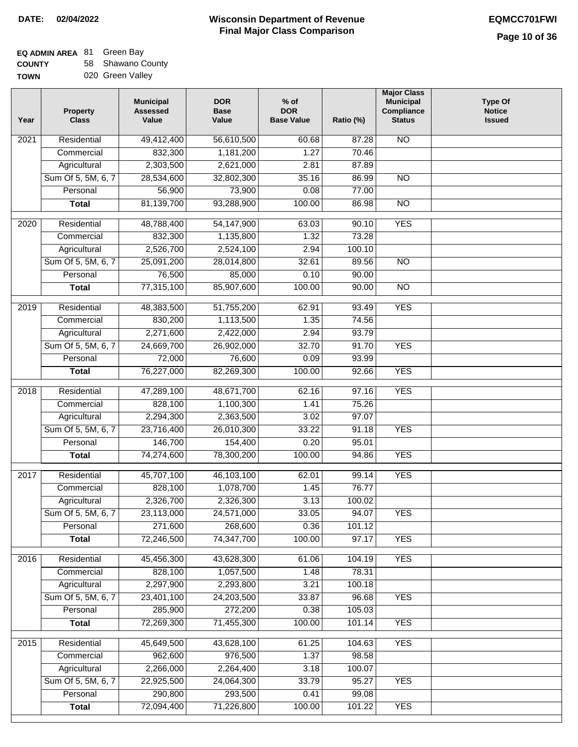**DATE: 02/04/2022**

# Wisconsin Department of Revenue
## Final Major Class Comparison

**EQMCC701FWI**

**EQ ADMIN AREA** 81 Green Bay
**COUNTY** 58 Shawano County
**TOWN** 020 Green Valley

| Year | Property Class | Municipal Assessed Value | DOR Base Value | % of DOR Base Value | Ratio (%) | Major Class Municipal Compliance Status | Type Of Notice Issued |
|---|---|---|---|---|---|---|---|
| 2021 | Residential | 49,412,400 | 56,610,500 | 60.68 | 87.28 | NO | |
| | Commercial | 832,300 | 1,181,200 | 1.27 | 70.46 | | |
| | Agricultural | 2,303,500 | 2,621,000 | 2.81 | 87.89 | | |
| | Sum Of 5, 5M, 6, 7 | 28,534,600 | 32,802,300 | 35.16 | 86.99 | NO | |
| | Personal | 56,900 | 73,900 | 0.08 | 77.00 | | |
| | **Total** | 81,139,700 | 93,288,900 | 100.00 | 86.98 | NO | |
| 2020 | Residential | 48,788,400 | 54,147,900 | 63.03 | 90.10 | YES | |
| | Commercial | 832,300 | 1,135,800 | 1.32 | 73.28 | | |
| | Agricultural | 2,526,700 | 2,524,100 | 2.94 | 100.10 | | |
| | Sum Of 5, 5M, 6, 7 | 25,091,200 | 28,014,800 | 32.61 | 89.56 | NO | |
| | Personal | 76,500 | 85,000 | 0.10 | 90.00 | | |
| | **Total** | 77,315,100 | 85,907,600 | 100.00 | 90.00 | NO | |
| 2019 | Residential | 48,383,500 | 51,755,200 | 62.91 | 93.49 | YES | |
| | Commercial | 830,200 | 1,113,500 | 1.35 | 74.56 | | |
| | Agricultural | 2,271,600 | 2,422,000 | 2.94 | 93.79 | | |
| | Sum Of 5, 5M, 6, 7 | 24,669,700 | 26,902,000 | 32.70 | 91.70 | YES | |
| | Personal | 72,000 | 76,600 | 0.09 | 93.99 | | |
| | **Total** | 76,227,000 | 82,269,300 | 100.00 | 92.66 | YES | |
| 2018 | Residential | 47,289,100 | 48,671,700 | 62.16 | 97.16 | YES | |
| | Commercial | 828,100 | 1,100,300 | 1.41 | 75.26 | | |
| | Agricultural | 2,294,300 | 2,363,500 | 3.02 | 97.07 | | |
| | Sum Of 5, 5M, 6, 7 | 23,716,400 | 26,010,300 | 33.22 | 91.18 | YES | |
| | Personal | 146,700 | 154,400 | 0.20 | 95.01 | | |
| | **Total** | 74,274,600 | 78,300,200 | 100.00 | 94.86 | YES | |
| 2017 | Residential | 45,707,100 | 46,103,100 | 62.01 | 99.14 | YES | |
| | Commercial | 828,100 | 1,078,700 | 1.45 | 76.77 | | |
| | Agricultural | 2,326,700 | 2,326,300 | 3.13 | 100.02 | | |
| | Sum Of 5, 5M, 6, 7 | 23,113,000 | 24,571,000 | 33.05 | 94.07 | YES | |
| | Personal | 271,600 | 268,600 | 0.36 | 101.12 | | |
| | **Total** | 72,246,500 | 74,347,700 | 100.00 | 97.17 | YES | |
| 2016 | Residential | 45,456,300 | 43,628,300 | 61.06 | 104.19 | YES | |
| | Commercial | 828,100 | 1,057,500 | 1.48 | 78.31 | | |
| | Agricultural | 2,297,900 | 2,293,800 | 3.21 | 100.18 | | |
| | Sum Of 5, 5M, 6, 7 | 23,401,100 | 24,203,500 | 33.87 | 96.68 | YES | |
| | Personal | 285,900 | 272,200 | 0.38 | 105.03 | | |
| | **Total** | 72,269,300 | 71,455,300 | 100.00 | 101.14 | YES | |
| 2015 | Residential | 45,649,500 | 43,628,100 | 61.25 | 104.63 | YES | |
| | Commercial | 962,600 | 976,500 | 1.37 | 98.58 | | |
| | Agricultural | 2,266,000 | 2,264,400 | 3.18 | 100.07 | | |
| | Sum Of 5, 5M, 6, 7 | 22,925,500 | 24,064,300 | 33.79 | 95.27 | YES | |
| | Personal | 290,800 | 293,500 | 0.41 | 99.08 | | |
| | **Total** | 72,094,400 | 71,226,800 | 100.00 | 101.22 | YES | |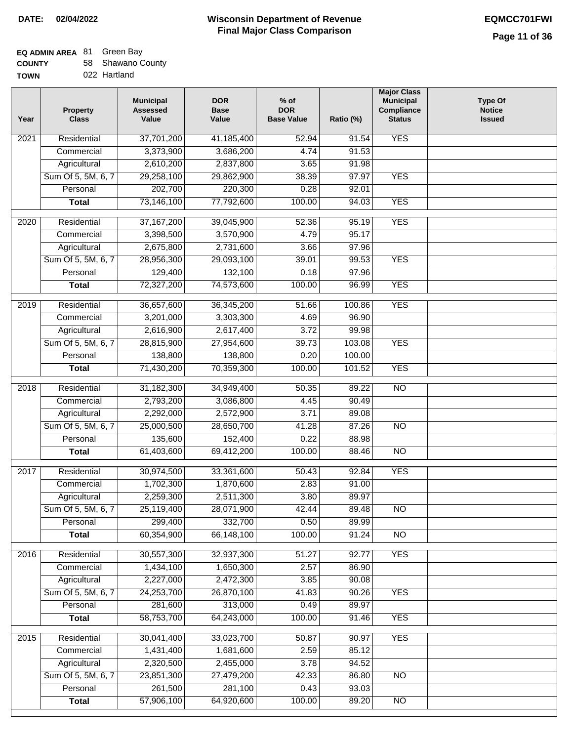**DATE:** 02/04/2022

# Wisconsin Department of Revenue
## Final Major Class Comparison

**EQMCC701FWI**

**EQ ADMIN AREA** 81 Green Bay
**COUNTY** 58 Shawano County
**TOWN** 022 Hartland

| Year | Property Class | Municipal Assessed Value | DOR Base Value | % of DOR Base Value | Ratio (%) | Major Class Municipal Compliance Status | Type Of Notice Issued |
|---|---|---|---|---|---|---|---|
| 2021 | Residential | 37,701,200 | 41,185,400 | 52.94 | 91.54 | YES | |
| | Commercial | 3,373,900 | 3,686,200 | 4.74 | 91.53 | | |
| | Agricultural | 2,610,200 | 2,837,800 | 3.65 | 91.98 | | |
| | Sum Of 5, 5M, 6, 7 | 29,258,100 | 29,862,900 | 38.39 | 97.97 | YES | |
| | Personal | 202,700 | 220,300 | 0.28 | 92.01 | | |
| | **Total** | 73,146,100 | 77,792,600 | 100.00 | 94.03 | YES | |
| 2020 | Residential | 37,167,200 | 39,045,900 | 52.36 | 95.19 | YES | |
| | Commercial | 3,398,500 | 3,570,900 | 4.79 | 95.17 | | |
| | Agricultural | 2,675,800 | 2,731,600 | 3.66 | 97.96 | | |
| | Sum Of 5, 5M, 6, 7 | 28,956,300 | 29,093,100 | 39.01 | 99.53 | YES | |
| | Personal | 129,400 | 132,100 | 0.18 | 97.96 | | |
| | **Total** | 72,327,200 | 74,573,600 | 100.00 | 96.99 | YES | |
| 2019 | Residential | 36,657,600 | 36,345,200 | 51.66 | 100.86 | YES | |
| | Commercial | 3,201,000 | 3,303,300 | 4.69 | 96.90 | | |
| | Agricultural | 2,616,900 | 2,617,400 | 3.72 | 99.98 | | |
| | Sum Of 5, 5M, 6, 7 | 28,815,900 | 27,954,600 | 39.73 | 103.08 | YES | |
| | Personal | 138,800 | 138,800 | 0.20 | 100.00 | | |
| | **Total** | 71,430,200 | 70,359,300 | 100.00 | 101.52 | YES | |
| 2018 | Residential | 31,182,300 | 34,949,400 | 50.35 | 89.22 | NO | |
| | Commercial | 2,793,200 | 3,086,800 | 4.45 | 90.49 | | |
| | Agricultural | 2,292,000 | 2,572,900 | 3.71 | 89.08 | | |
| | Sum Of 5, 5M, 6, 7 | 25,000,500 | 28,650,700 | 41.28 | 87.26 | NO | |
| | Personal | 135,600 | 152,400 | 0.22 | 88.98 | | |
| | **Total** | 61,403,600 | 69,412,200 | 100.00 | 88.46 | NO | |
| 2017 | Residential | 30,974,500 | 33,361,600 | 50.43 | 92.84 | YES | |
| | Commercial | 1,702,300 | 1,870,600 | 2.83 | 91.00 | | |
| | Agricultural | 2,259,300 | 2,511,300 | 3.80 | 89.97 | | |
| | Sum Of 5, 5M, 6, 7 | 25,119,400 | 28,071,900 | 42.44 | 89.48 | NO | |
| | Personal | 299,400 | 332,700 | 0.50 | 89.99 | | |
| | **Total** | 60,354,900 | 66,148,100 | 100.00 | 91.24 | NO | |
| 2016 | Residential | 30,557,300 | 32,937,300 | 51.27 | 92.77 | YES | |
| | Commercial | 1,434,100 | 1,650,300 | 2.57 | 86.90 | | |
| | Agricultural | 2,227,000 | 2,472,300 | 3.85 | 90.08 | | |
| | Sum Of 5, 5M, 6, 7 | 24,253,700 | 26,870,100 | 41.83 | 90.26 | YES | |
| | Personal | 281,600 | 313,000 | 0.49 | 89.97 | | |
| | **Total** | 58,753,700 | 64,243,000 | 100.00 | 91.46 | YES | |
| 2015 | Residential | 30,041,400 | 33,023,700 | 50.87 | 90.97 | YES | |
| | Commercial | 1,431,400 | 1,681,600 | 2.59 | 85.12 | | |
| | Agricultural | 2,320,500 | 2,455,000 | 3.78 | 94.52 | | |
| | Sum Of 5, 5M, 6, 7 | 23,851,300 | 27,479,200 | 42.33 | 86.80 | NO | |
| | Personal | 261,500 | 281,100 | 0.43 | 93.03 | | |
| | **Total** | 57,906,100 | 64,920,600 | 100.00 | 89.20 | NO | |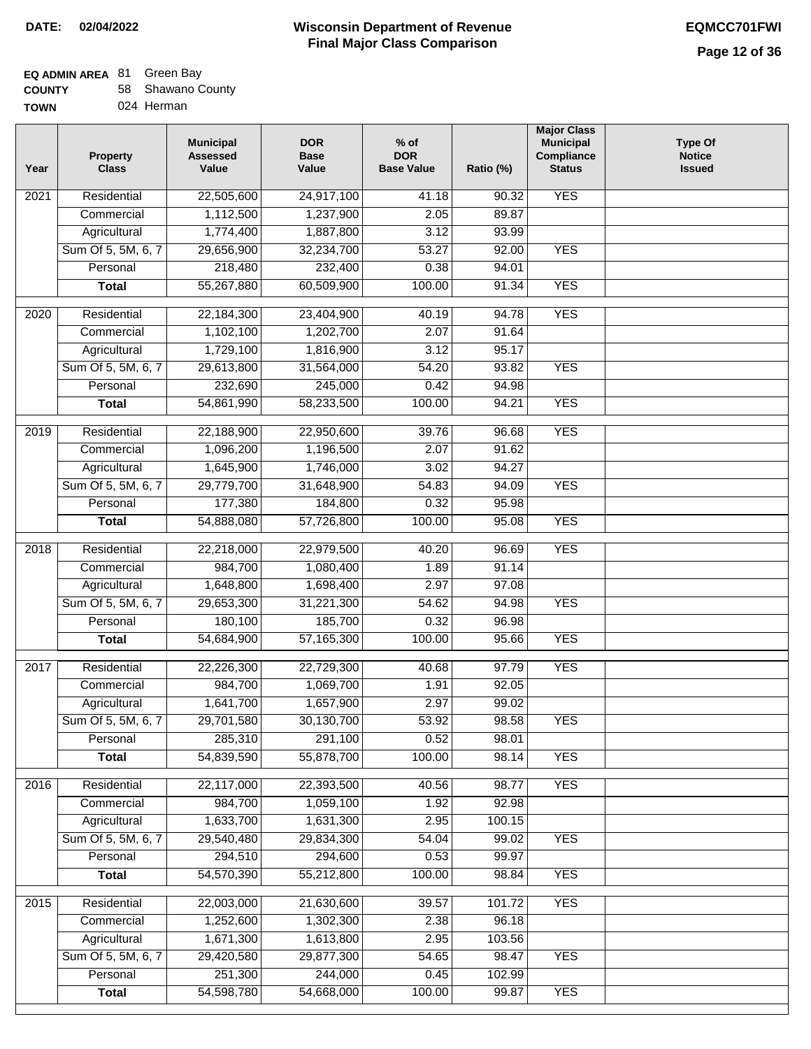**DATE: 02/04/2022**

# Wisconsin Department of Revenue
## Final Major Class Comparison

**EQMCC701FWI**

**EQ ADMIN AREA** 81 Green Bay
**COUNTY** 58 Shawano County
**TOWN** 024 Herman

| Year | Property Class | Municipal Assessed Value | DOR Base Value | % of DOR Base Value | Ratio (%) | Major Class Municipal Compliance Status | Type Of Notice Issued |
|---|---|---|---|---|---|---|---|
| 2021 | Residential | 22,505,600 | 24,917,100 | 41.18 | 90.32 | YES | |
| | Commercial | 1,112,500 | 1,237,900 | 2.05 | 89.87 | | |
| | Agricultural | 1,774,400 | 1,887,800 | 3.12 | 93.99 | | |
| | Sum Of 5, 5M, 6, 7 | 29,656,900 | 32,234,700 | 53.27 | 92.00 | YES | |
| | Personal | 218,480 | 232,400 | 0.38 | 94.01 | | |
| | **Total** | 55,267,880 | 60,509,900 | 100.00 | 91.34 | YES | |
| 2020 | Residential | 22,184,300 | 23,404,900 | 40.19 | 94.78 | YES | |
| | Commercial | 1,102,100 | 1,202,700 | 2.07 | 91.64 | | |
| | Agricultural | 1,729,100 | 1,816,900 | 3.12 | 95.17 | | |
| | Sum Of 5, 5M, 6, 7 | 29,613,800 | 31,564,000 | 54.20 | 93.82 | YES | |
| | Personal | 232,690 | 245,000 | 0.42 | 94.98 | | |
| | **Total** | 54,861,990 | 58,233,500 | 100.00 | 94.21 | YES | |
| 2019 | Residential | 22,188,900 | 22,950,600 | 39.76 | 96.68 | YES | |
| | Commercial | 1,096,200 | 1,196,500 | 2.07 | 91.62 | | |
| | Agricultural | 1,645,900 | 1,746,000 | 3.02 | 94.27 | | |
| | Sum Of 5, 5M, 6, 7 | 29,779,700 | 31,648,900 | 54.83 | 94.09 | YES | |
| | Personal | 177,380 | 184,800 | 0.32 | 95.98 | | |
| | **Total** | 54,888,080 | 57,726,800 | 100.00 | 95.08 | YES | |
| 2018 | Residential | 22,218,000 | 22,979,500 | 40.20 | 96.69 | YES | |
| | Commercial | 984,700 | 1,080,400 | 1.89 | 91.14 | | |
| | Agricultural | 1,648,800 | 1,698,400 | 2.97 | 97.08 | | |
| | Sum Of 5, 5M, 6, 7 | 29,653,300 | 31,221,300 | 54.62 | 94.98 | YES | |
| | Personal | 180,100 | 185,700 | 0.32 | 96.98 | | |
| | **Total** | 54,684,900 | 57,165,300 | 100.00 | 95.66 | YES | |
| 2017 | Residential | 22,226,300 | 22,729,300 | 40.68 | 97.79 | YES | |
| | Commercial | 984,700 | 1,069,700 | 1.91 | 92.05 | | |
| | Agricultural | 1,641,700 | 1,657,900 | 2.97 | 99.02 | | |
| | Sum Of 5, 5M, 6, 7 | 29,701,580 | 30,130,700 | 53.92 | 98.58 | YES | |
| | Personal | 285,310 | 291,100 | 0.52 | 98.01 | | |
| | **Total** | 54,839,590 | 55,878,700 | 100.00 | 98.14 | YES | |
| 2016 | Residential | 22,117,000 | 22,393,500 | 40.56 | 98.77 | YES | |
| | Commercial | 984,700 | 1,059,100 | 1.92 | 92.98 | | |
| | Agricultural | 1,633,700 | 1,631,300 | 2.95 | 100.15 | | |
| | Sum Of 5, 5M, 6, 7 | 29,540,480 | 29,834,300 | 54.04 | 99.02 | YES | |
| | Personal | 294,510 | 294,600 | 0.53 | 99.97 | | |
| | **Total** | 54,570,390 | 55,212,800 | 100.00 | 98.84 | YES | |
| 2015 | Residential | 22,003,000 | 21,630,600 | 39.57 | 101.72 | YES | |
| | Commercial | 1,252,600 | 1,302,300 | 2.38 | 96.18 | | |
| | Agricultural | 1,671,300 | 1,613,800 | 2.95 | 103.56 | | |
| | Sum Of 5, 5M, 6, 7 | 29,420,580 | 29,877,300 | 54.65 | 98.47 | YES | |
| | Personal | 251,300 | 244,000 | 0.45 | 102.99 | | |
| | **Total** | 54,598,780 | 54,668,000 | 100.00 | 99.87 | YES | |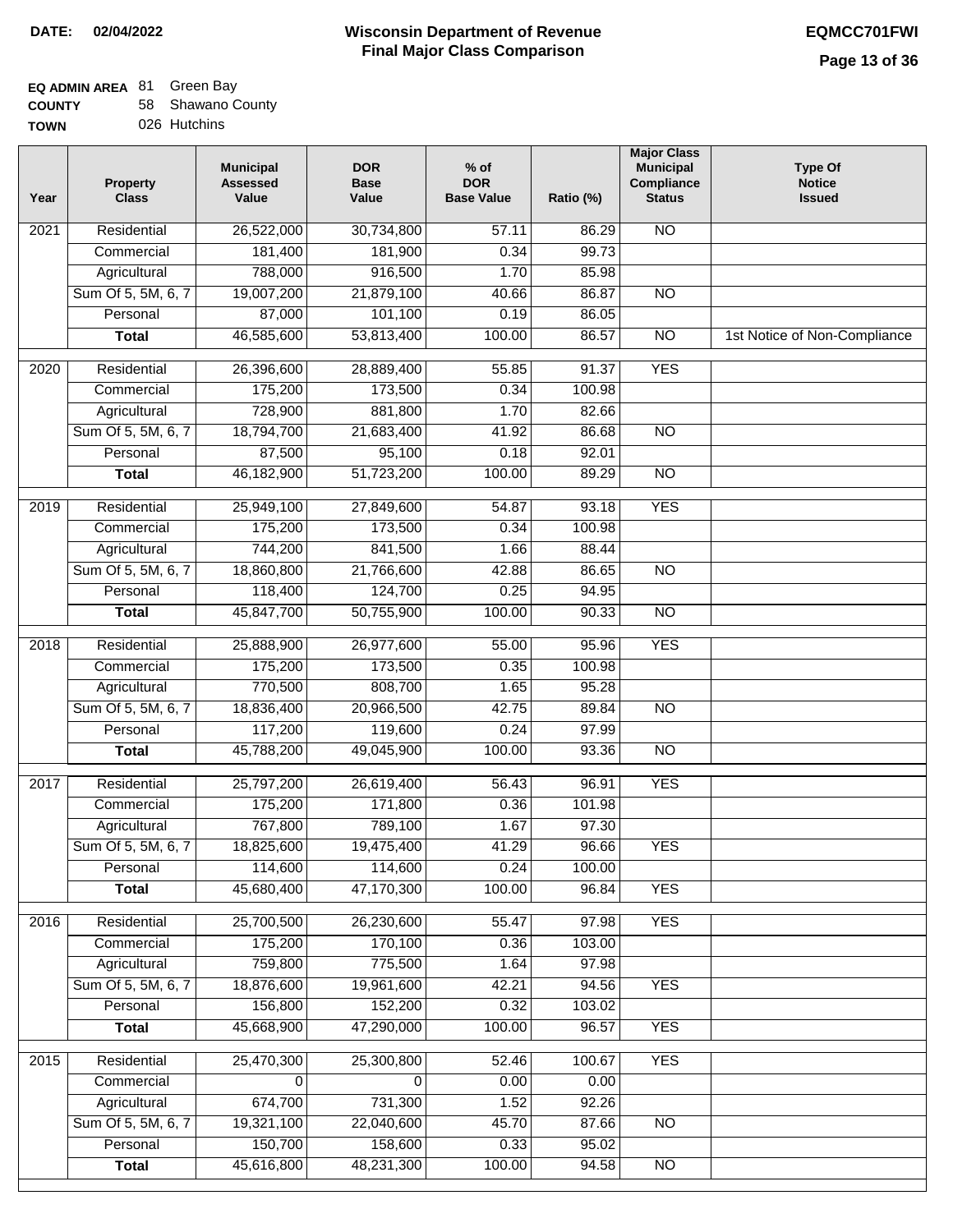**DATE: 02/04/2022**

# Wisconsin Department of Revenue
## Final Major Class Comparison

**EQMCC701FWI**

**EQ ADMIN AREA** 81 Green Bay
**COUNTY** 58 Shawano County
**TOWN** 026 Hutchins

| Year | Property Class | Municipal Assessed Value | DOR Base Value | % of DOR Base Value | Ratio (%) | Major Class Municipal Compliance Status | Type Of Notice Issued |
|---|---|---|---|---|---|---|---|
| 2021 | Residential | 26,522,000 | 30,734,800 | 57.11 | 86.29 | NO | |
| | Commercial | 181,400 | 181,900 | 0.34 | 99.73 | | |
| | Agricultural | 788,000 | 916,500 | 1.70 | 85.98 | | |
| | Sum Of 5, 5M, 6, 7 | 19,007,200 | 21,879,100 | 40.66 | 86.87 | NO | |
| | Personal | 87,000 | 101,100 | 0.19 | 86.05 | | |
| | **Total** | 46,585,600 | 53,813,400 | 100.00 | 86.57 | NO | 1st Notice of Non-Compliance |
| 2020 | Residential | 26,396,600 | 28,889,400 | 55.85 | 91.37 | YES | |
| | Commercial | 175,200 | 173,500 | 0.34 | 100.98 | | |
| | Agricultural | 728,900 | 881,800 | 1.70 | 82.66 | | |
| | Sum Of 5, 5M, 6, 7 | 18,794,700 | 21,683,400 | 41.92 | 86.68 | NO | |
| | Personal | 87,500 | 95,100 | 0.18 | 92.01 | | |
| | **Total** | 46,182,900 | 51,723,200 | 100.00 | 89.29 | NO | |
| 2019 | Residential | 25,949,100 | 27,849,600 | 54.87 | 93.18 | YES | |
| | Commercial | 175,200 | 173,500 | 0.34 | 100.98 | | |
| | Agricultural | 744,200 | 841,500 | 1.66 | 88.44 | | |
| | Sum Of 5, 5M, 6, 7 | 18,860,800 | 21,766,600 | 42.88 | 86.65 | NO | |
| | Personal | 118,400 | 124,700 | 0.25 | 94.95 | | |
| | **Total** | 45,847,700 | 50,755,900 | 100.00 | 90.33 | NO | |
| 2018 | Residential | 25,888,900 | 26,977,600 | 55.00 | 95.96 | YES | |
| | Commercial | 175,200 | 173,500 | 0.35 | 100.98 | | |
| | Agricultural | 770,500 | 808,700 | 1.65 | 95.28 | | |
| | Sum Of 5, 5M, 6, 7 | 18,836,400 | 20,966,500 | 42.75 | 89.84 | NO | |
| | Personal | 117,200 | 119,600 | 0.24 | 97.99 | | |
| | **Total** | 45,788,200 | 49,045,900 | 100.00 | 93.36 | NO | |
| 2017 | Residential | 25,797,200 | 26,619,400 | 56.43 | 96.91 | YES | |
| | Commercial | 175,200 | 171,800 | 0.36 | 101.98 | | |
| | Agricultural | 767,800 | 789,100 | 1.67 | 97.30 | | |
| | Sum Of 5, 5M, 6, 7 | 18,825,600 | 19,475,400 | 41.29 | 96.66 | YES | |
| | Personal | 114,600 | 114,600 | 0.24 | 100.00 | | |
| | **Total** | 45,680,400 | 47,170,300 | 100.00 | 96.84 | YES | |
| 2016 | Residential | 25,700,500 | 26,230,600 | 55.47 | 97.98 | YES | |
| | Commercial | 175,200 | 170,100 | 0.36 | 103.00 | | |
| | Agricultural | 759,800 | 775,500 | 1.64 | 97.98 | | |
| | Sum Of 5, 5M, 6, 7 | 18,876,600 | 19,961,600 | 42.21 | 94.56 | YES | |
| | Personal | 156,800 | 152,200 | 0.32 | 103.02 | | |
| | **Total** | 45,668,900 | 47,290,000 | 100.00 | 96.57 | YES | |
| 2015 | Residential | 25,470,300 | 25,300,800 | 52.46 | 100.67 | YES | |
| | Commercial | 0 | 0 | 0.00 | 0.00 | | |
| | Agricultural | 674,700 | 731,300 | 1.52 | 92.26 | | |
| | Sum Of 5, 5M, 6, 7 | 19,321,100 | 22,040,600 | 45.70 | 87.66 | NO | |
| | Personal | 150,700 | 158,600 | 0.33 | 95.02 | | |
| | **Total** | 45,616,800 | 48,231,300 | 100.00 | 94.58 | NO | |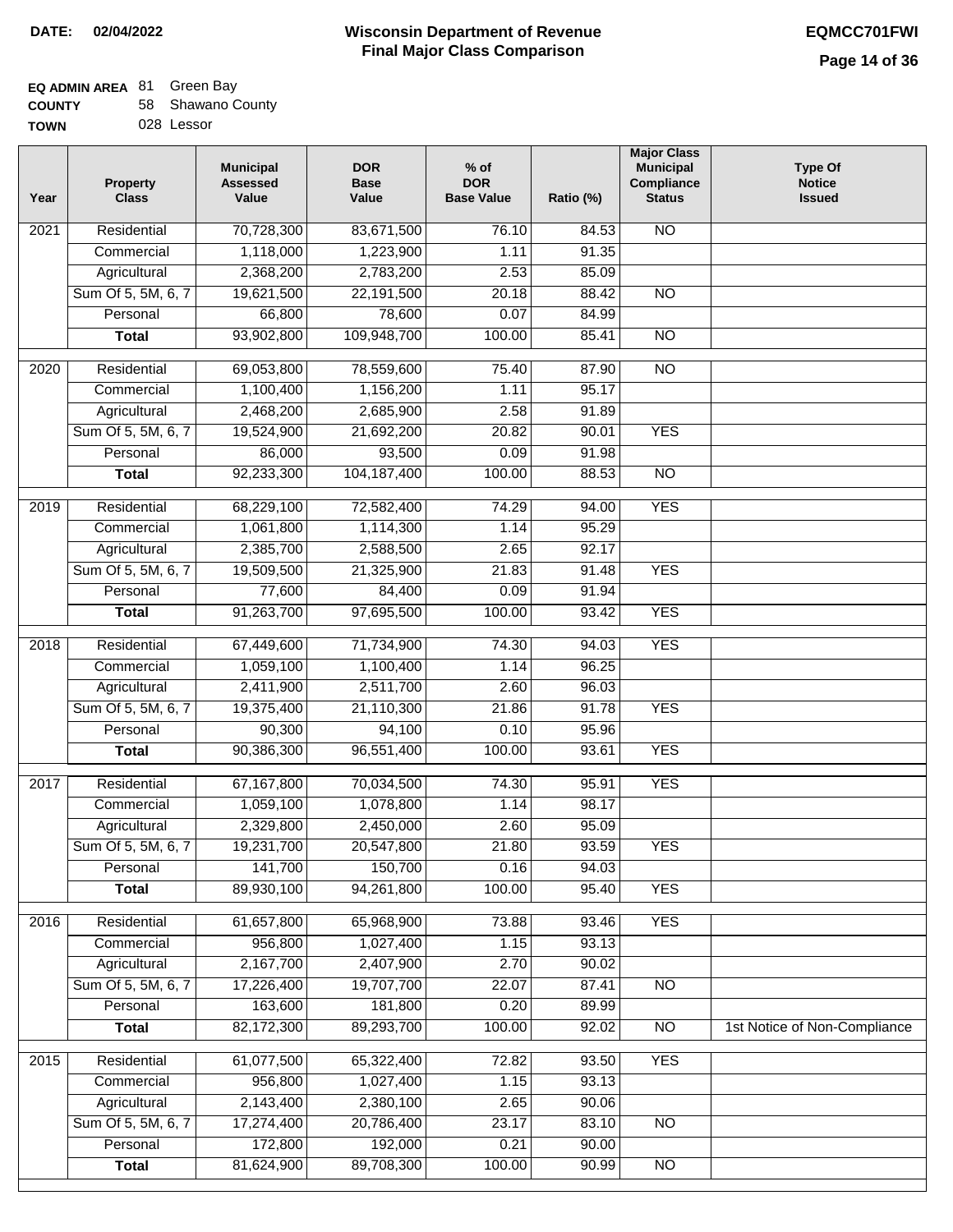**DATE:** 02/04/2022

# Wisconsin Department of Revenue
## Final Major Class Comparison

**EQMCC701FWI**

**EQ ADMIN AREA** 81 Green Bay
**COUNTY** 58 Shawano County
**TOWN** 028 Lessor

| Year | Property Class | Municipal Assessed Value | DOR Base Value | % of DOR Base Value | Ratio (%) | Major Class Municipal Compliance Status | Type Of Notice Issued |
|---|---|---|---|---|---|---|---|
| 2021 | Residential | 70,728,300 | 83,671,500 | 76.10 | 84.53 | NO | |
| | Commercial | 1,118,000 | 1,223,900 | 1.11 | 91.35 | | |
| | Agricultural | 2,368,200 | 2,783,200 | 2.53 | 85.09 | | |
| | Sum Of 5, 5M, 6, 7 | 19,621,500 | 22,191,500 | 20.18 | 88.42 | NO | |
| | Personal | 66,800 | 78,600 | 0.07 | 84.99 | | |
| | **Total** | 93,902,800 | 109,948,700 | 100.00 | 85.41 | NO | |
| 2020 | Residential | 69,053,800 | 78,559,600 | 75.40 | 87.90 | NO | |
| | Commercial | 1,100,400 | 1,156,200 | 1.11 | 95.17 | | |
| | Agricultural | 2,468,200 | 2,685,900 | 2.58 | 91.89 | | |
| | Sum Of 5, 5M, 6, 7 | 19,524,900 | 21,692,200 | 20.82 | 90.01 | YES | |
| | Personal | 86,000 | 93,500 | 0.09 | 91.98 | | |
| | **Total** | 92,233,300 | 104,187,400 | 100.00 | 88.53 | NO | |
| 2019 | Residential | 68,229,100 | 72,582,400 | 74.29 | 94.00 | YES | |
| | Commercial | 1,061,800 | 1,114,300 | 1.14 | 95.29 | | |
| | Agricultural | 2,385,700 | 2,588,500 | 2.65 | 92.17 | | |
| | Sum Of 5, 5M, 6, 7 | 19,509,500 | 21,325,900 | 21.83 | 91.48 | YES | |
| | Personal | 77,600 | 84,400 | 0.09 | 91.94 | | |
| | **Total** | 91,263,700 | 97,695,500 | 100.00 | 93.42 | YES | |
| 2018 | Residential | 67,449,600 | 71,734,900 | 74.30 | 94.03 | YES | |
| | Commercial | 1,059,100 | 1,100,400 | 1.14 | 96.25 | | |
| | Agricultural | 2,411,900 | 2,511,700 | 2.60 | 96.03 | | |
| | Sum Of 5, 5M, 6, 7 | 19,375,400 | 21,110,300 | 21.86 | 91.78 | YES | |
| | Personal | 90,300 | 94,100 | 0.10 | 95.96 | | |
| | **Total** | 90,386,300 | 96,551,400 | 100.00 | 93.61 | YES | |
| 2017 | Residential | 67,167,800 | 70,034,500 | 74.30 | 95.91 | YES | |
| | Commercial | 1,059,100 | 1,078,800 | 1.14 | 98.17 | | |
| | Agricultural | 2,329,800 | 2,450,000 | 2.60 | 95.09 | | |
| | Sum Of 5, 5M, 6, 7 | 19,231,700 | 20,547,800 | 21.80 | 93.59 | YES | |
| | Personal | 141,700 | 150,700 | 0.16 | 94.03 | | |
| | **Total** | 89,930,100 | 94,261,800 | 100.00 | 95.40 | YES | |
| 2016 | Residential | 61,657,800 | 65,968,900 | 73.88 | 93.46 | YES | |
| | Commercial | 956,800 | 1,027,400 | 1.15 | 93.13 | | |
| | Agricultural | 2,167,700 | 2,407,900 | 2.70 | 90.02 | | |
| | Sum Of 5, 5M, 6, 7 | 17,226,400 | 19,707,700 | 22.07 | 87.41 | NO | |
| | Personal | 163,600 | 181,800 | 0.20 | 89.99 | | |
| | **Total** | 82,172,300 | 89,293,700 | 100.00 | 92.02 | NO | 1st Notice of Non-Compliance |
| 2015 | Residential | 61,077,500 | 65,322,400 | 72.82 | 93.50 | YES | |
| | Commercial | 956,800 | 1,027,400 | 1.15 | 93.13 | | |
| | Agricultural | 2,143,400 | 2,380,100 | 2.65 | 90.06 | | |
| | Sum Of 5, 5M, 6, 7 | 17,274,400 | 20,786,400 | 23.17 | 83.10 | NO | |
| | Personal | 172,800 | 192,000 | 0.21 | 90.00 | | |
| | **Total** | 81,624,900 | 89,708,300 | 100.00 | 90.99 | NO | |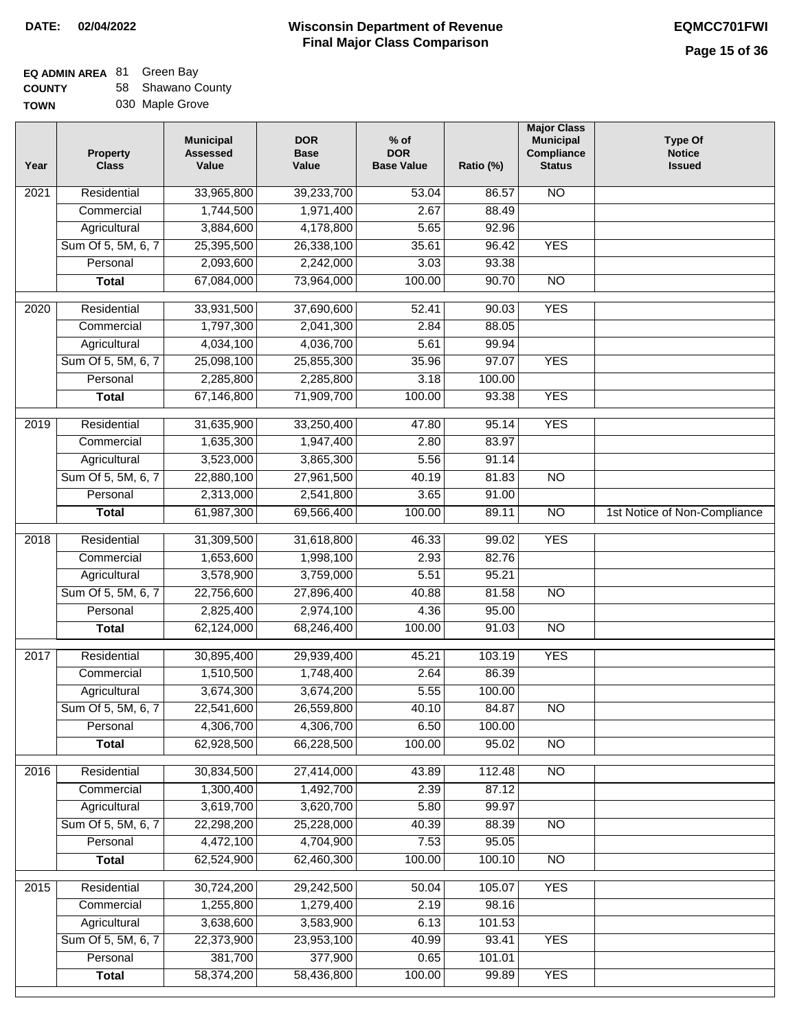**DATE: 02/04/2022**

# Wisconsin Department of Revenue
## Final Major Class Comparison

**EQMCC701FWI**

**EQ ADMIN AREA** 81 Green Bay
**COUNTY** 58 Shawano County
**TOWN** 030 Maple Grove

| Year | Property Class | Municipal Assessed Value | DOR Base Value | % of DOR Base Value | Ratio (%) | Major Class Municipal Compliance Status | Type Of Notice Issued |
|---|---|---|---|---|---|---|---|
| 2021 | Residential | 33,965,800 | 39,233,700 | 53.04 | 86.57 | NO | |
| | Commercial | 1,744,500 | 1,971,400 | 2.67 | 88.49 | | |
| | Agricultural | 3,884,600 | 4,178,800 | 5.65 | 92.96 | | |
| | Sum Of 5, 5M, 6, 7 | 25,395,500 | 26,338,100 | 35.61 | 96.42 | YES | |
| | Personal | 2,093,600 | 2,242,000 | 3.03 | 93.38 | | |
| | **Total** | 67,084,000 | 73,964,000 | 100.00 | 90.70 | NO | |
| 2020 | Residential | 33,931,500 | 37,690,600 | 52.41 | 90.03 | YES | |
| | Commercial | 1,797,300 | 2,041,300 | 2.84 | 88.05 | | |
| | Agricultural | 4,034,100 | 4,036,700 | 5.61 | 99.94 | | |
| | Sum Of 5, 5M, 6, 7 | 25,098,100 | 25,855,300 | 35.96 | 97.07 | YES | |
| | Personal | 2,285,800 | 2,285,800 | 3.18 | 100.00 | | |
| | **Total** | 67,146,800 | 71,909,700 | 100.00 | 93.38 | YES | |
| 2019 | Residential | 31,635,900 | 33,250,400 | 47.80 | 95.14 | YES | |
| | Commercial | 1,635,300 | 1,947,400 | 2.80 | 83.97 | | |
| | Agricultural | 3,523,000 | 3,865,300 | 5.56 | 91.14 | | |
| | Sum Of 5, 5M, 6, 7 | 22,880,100 | 27,961,500 | 40.19 | 81.83 | NO | |
| | Personal | 2,313,000 | 2,541,800 | 3.65 | 91.00 | | |
| | **Total** | 61,987,300 | 69,566,400 | 100.00 | 89.11 | NO | 1st Notice of Non-Compliance |
| 2018 | Residential | 31,309,500 | 31,618,800 | 46.33 | 99.02 | YES | |
| | Commercial | 1,653,600 | 1,998,100 | 2.93 | 82.76 | | |
| | Agricultural | 3,578,900 | 3,759,000 | 5.51 | 95.21 | | |
| | Sum Of 5, 5M, 6, 7 | 22,756,600 | 27,896,400 | 40.88 | 81.58 | NO | |
| | Personal | 2,825,400 | 2,974,100 | 4.36 | 95.00 | | |
| | **Total** | 62,124,000 | 68,246,400 | 100.00 | 91.03 | NO | |
| 2017 | Residential | 30,895,400 | 29,939,400 | 45.21 | 103.19 | YES | |
| | Commercial | 1,510,500 | 1,748,400 | 2.64 | 86.39 | | |
| | Agricultural | 3,674,300 | 3,674,200 | 5.55 | 100.00 | | |
| | Sum Of 5, 5M, 6, 7 | 22,541,600 | 26,559,800 | 40.10 | 84.87 | NO | |
| | Personal | 4,306,700 | 4,306,700 | 6.50 | 100.00 | | |
| | **Total** | 62,928,500 | 66,228,500 | 100.00 | 95.02 | NO | |
| 2016 | Residential | 30,834,500 | 27,414,000 | 43.89 | 112.48 | NO | |
| | Commercial | 1,300,400 | 1,492,700 | 2.39 | 87.12 | | |
| | Agricultural | 3,619,700 | 3,620,700 | 5.80 | 99.97 | | |
| | Sum Of 5, 5M, 6, 7 | 22,298,200 | 25,228,000 | 40.39 | 88.39 | NO | |
| | Personal | 4,472,100 | 4,704,900 | 7.53 | 95.05 | | |
| | **Total** | 62,524,900 | 62,460,300 | 100.00 | 100.10 | NO | |
| 2015 | Residential | 30,724,200 | 29,242,500 | 50.04 | 105.07 | YES | |
| | Commercial | 1,255,800 | 1,279,400 | 2.19 | 98.16 | | |
| | Agricultural | 3,638,600 | 3,583,900 | 6.13 | 101.53 | | |
| | Sum Of 5, 5M, 6, 7 | 22,373,900 | 23,953,100 | 40.99 | 93.41 | YES | |
| | Personal | 381,700 | 377,900 | 0.65 | 101.01 | | |
| | **Total** | 58,374,200 | 58,436,800 | 100.00 | 99.89 | YES | |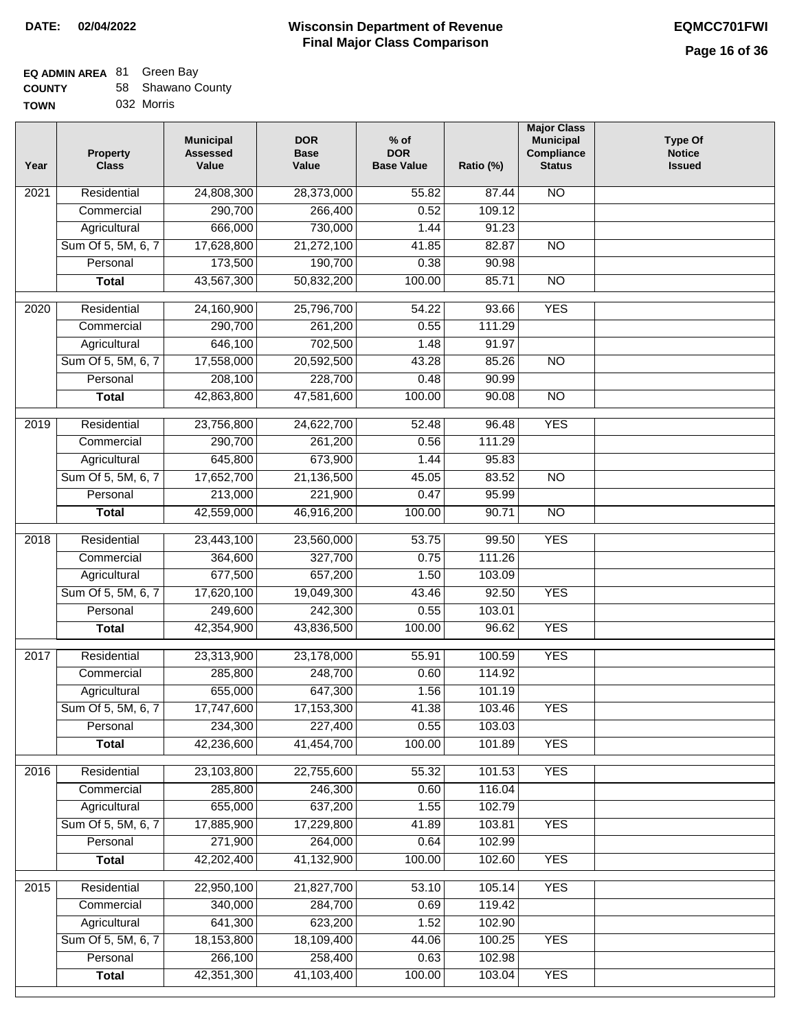**DATE:** 02/04/2022

# Wisconsin Department of Revenue
## Final Major Class Comparison

**EQMCC701FWI**

**EQ ADMIN AREA** 81 Green Bay
**COUNTY** 58 Shawano County
**TOWN** 032 Morris

| Year | Property Class | Municipal Assessed Value | DOR Base Value | % of DOR Base Value | Ratio (%) | Major Class Municipal Compliance Status | Type Of Notice Issued |
|---|---|---|---|---|---|---|---|
| 2021 | Residential | 24,808,300 | 28,373,000 | 55.82 | 87.44 | NO | |
| | Commercial | 290,700 | 266,400 | 0.52 | 109.12 | | |
| | Agricultural | 666,000 | 730,000 | 1.44 | 91.23 | | |
| | Sum Of 5, 5M, 6, 7 | 17,628,800 | 21,272,100 | 41.85 | 82.87 | NO | |
| | Personal | 173,500 | 190,700 | 0.38 | 90.98 | | |
| | **Total** | 43,567,300 | 50,832,200 | 100.00 | 85.71 | NO | |
| 2020 | Residential | 24,160,900 | 25,796,700 | 54.22 | 93.66 | YES | |
| | Commercial | 290,700 | 261,200 | 0.55 | 111.29 | | |
| | Agricultural | 646,100 | 702,500 | 1.48 | 91.97 | | |
| | Sum Of 5, 5M, 6, 7 | 17,558,000 | 20,592,500 | 43.28 | 85.26 | NO | |
| | Personal | 208,100 | 228,700 | 0.48 | 90.99 | | |
| | **Total** | 42,863,800 | 47,581,600 | 100.00 | 90.08 | NO | |
| 2019 | Residential | 23,756,800 | 24,622,700 | 52.48 | 96.48 | YES | |
| | Commercial | 290,700 | 261,200 | 0.56 | 111.29 | | |
| | Agricultural | 645,800 | 673,900 | 1.44 | 95.83 | | |
| | Sum Of 5, 5M, 6, 7 | 17,652,700 | 21,136,500 | 45.05 | 83.52 | NO | |
| | Personal | 213,000 | 221,900 | 0.47 | 95.99 | | |
| | **Total** | 42,559,000 | 46,916,200 | 100.00 | 90.71 | NO | |
| 2018 | Residential | 23,443,100 | 23,560,000 | 53.75 | 99.50 | YES | |
| | Commercial | 364,600 | 327,700 | 0.75 | 111.26 | | |
| | Agricultural | 677,500 | 657,200 | 1.50 | 103.09 | | |
| | Sum Of 5, 5M, 6, 7 | 17,620,100 | 19,049,300 | 43.46 | 92.50 | YES | |
| | Personal | 249,600 | 242,300 | 0.55 | 103.01 | | |
| | **Total** | 42,354,900 | 43,836,500 | 100.00 | 96.62 | YES | |
| 2017 | Residential | 23,313,900 | 23,178,000 | 55.91 | 100.59 | YES | |
| | Commercial | 285,800 | 248,700 | 0.60 | 114.92 | | |
| | Agricultural | 655,000 | 647,300 | 1.56 | 101.19 | | |
| | Sum Of 5, 5M, 6, 7 | 17,747,600 | 17,153,300 | 41.38 | 103.46 | YES | |
| | Personal | 234,300 | 227,400 | 0.55 | 103.03 | | |
| | **Total** | 42,236,600 | 41,454,700 | 100.00 | 101.89 | YES | |
| 2016 | Residential | 23,103,800 | 22,755,600 | 55.32 | 101.53 | YES | |
| | Commercial | 285,800 | 246,300 | 0.60 | 116.04 | | |
| | Agricultural | 655,000 | 637,200 | 1.55 | 102.79 | | |
| | Sum Of 5, 5M, 6, 7 | 17,885,900 | 17,229,800 | 41.89 | 103.81 | YES | |
| | Personal | 271,900 | 264,000 | 0.64 | 102.99 | | |
| | **Total** | 42,202,400 | 41,132,900 | 100.00 | 102.60 | YES | |
| 2015 | Residential | 22,950,100 | 21,827,700 | 53.10 | 105.14 | YES | |
| | Commercial | 340,000 | 284,700 | 0.69 | 119.42 | | |
| | Agricultural | 641,300 | 623,200 | 1.52 | 102.90 | | |
| | Sum Of 5, 5M, 6, 7 | 18,153,800 | 18,109,400 | 44.06 | 100.25 | YES | |
| | Personal | 266,100 | 258,400 | 0.63 | 102.98 | | |
| | **Total** | 42,351,300 | 41,103,400 | 100.00 | 103.04 | YES | |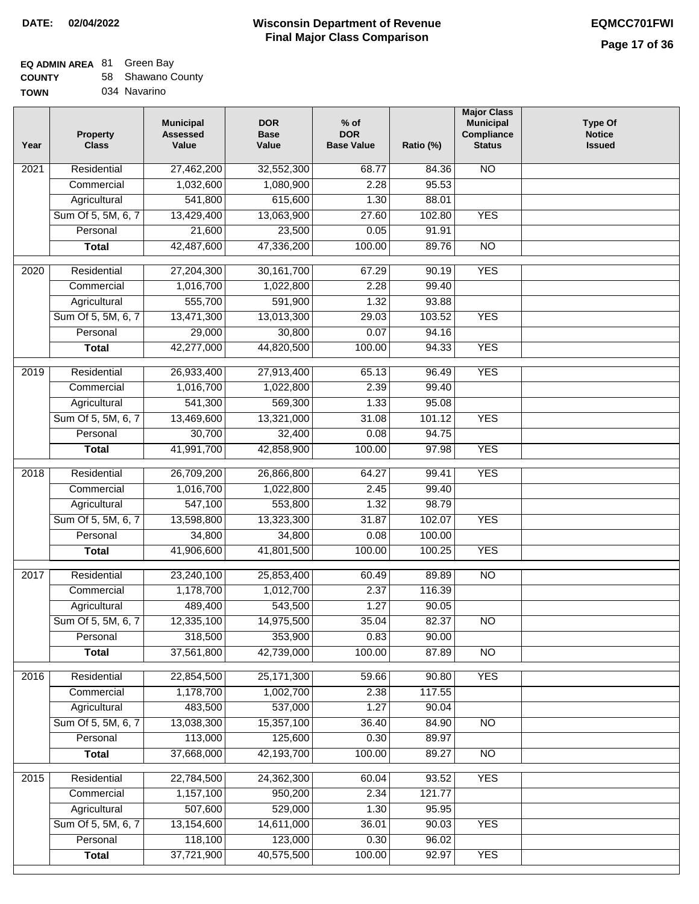**DATE:** 02/04/2022

# Wisconsin Department of Revenue
## Final Major Class Comparison

**EQMCC701FWI**

**EQ ADMIN AREA** 81 Green Bay
**COUNTY** 58 Shawano County
**TOWN** 034 Navarino

| Year | Property Class | Municipal Assessed Value | DOR Base Value | % of DOR Base Value | Ratio (%) | Major Class Municipal Compliance Status | Type Of Notice Issued |
|---|---|---|---|---|---|---|---|
| 2021 | Residential | 27,462,200 | 32,552,300 | 68.77 | 84.36 | NO | |
| | Commercial | 1,032,600 | 1,080,900 | 2.28 | 95.53 | | |
| | Agricultural | 541,800 | 615,600 | 1.30 | 88.01 | | |
| | Sum Of 5, 5M, 6, 7 | 13,429,400 | 13,063,900 | 27.60 | 102.80 | YES | |
| | Personal | 21,600 | 23,500 | 0.05 | 91.91 | | |
| | **Total** | 42,487,600 | 47,336,200 | 100.00 | 89.76 | NO | |
| 2020 | Residential | 27,204,300 | 30,161,700 | 67.29 | 90.19 | YES | |
| | Commercial | 1,016,700 | 1,022,800 | 2.28 | 99.40 | | |
| | Agricultural | 555,700 | 591,900 | 1.32 | 93.88 | | |
| | Sum Of 5, 5M, 6, 7 | 13,471,300 | 13,013,300 | 29.03 | 103.52 | YES | |
| | Personal | 29,000 | 30,800 | 0.07 | 94.16 | | |
| | **Total** | 42,277,000 | 44,820,500 | 100.00 | 94.33 | YES | |
| 2019 | Residential | 26,933,400 | 27,913,400 | 65.13 | 96.49 | YES | |
| | Commercial | 1,016,700 | 1,022,800 | 2.39 | 99.40 | | |
| | Agricultural | 541,300 | 569,300 | 1.33 | 95.08 | | |
| | Sum Of 5, 5M, 6, 7 | 13,469,600 | 13,321,000 | 31.08 | 101.12 | YES | |
| | Personal | 30,700 | 32,400 | 0.08 | 94.75 | | |
| | **Total** | 41,991,700 | 42,858,900 | 100.00 | 97.98 | YES | |
| 2018 | Residential | 26,709,200 | 26,866,800 | 64.27 | 99.41 | YES | |
| | Commercial | 1,016,700 | 1,022,800 | 2.45 | 99.40 | | |
| | Agricultural | 547,100 | 553,800 | 1.32 | 98.79 | | |
| | Sum Of 5, 5M, 6, 7 | 13,598,800 | 13,323,300 | 31.87 | 102.07 | YES | |
| | Personal | 34,800 | 34,800 | 0.08 | 100.00 | | |
| | **Total** | 41,906,600 | 41,801,500 | 100.00 | 100.25 | YES | |
| 2017 | Residential | 23,240,100 | 25,853,400 | 60.49 | 89.89 | NO | |
| | Commercial | 1,178,700 | 1,012,700 | 2.37 | 116.39 | | |
| | Agricultural | 489,400 | 543,500 | 1.27 | 90.05 | | |
| | Sum Of 5, 5M, 6, 7 | 12,335,100 | 14,975,500 | 35.04 | 82.37 | NO | |
| | Personal | 318,500 | 353,900 | 0.83 | 90.00 | | |
| | **Total** | 37,561,800 | 42,739,000 | 100.00 | 87.89 | NO | |
| 2016 | Residential | 22,854,500 | 25,171,300 | 59.66 | 90.80 | YES | |
| | Commercial | 1,178,700 | 1,002,700 | 2.38 | 117.55 | | |
| | Agricultural | 483,500 | 537,000 | 1.27 | 90.04 | | |
| | Sum Of 5, 5M, 6, 7 | 13,038,300 | 15,357,100 | 36.40 | 84.90 | NO | |
| | Personal | 113,000 | 125,600 | 0.30 | 89.97 | | |
| | **Total** | 37,668,000 | 42,193,700 | 100.00 | 89.27 | NO | |
| 2015 | Residential | 22,784,500 | 24,362,300 | 60.04 | 93.52 | YES | |
| | Commercial | 1,157,100 | 950,200 | 2.34 | 121.77 | | |
| | Agricultural | 507,600 | 529,000 | 1.30 | 95.95 | | |
| | Sum Of 5, 5M, 6, 7 | 13,154,600 | 14,611,000 | 36.01 | 90.03 | YES | |
| | Personal | 118,100 | 123,000 | 0.30 | 96.02 | | |
| | **Total** | 37,721,900 | 40,575,500 | 100.00 | 92.97 | YES | |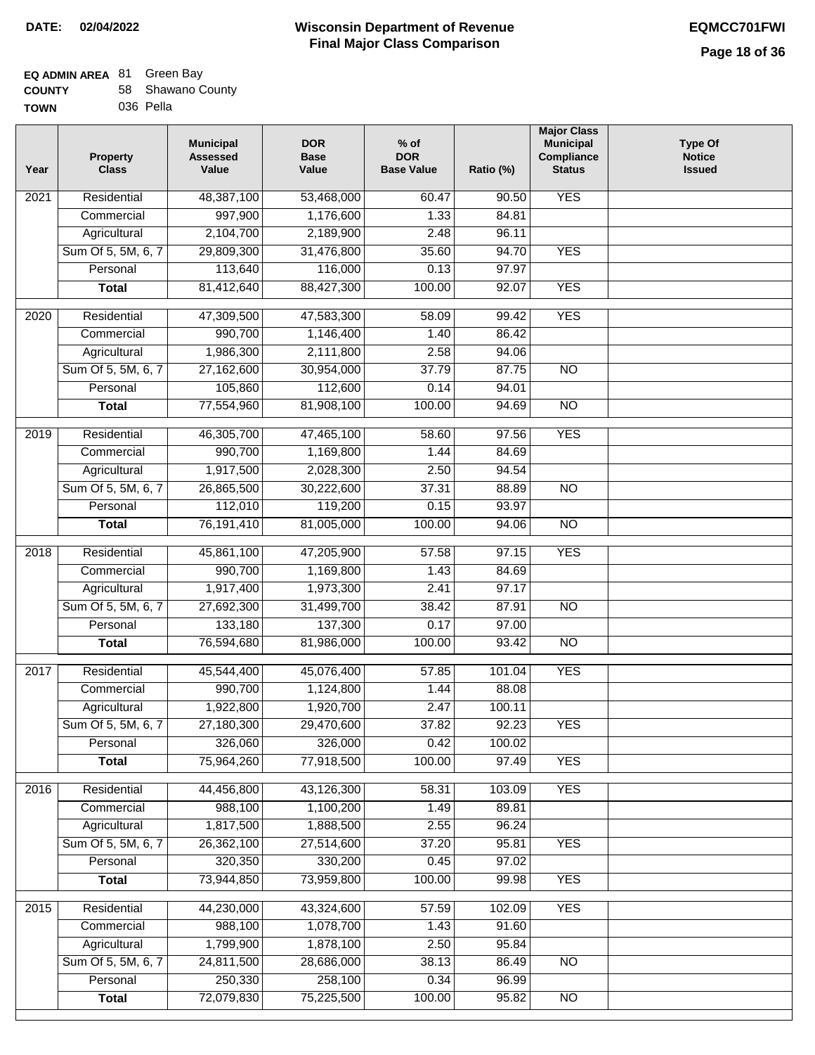**DATE: 02/04/2022**

# Wisconsin Department of Revenue
## Final Major Class Comparison

**EQMCC701FWI**

**EQ ADMIN AREA** 81 Green Bay
**COUNTY** 58 Shawano County
**TOWN** 036 Pella

| Year | Property Class | Municipal Assessed Value | DOR Base Value | % of DOR Base Value | Ratio (%) | Major Class Municipal Compliance Status | Type Of Notice Issued |
|---|---|---|---|---|---|---|---|
| 2021 | Residential | 48,387,100 | 53,468,000 | 60.47 | 90.50 | YES | |
| | Commercial | 997,900 | 1,176,600 | 1.33 | 84.81 | | |
| | Agricultural | 2,104,700 | 2,189,900 | 2.48 | 96.11 | | |
| | Sum Of 5, 5M, 6, 7 | 29,809,300 | 31,476,800 | 35.60 | 94.70 | YES | |
| | Personal | 113,640 | 116,000 | 0.13 | 97.97 | | |
| | **Total** | 81,412,640 | 88,427,300 | 100.00 | 92.07 | YES | |
| 2020 | Residential | 47,309,500 | 47,583,300 | 58.09 | 99.42 | YES | |
| | Commercial | 990,700 | 1,146,400 | 1.40 | 86.42 | | |
| | Agricultural | 1,986,300 | 2,111,800 | 2.58 | 94.06 | | |
| | Sum Of 5, 5M, 6, 7 | 27,162,600 | 30,954,000 | 37.79 | 87.75 | NO | |
| | Personal | 105,860 | 112,600 | 0.14 | 94.01 | | |
| | **Total** | 77,554,960 | 81,908,100 | 100.00 | 94.69 | NO | |
| 2019 | Residential | 46,305,700 | 47,465,100 | 58.60 | 97.56 | YES | |
| | Commercial | 990,700 | 1,169,800 | 1.44 | 84.69 | | |
| | Agricultural | 1,917,500 | 2,028,300 | 2.50 | 94.54 | | |
| | Sum Of 5, 5M, 6, 7 | 26,865,500 | 30,222,600 | 37.31 | 88.89 | NO | |
| | Personal | 112,010 | 119,200 | 0.15 | 93.97 | | |
| | **Total** | 76,191,410 | 81,005,000 | 100.00 | 94.06 | NO | |
| 2018 | Residential | 45,861,100 | 47,205,900 | 57.58 | 97.15 | YES | |
| | Commercial | 990,700 | 1,169,800 | 1.43 | 84.69 | | |
| | Agricultural | 1,917,400 | 1,973,300 | 2.41 | 97.17 | | |
| | Sum Of 5, 5M, 6, 7 | 27,692,300 | 31,499,700 | 38.42 | 87.91 | NO | |
| | Personal | 133,180 | 137,300 | 0.17 | 97.00 | | |
| | **Total** | 76,594,680 | 81,986,000 | 100.00 | 93.42 | NO | |
| 2017 | Residential | 45,544,400 | 45,076,400 | 57.85 | 101.04 | YES | |
| | Commercial | 990,700 | 1,124,800 | 1.44 | 88.08 | | |
| | Agricultural | 1,922,800 | 1,920,700 | 2.47 | 100.11 | | |
| | Sum Of 5, 5M, 6, 7 | 27,180,300 | 29,470,600 | 37.82 | 92.23 | YES | |
| | Personal | 326,060 | 326,000 | 0.42 | 100.02 | | |
| | **Total** | 75,964,260 | 77,918,500 | 100.00 | 97.49 | YES | |
| 2016 | Residential | 44,456,800 | 43,126,300 | 58.31 | 103.09 | YES | |
| | Commercial | 988,100 | 1,100,200 | 1.49 | 89.81 | | |
| | Agricultural | 1,817,500 | 1,888,500 | 2.55 | 96.24 | | |
| | Sum Of 5, 5M, 6, 7 | 26,362,100 | 27,514,600 | 37.20 | 95.81 | YES | |
| | Personal | 320,350 | 330,200 | 0.45 | 97.02 | | |
| | **Total** | 73,944,850 | 73,959,800 | 100.00 | 99.98 | YES | |
| 2015 | Residential | 44,230,000 | 43,324,600 | 57.59 | 102.09 | YES | |
| | Commercial | 988,100 | 1,078,700 | 1.43 | 91.60 | | |
| | Agricultural | 1,799,900 | 1,878,100 | 2.50 | 95.84 | | |
| | Sum Of 5, 5M, 6, 7 | 24,811,500 | 28,686,000 | 38.13 | 86.49 | NO | |
| | Personal | 250,330 | 258,100 | 0.34 | 96.99 | | |
| | **Total** | 72,079,830 | 75,225,500 | 100.00 | 95.82 | NO | |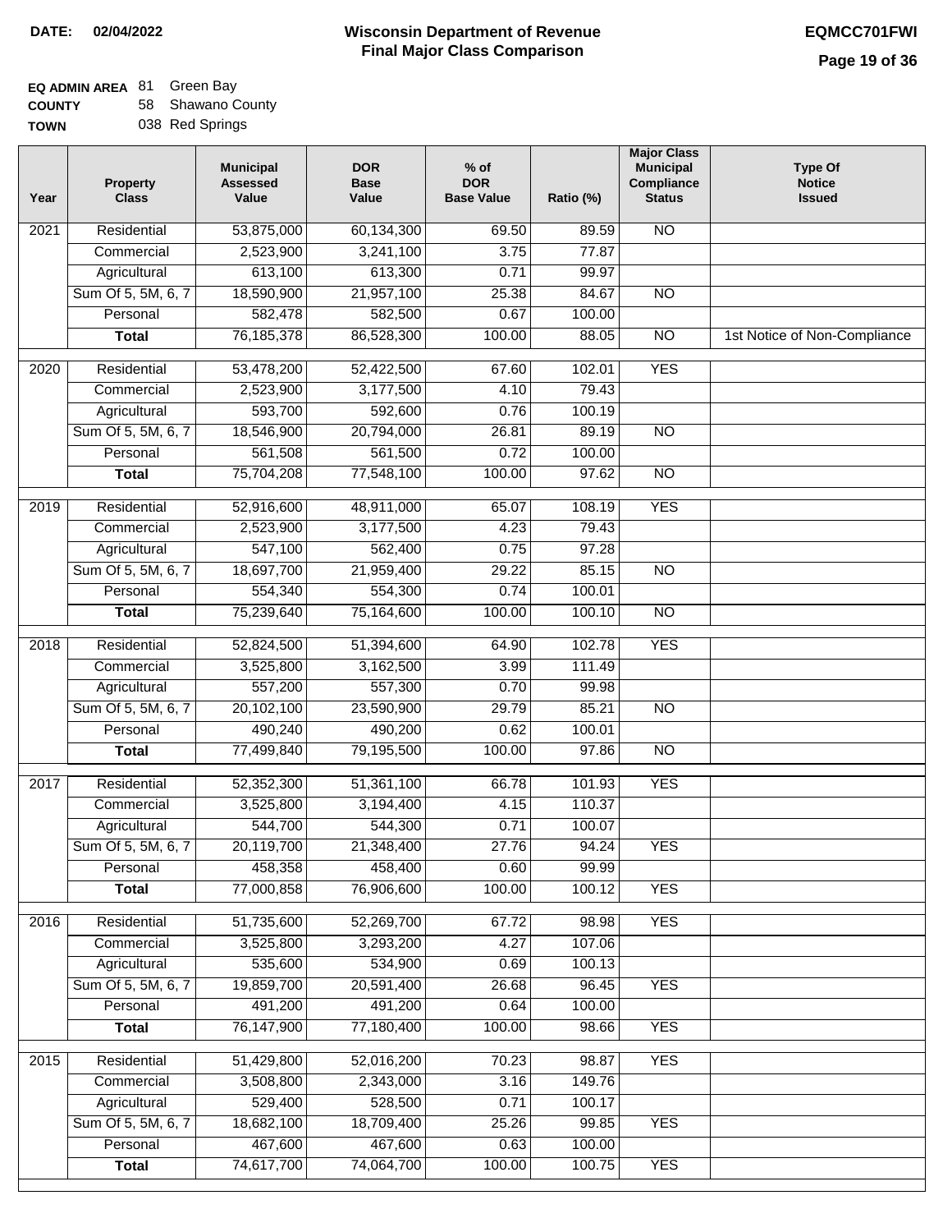**DATE: 02/04/2022**

# Wisconsin Department of Revenue
## Final Major Class Comparison

**EQMCC701FWI**

**EQ ADMIN AREA** 81 Green Bay
**COUNTY** 58 Shawano County
**TOWN** 038 Red Springs

| Year | Property Class | Municipal Assessed Value | DOR Base Value | % of DOR Base Value | Ratio (%) | Major Class Municipal Compliance Status | Type Of Notice Issued |
|---|---|---|---|---|---|---|---|
| 2021 | Residential | 53,875,000 | 60,134,300 | 69.50 | 89.59 | NO | |
| | Commercial | 2,523,900 | 3,241,100 | 3.75 | 77.87 | | |
| | Agricultural | 613,100 | 613,300 | 0.71 | 99.97 | | |
| | Sum Of 5, 5M, 6, 7 | 18,590,900 | 21,957,100 | 25.38 | 84.67 | NO | |
| | Personal | 582,478 | 582,500 | 0.67 | 100.00 | | |
| | **Total** | 76,185,378 | 86,528,300 | 100.00 | 88.05 | NO | 1st Notice of Non-Compliance |
| 2020 | Residential | 53,478,200 | 52,422,500 | 67.60 | 102.01 | YES | |
| | Commercial | 2,523,900 | 3,177,500 | 4.10 | 79.43 | | |
| | Agricultural | 593,700 | 592,600 | 0.76 | 100.19 | | |
| | Sum Of 5, 5M, 6, 7 | 18,546,900 | 20,794,000 | 26.81 | 89.19 | NO | |
| | Personal | 561,508 | 561,500 | 0.72 | 100.00 | | |
| | **Total** | 75,704,208 | 77,548,100 | 100.00 | 97.62 | NO | |
| 2019 | Residential | 52,916,600 | 48,911,000 | 65.07 | 108.19 | YES | |
| | Commercial | 2,523,900 | 3,177,500 | 4.23 | 79.43 | | |
| | Agricultural | 547,100 | 562,400 | 0.75 | 97.28 | | |
| | Sum Of 5, 5M, 6, 7 | 18,697,700 | 21,959,400 | 29.22 | 85.15 | NO | |
| | Personal | 554,340 | 554,300 | 0.74 | 100.01 | | |
| | **Total** | 75,239,640 | 75,164,600 | 100.00 | 100.10 | NO | |
| 2018 | Residential | 52,824,500 | 51,394,600 | 64.90 | 102.78 | YES | |
| | Commercial | 3,525,800 | 3,162,500 | 3.99 | 111.49 | | |
| | Agricultural | 557,200 | 557,300 | 0.70 | 99.98 | | |
| | Sum Of 5, 5M, 6, 7 | 20,102,100 | 23,590,900 | 29.79 | 85.21 | NO | |
| | Personal | 490,240 | 490,200 | 0.62 | 100.01 | | |
| | **Total** | 77,499,840 | 79,195,500 | 100.00 | 97.86 | NO | |
| 2017 | Residential | 52,352,300 | 51,361,100 | 66.78 | 101.93 | YES | |
| | Commercial | 3,525,800 | 3,194,400 | 4.15 | 110.37 | | |
| | Agricultural | 544,700 | 544,300 | 0.71 | 100.07 | | |
| | Sum Of 5, 5M, 6, 7 | 20,119,700 | 21,348,400 | 27.76 | 94.24 | YES | |
| | Personal | 458,358 | 458,400 | 0.60 | 99.99 | | |
| | **Total** | 77,000,858 | 76,906,600 | 100.00 | 100.12 | YES | |
| 2016 | Residential | 51,735,600 | 52,269,700 | 67.72 | 98.98 | YES | |
| | Commercial | 3,525,800 | 3,293,200 | 4.27 | 107.06 | | |
| | Agricultural | 535,600 | 534,900 | 0.69 | 100.13 | | |
| | Sum Of 5, 5M, 6, 7 | 19,859,700 | 20,591,400 | 26.68 | 96.45 | YES | |
| | Personal | 491,200 | 491,200 | 0.64 | 100.00 | | |
| | **Total** | 76,147,900 | 77,180,400 | 100.00 | 98.66 | YES | |
| 2015 | Residential | 51,429,800 | 52,016,200 | 70.23 | 98.87 | YES | |
| | Commercial | 3,508,800 | 2,343,000 | 3.16 | 149.76 | | |
| | Agricultural | 529,400 | 528,500 | 0.71 | 100.17 | | |
| | Sum Of 5, 5M, 6, 7 | 18,682,100 | 18,709,400 | 25.26 | 99.85 | YES | |
| | Personal | 467,600 | 467,600 | 0.63 | 100.00 | | |
| | **Total** | 74,617,700 | 74,064,700 | 100.00 | 100.75 | YES | |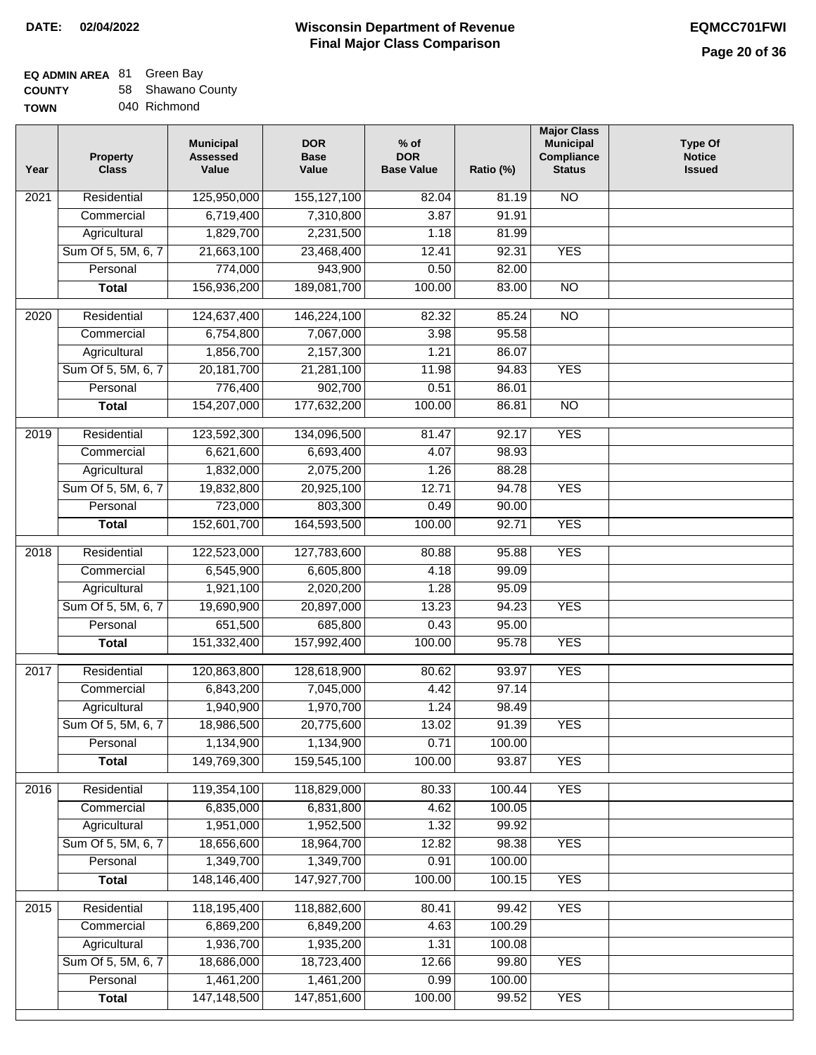**DATE: 02/04/2022**

# Wisconsin Department of Revenue
## Final Major Class Comparison

**EQMCC701FWI**

**EQ ADMIN AREA** 81 Green Bay
**COUNTY** 58 Shawano County
**TOWN** 040 Richmond

| Year | Property Class | Municipal Assessed Value | DOR Base Value | % of DOR Base Value | Ratio (%) | Major Class Municipal Compliance Status | Type Of Notice Issued |
|---|---|---|---|---|---|---|---|
| 2021 | Residential | 125,950,000 | 155,127,100 | 82.04 | 81.19 | NO | |
| | Commercial | 6,719,400 | 7,310,800 | 3.87 | 91.91 | | |
| | Agricultural | 1,829,700 | 2,231,500 | 1.18 | 81.99 | | |
| | Sum Of 5, 5M, 6, 7 | 21,663,100 | 23,468,400 | 12.41 | 92.31 | YES | |
| | Personal | 774,000 | 943,900 | 0.50 | 82.00 | | |
| | **Total** | 156,936,200 | 189,081,700 | 100.00 | 83.00 | NO | |
| 2020 | Residential | 124,637,400 | 146,224,100 | 82.32 | 85.24 | NO | |
| | Commercial | 6,754,800 | 7,067,000 | 3.98 | 95.58 | | |
| | Agricultural | 1,856,700 | 2,157,300 | 1.21 | 86.07 | | |
| | Sum Of 5, 5M, 6, 7 | 20,181,700 | 21,281,100 | 11.98 | 94.83 | YES | |
| | Personal | 776,400 | 902,700 | 0.51 | 86.01 | | |
| | **Total** | 154,207,000 | 177,632,200 | 100.00 | 86.81 | NO | |
| 2019 | Residential | 123,592,300 | 134,096,500 | 81.47 | 92.17 | YES | |
| | Commercial | 6,621,600 | 6,693,400 | 4.07 | 98.93 | | |
| | Agricultural | 1,832,000 | 2,075,200 | 1.26 | 88.28 | | |
| | Sum Of 5, 5M, 6, 7 | 19,832,800 | 20,925,100 | 12.71 | 94.78 | YES | |
| | Personal | 723,000 | 803,300 | 0.49 | 90.00 | | |
| | **Total** | 152,601,700 | 164,593,500 | 100.00 | 92.71 | YES | |
| 2018 | Residential | 122,523,000 | 127,783,600 | 80.88 | 95.88 | YES | |
| | Commercial | 6,545,900 | 6,605,800 | 4.18 | 99.09 | | |
| | Agricultural | 1,921,100 | 2,020,200 | 1.28 | 95.09 | | |
| | Sum Of 5, 5M, 6, 7 | 19,690,900 | 20,897,000 | 13.23 | 94.23 | YES | |
| | Personal | 651,500 | 685,800 | 0.43 | 95.00 | | |
| | **Total** | 151,332,400 | 157,992,400 | 100.00 | 95.78 | YES | |
| 2017 | Residential | 120,863,800 | 128,618,900 | 80.62 | 93.97 | YES | |
| | Commercial | 6,843,200 | 7,045,000 | 4.42 | 97.14 | | |
| | Agricultural | 1,940,900 | 1,970,700 | 1.24 | 98.49 | | |
| | Sum Of 5, 5M, 6, 7 | 18,986,500 | 20,775,600 | 13.02 | 91.39 | YES | |
| | Personal | 1,134,900 | 1,134,900 | 0.71 | 100.00 | | |
| | **Total** | 149,769,300 | 159,545,100 | 100.00 | 93.87 | YES | |
| 2016 | Residential | 119,354,100 | 118,829,000 | 80.33 | 100.44 | YES | |
| | Commercial | 6,835,000 | 6,831,800 | 4.62 | 100.05 | | |
| | Agricultural | 1,951,000 | 1,952,500 | 1.32 | 99.92 | | |
| | Sum Of 5, 5M, 6, 7 | 18,656,600 | 18,964,700 | 12.82 | 98.38 | YES | |
| | Personal | 1,349,700 | 1,349,700 | 0.91 | 100.00 | | |
| | **Total** | 148,146,400 | 147,927,700 | 100.00 | 100.15 | YES | |
| 2015 | Residential | 118,195,400 | 118,882,600 | 80.41 | 99.42 | YES | |
| | Commercial | 6,869,200 | 6,849,200 | 4.63 | 100.29 | | |
| | Agricultural | 1,936,700 | 1,935,200 | 1.31 | 100.08 | | |
| | Sum Of 5, 5M, 6, 7 | 18,686,000 | 18,723,400 | 12.66 | 99.80 | YES | |
| | Personal | 1,461,200 | 1,461,200 | 0.99 | 100.00 | | |
| | **Total** | 147,148,500 | 147,851,600 | 100.00 | 99.52 | YES | |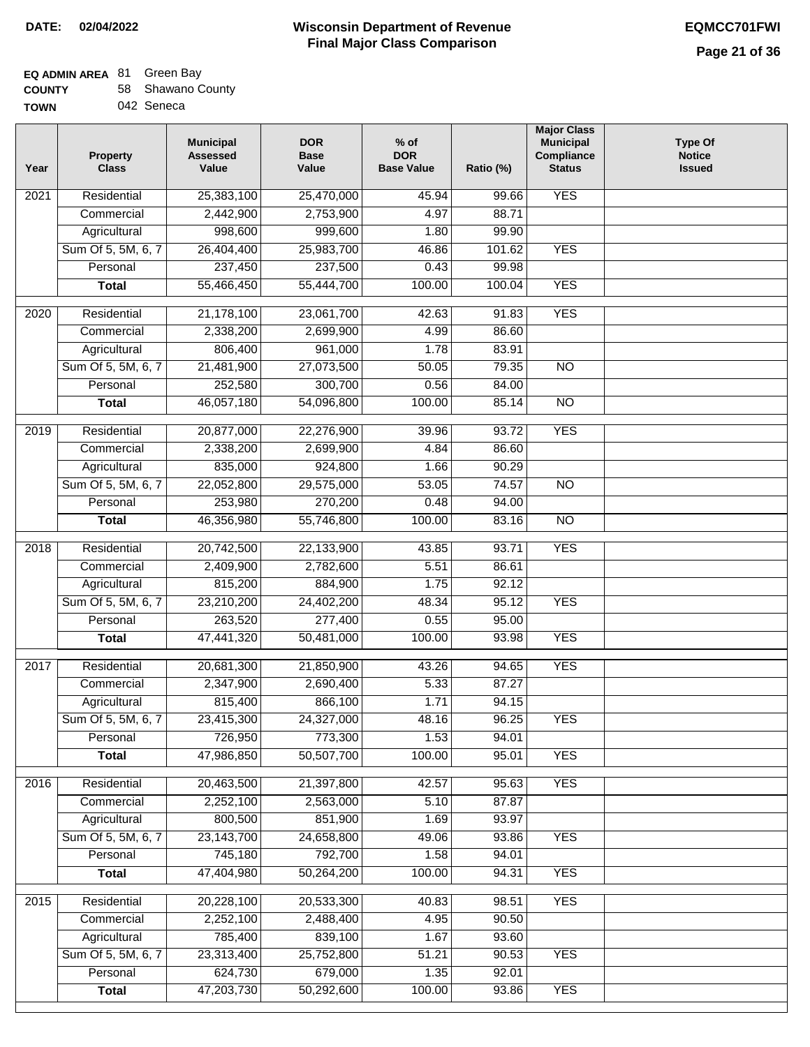DATE: 02/04/2022

# Wisconsin Department of Revenue
## Final Major Class Comparison

EQMCC701FWI

**EQ ADMIN AREA** 81 Green Bay
**COUNTY** 58 Shawano County
**TOWN** 042 Seneca

| Year | Property Class | Municipal Assessed Value | DOR Base Value | % of DOR Base Value | Ratio (%) | Major Class Municipal Compliance Status | Type Of Notice Issued |
|---|---|---|---|---|---|---|---|
| 2021 | Residential | 25,383,100 | 25,470,000 | 45.94 | 99.66 | YES | |
| | Commercial | 2,442,900 | 2,753,900 | 4.97 | 88.71 | | |
| | Agricultural | 998,600 | 999,600 | 1.80 | 99.90 | | |
| | Sum Of 5, 5M, 6, 7 | 26,404,400 | 25,983,700 | 46.86 | 101.62 | YES | |
| | Personal | 237,450 | 237,500 | 0.43 | 99.98 | | |
| | **Total** | 55,466,450 | 55,444,700 | 100.00 | 100.04 | YES | |
| 2020 | Residential | 21,178,100 | 23,061,700 | 42.63 | 91.83 | YES | |
| | Commercial | 2,338,200 | 2,699,900 | 4.99 | 86.60 | | |
| | Agricultural | 806,400 | 961,000 | 1.78 | 83.91 | | |
| | Sum Of 5, 5M, 6, 7 | 21,481,900 | 27,073,500 | 50.05 | 79.35 | NO | |
| | Personal | 252,580 | 300,700 | 0.56 | 84.00 | | |
| | **Total** | 46,057,180 | 54,096,800 | 100.00 | 85.14 | NO | |
| 2019 | Residential | 20,877,000 | 22,276,900 | 39.96 | 93.72 | YES | |
| | Commercial | 2,338,200 | 2,699,900 | 4.84 | 86.60 | | |
| | Agricultural | 835,000 | 924,800 | 1.66 | 90.29 | | |
| | Sum Of 5, 5M, 6, 7 | 22,052,800 | 29,575,000 | 53.05 | 74.57 | NO | |
| | Personal | 253,980 | 270,200 | 0.48 | 94.00 | | |
| | **Total** | 46,356,980 | 55,746,800 | 100.00 | 83.16 | NO | |
| 2018 | Residential | 20,742,500 | 22,133,900 | 43.85 | 93.71 | YES | |
| | Commercial | 2,409,900 | 2,782,600 | 5.51 | 86.61 | | |
| | Agricultural | 815,200 | 884,900 | 1.75 | 92.12 | | |
| | Sum Of 5, 5M, 6, 7 | 23,210,200 | 24,402,200 | 48.34 | 95.12 | YES | |
| | Personal | 263,520 | 277,400 | 0.55 | 95.00 | | |
| | **Total** | 47,441,320 | 50,481,000 | 100.00 | 93.98 | YES | |
| 2017 | Residential | 20,681,300 | 21,850,900 | 43.26 | 94.65 | YES | |
| | Commercial | 2,347,900 | 2,690,400 | 5.33 | 87.27 | | |
| | Agricultural | 815,400 | 866,100 | 1.71 | 94.15 | | |
| | Sum Of 5, 5M, 6, 7 | 23,415,300 | 24,327,000 | 48.16 | 96.25 | YES | |
| | Personal | 726,950 | 773,300 | 1.53 | 94.01 | | |
| | **Total** | 47,986,850 | 50,507,700 | 100.00 | 95.01 | YES | |
| 2016 | Residential | 20,463,500 | 21,397,800 | 42.57 | 95.63 | YES | |
| | Commercial | 2,252,100 | 2,563,000 | 5.10 | 87.87 | | |
| | Agricultural | 800,500 | 851,900 | 1.69 | 93.97 | | |
| | Sum Of 5, 5M, 6, 7 | 23,143,700 | 24,658,800 | 49.06 | 93.86 | YES | |
| | Personal | 745,180 | 792,700 | 1.58 | 94.01 | | |
| | **Total** | 47,404,980 | 50,264,200 | 100.00 | 94.31 | YES | |
| 2015 | Residential | 20,228,100 | 20,533,300 | 40.83 | 98.51 | YES | |
| | Commercial | 2,252,100 | 2,488,400 | 4.95 | 90.50 | | |
| | Agricultural | 785,400 | 839,100 | 1.67 | 93.60 | | |
| | Sum Of 5, 5M, 6, 7 | 23,313,400 | 25,752,800 | 51.21 | 90.53 | YES | |
| | Personal | 624,730 | 679,000 | 1.35 | 92.01 | | |
| | **Total** | 47,203,730 | 50,292,600 | 100.00 | 93.86 | YES | |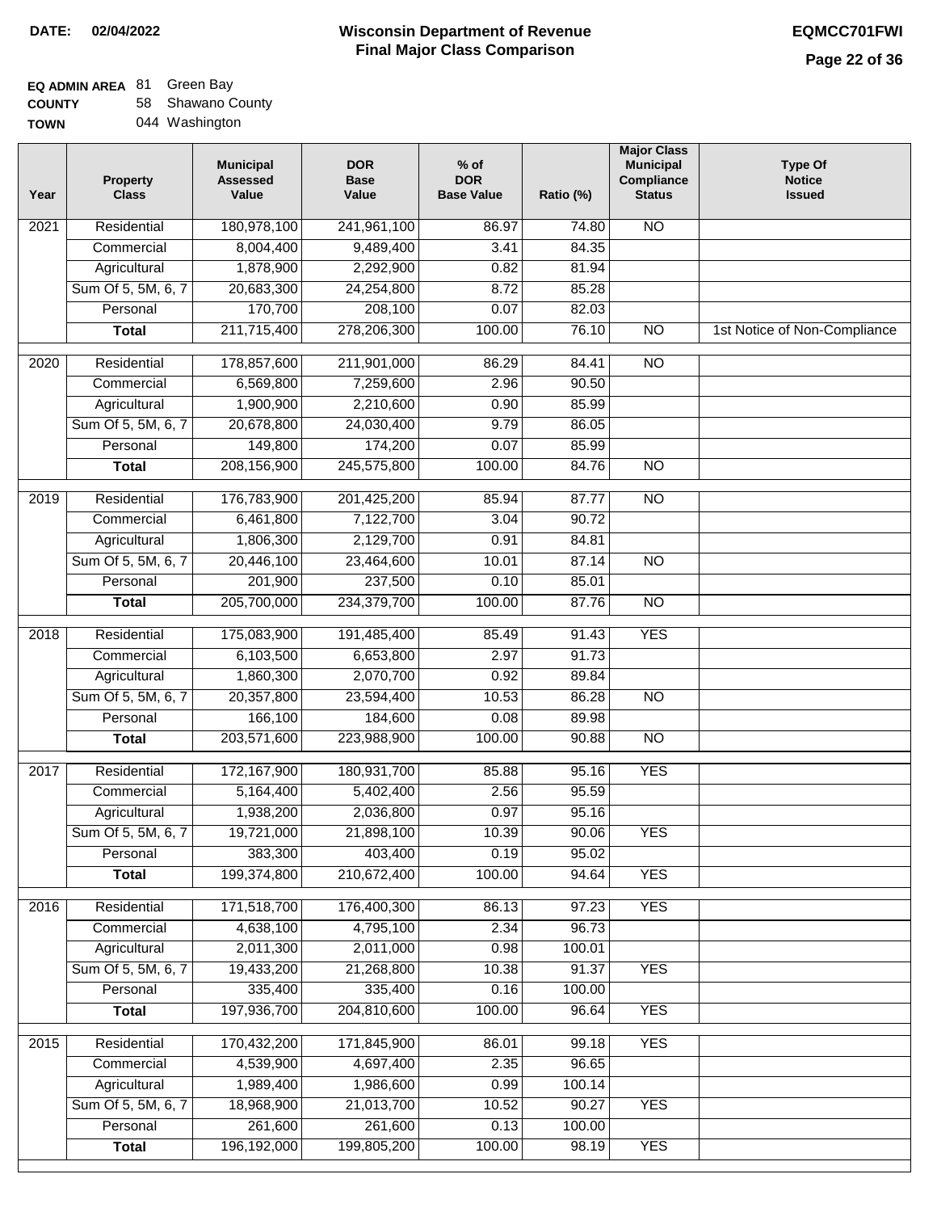**DATE: 02/04/2022**

# Wisconsin Department of Revenue
## Final Major Class Comparison

**EQMCC701FWI**

**EQ ADMIN AREA** 81 Green Bay
**COUNTY** 58 Shawano County
**TOWN** 044 Washington

| Year | Property Class | Municipal Assessed Value | DOR Base Value | % of DOR Base Value | Ratio (%) | Major Class Municipal Compliance Status | Type Of Notice Issued |
|---|---|---|---|---|---|---|---|
| 2021 | Residential | 180,978,100 | 241,961,100 | 86.97 | 74.80 | NO | |
| | Commercial | 8,004,400 | 9,489,400 | 3.41 | 84.35 | | |
| | Agricultural | 1,878,900 | 2,292,900 | 0.82 | 81.94 | | |
| | Sum Of 5, 5M, 6, 7 | 20,683,300 | 24,254,800 | 8.72 | 85.28 | | |
| | Personal | 170,700 | 208,100 | 0.07 | 82.03 | | |
| | **Total** | 211,715,400 | 278,206,300 | 100.00 | 76.10 | NO | 1st Notice of Non-Compliance |
| 2020 | Residential | 178,857,600 | 211,901,000 | 86.29 | 84.41 | NO | |
| | Commercial | 6,569,800 | 7,259,600 | 2.96 | 90.50 | | |
| | Agricultural | 1,900,900 | 2,210,600 | 0.90 | 85.99 | | |
| | Sum Of 5, 5M, 6, 7 | 20,678,800 | 24,030,400 | 9.79 | 86.05 | | |
| | Personal | 149,800 | 174,200 | 0.07 | 85.99 | | |
| | **Total** | 208,156,900 | 245,575,800 | 100.00 | 84.76 | NO | |
| 2019 | Residential | 176,783,900 | 201,425,200 | 85.94 | 87.77 | NO | |
| | Commercial | 6,461,800 | 7,122,700 | 3.04 | 90.72 | | |
| | Agricultural | 1,806,300 | 2,129,700 | 0.91 | 84.81 | | |
| | Sum Of 5, 5M, 6, 7 | 20,446,100 | 23,464,600 | 10.01 | 87.14 | NO | |
| | Personal | 201,900 | 237,500 | 0.10 | 85.01 | | |
| | **Total** | 205,700,000 | 234,379,700 | 100.00 | 87.76 | NO | |
| 2018 | Residential | 175,083,900 | 191,485,400 | 85.49 | 91.43 | YES | |
| | Commercial | 6,103,500 | 6,653,800 | 2.97 | 91.73 | | |
| | Agricultural | 1,860,300 | 2,070,700 | 0.92 | 89.84 | | |
| | Sum Of 5, 5M, 6, 7 | 20,357,800 | 23,594,400 | 10.53 | 86.28 | NO | |
| | Personal | 166,100 | 184,600 | 0.08 | 89.98 | | |
| | **Total** | 203,571,600 | 223,988,900 | 100.00 | 90.88 | NO | |
| 2017 | Residential | 172,167,900 | 180,931,700 | 85.88 | 95.16 | YES | |
| | Commercial | 5,164,400 | 5,402,400 | 2.56 | 95.59 | | |
| | Agricultural | 1,938,200 | 2,036,800 | 0.97 | 95.16 | | |
| | Sum Of 5, 5M, 6, 7 | 19,721,000 | 21,898,100 | 10.39 | 90.06 | YES | |
| | Personal | 383,300 | 403,400 | 0.19 | 95.02 | | |
| | **Total** | 199,374,800 | 210,672,400 | 100.00 | 94.64 | YES | |
| 2016 | Residential | 171,518,700 | 176,400,300 | 86.13 | 97.23 | YES | |
| | Commercial | 4,638,100 | 4,795,100 | 2.34 | 96.73 | | |
| | Agricultural | 2,011,300 | 2,011,000 | 0.98 | 100.01 | | |
| | Sum Of 5, 5M, 6, 7 | 19,433,200 | 21,268,800 | 10.38 | 91.37 | YES | |
| | Personal | 335,400 | 335,400 | 0.16 | 100.00 | | |
| | **Total** | 197,936,700 | 204,810,600 | 100.00 | 96.64 | YES | |
| 2015 | Residential | 170,432,200 | 171,845,900 | 86.01 | 99.18 | YES | |
| | Commercial | 4,539,900 | 4,697,400 | 2.35 | 96.65 | | |
| | Agricultural | 1,989,400 | 1,986,600 | 0.99 | 100.14 | | |
| | Sum Of 5, 5M, 6, 7 | 18,968,900 | 21,013,700 | 10.52 | 90.27 | YES | |
| | Personal | 261,600 | 261,600 | 0.13 | 100.00 | | |
| | **Total** | 196,192,000 | 199,805,200 | 100.00 | 98.19 | YES | |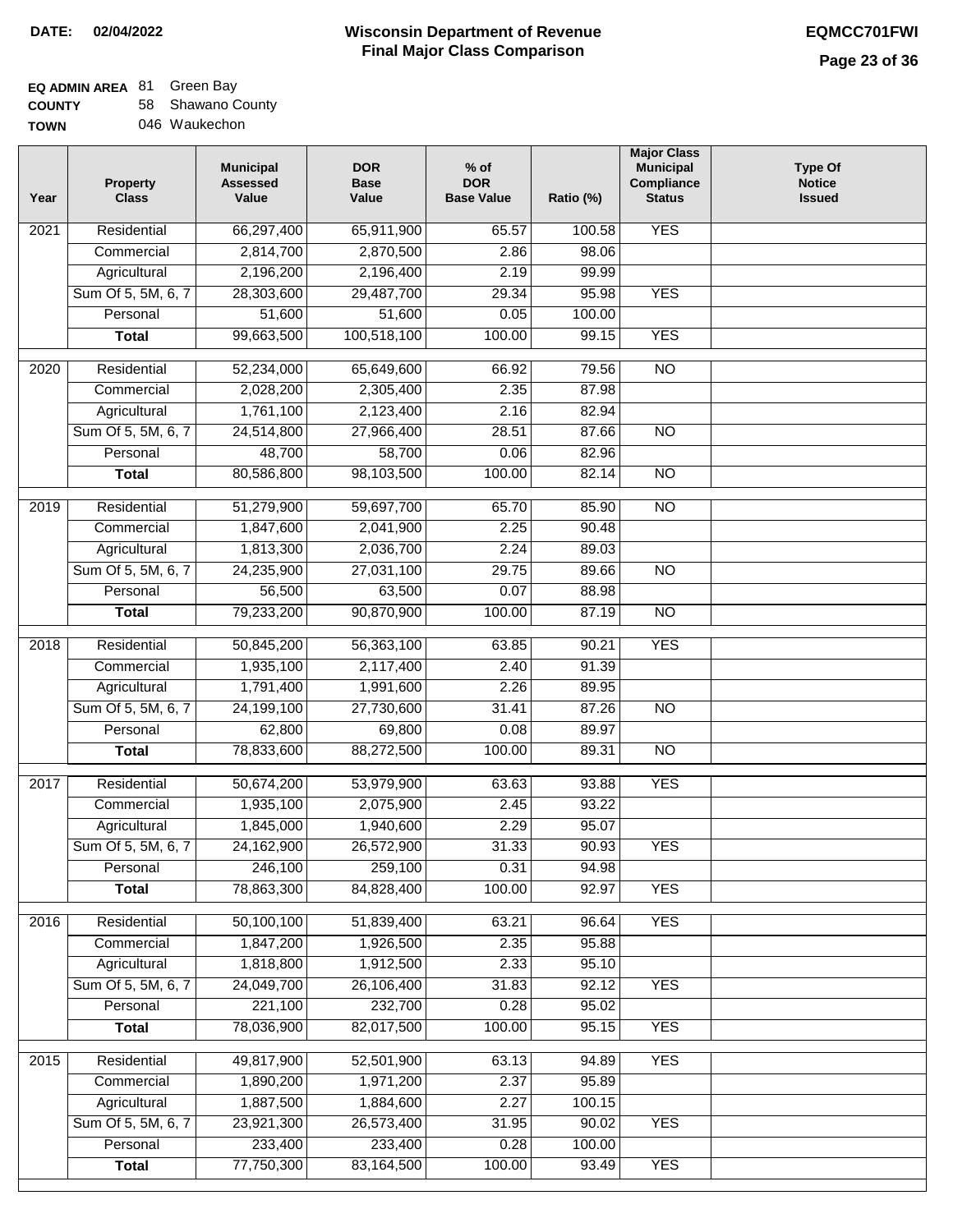**DATE: 02/04/2022**

# Wisconsin Department of Revenue
## Final Major Class Comparison

**EQMCC701FWI**

**EQ ADMIN AREA** 81 Green Bay
**COUNTY** 58 Shawano County
**TOWN** 046 Waukechon

| Year | Property Class | Municipal Assessed Value | DOR Base Value | % of DOR Base Value | Ratio (%) | Major Class Municipal Compliance Status | Type Of Notice Issued |
|---|---|---|---|---|---|---|---|
| 2021 | Residential | 66,297,400 | 65,911,900 | 65.57 | 100.58 | YES | |
| | Commercial | 2,814,700 | 2,870,500 | 2.86 | 98.06 | | |
| | Agricultural | 2,196,200 | 2,196,400 | 2.19 | 99.99 | | |
| | Sum Of 5, 5M, 6, 7 | 28,303,600 | 29,487,700 | 29.34 | 95.98 | YES | |
| | Personal | 51,600 | 51,600 | 0.05 | 100.00 | | |
| | **Total** | 99,663,500 | 100,518,100 | 100.00 | 99.15 | YES | |
| 2020 | Residential | 52,234,000 | 65,649,600 | 66.92 | 79.56 | NO | |
| | Commercial | 2,028,200 | 2,305,400 | 2.35 | 87.98 | | |
| | Agricultural | 1,761,100 | 2,123,400 | 2.16 | 82.94 | | |
| | Sum Of 5, 5M, 6, 7 | 24,514,800 | 27,966,400 | 28.51 | 87.66 | NO | |
| | Personal | 48,700 | 58,700 | 0.06 | 82.96 | | |
| | **Total** | 80,586,800 | 98,103,500 | 100.00 | 82.14 | NO | |
| 2019 | Residential | 51,279,900 | 59,697,700 | 65.70 | 85.90 | NO | |
| | Commercial | 1,847,600 | 2,041,900 | 2.25 | 90.48 | | |
| | Agricultural | 1,813,300 | 2,036,700 | 2.24 | 89.03 | | |
| | Sum Of 5, 5M, 6, 7 | 24,235,900 | 27,031,100 | 29.75 | 89.66 | NO | |
| | Personal | 56,500 | 63,500 | 0.07 | 88.98 | | |
| | **Total** | 79,233,200 | 90,870,900 | 100.00 | 87.19 | NO | |
| 2018 | Residential | 50,845,200 | 56,363,100 | 63.85 | 90.21 | YES | |
| | Commercial | 1,935,100 | 2,117,400 | 2.40 | 91.39 | | |
| | Agricultural | 1,791,400 | 1,991,600 | 2.26 | 89.95 | | |
| | Sum Of 5, 5M, 6, 7 | 24,199,100 | 27,730,600 | 31.41 | 87.26 | NO | |
| | Personal | 62,800 | 69,800 | 0.08 | 89.97 | | |
| | **Total** | 78,833,600 | 88,272,500 | 100.00 | 89.31 | NO | |
| 2017 | Residential | 50,674,200 | 53,979,900 | 63.63 | 93.88 | YES | |
| | Commercial | 1,935,100 | 2,075,900 | 2.45 | 93.22 | | |
| | Agricultural | 1,845,000 | 1,940,600 | 2.29 | 95.07 | | |
| | Sum Of 5, 5M, 6, 7 | 24,162,900 | 26,572,900 | 31.33 | 90.93 | YES | |
| | Personal | 246,100 | 259,100 | 0.31 | 94.98 | | |
| | **Total** | 78,863,300 | 84,828,400 | 100.00 | 92.97 | YES | |
| 2016 | Residential | 50,100,100 | 51,839,400 | 63.21 | 96.64 | YES | |
| | Commercial | 1,847,200 | 1,926,500 | 2.35 | 95.88 | | |
| | Agricultural | 1,818,800 | 1,912,500 | 2.33 | 95.10 | | |
| | Sum Of 5, 5M, 6, 7 | 24,049,700 | 26,106,400 | 31.83 | 92.12 | YES | |
| | Personal | 221,100 | 232,700 | 0.28 | 95.02 | | |
| | **Total** | 78,036,900 | 82,017,500 | 100.00 | 95.15 | YES | |
| 2015 | Residential | 49,817,900 | 52,501,900 | 63.13 | 94.89 | YES | |
| | Commercial | 1,890,200 | 1,971,200 | 2.37 | 95.89 | | |
| | Agricultural | 1,887,500 | 1,884,600 | 2.27 | 100.15 | | |
| | Sum Of 5, 5M, 6, 7 | 23,921,300 | 26,573,400 | 31.95 | 90.02 | YES | |
| | Personal | 233,400 | 233,400 | 0.28 | 100.00 | | |
| | **Total** | 77,750,300 | 83,164,500 | 100.00 | 93.49 | YES | |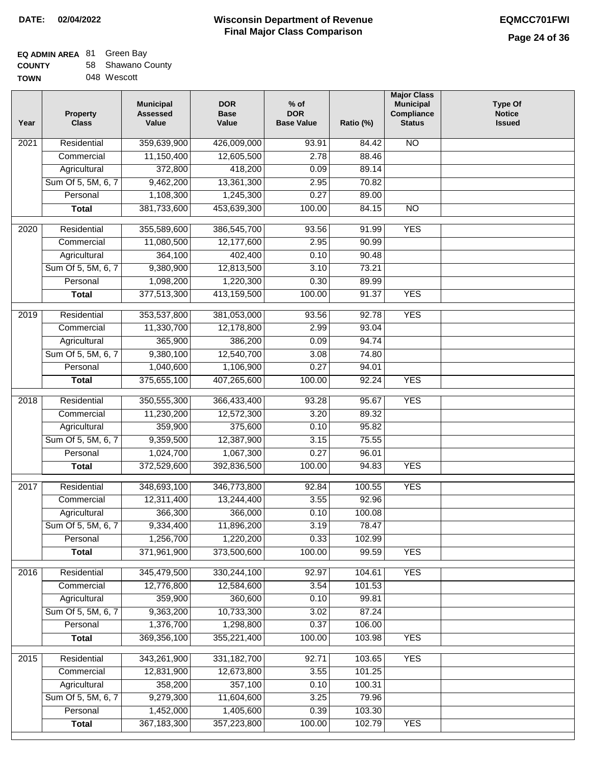**DATE:** 02/04/2022

# Wisconsin Department of Revenue
## Final Major Class Comparison

**EQMCC701FWI**

**EQ ADMIN AREA** 81 Green Bay
**COUNTY** 58 Shawano County
**TOWN** 048 Wescott

| Year | Property Class | Municipal Assessed Value | DOR Base Value | % of DOR Base Value | Ratio (%) | Major Class Municipal Compliance Status | Type Of Notice Issued |
|---|---|---|---|---|---|---|---|
| 2021 | Residential | 359,639,900 | 426,009,000 | 93.91 | 84.42 | NO | |
| | Commercial | 11,150,400 | 12,605,500 | 2.78 | 88.46 | | |
| | Agricultural | 372,800 | 418,200 | 0.09 | 89.14 | | |
| | Sum Of 5, 5M, 6, 7 | 9,462,200 | 13,361,300 | 2.95 | 70.82 | | |
| | Personal | 1,108,300 | 1,245,300 | 0.27 | 89.00 | | |
| | **Total** | 381,733,600 | 453,639,300 | 100.00 | 84.15 | NO | |
| 2020 | Residential | 355,589,600 | 386,545,700 | 93.56 | 91.99 | YES | |
| | Commercial | 11,080,500 | 12,177,600 | 2.95 | 90.99 | | |
| | Agricultural | 364,100 | 402,400 | 0.10 | 90.48 | | |
| | Sum Of 5, 5M, 6, 7 | 9,380,900 | 12,813,500 | 3.10 | 73.21 | | |
| | Personal | 1,098,200 | 1,220,300 | 0.30 | 89.99 | | |
| | **Total** | 377,513,300 | 413,159,500 | 100.00 | 91.37 | YES | |
| 2019 | Residential | 353,537,800 | 381,053,000 | 93.56 | 92.78 | YES | |
| | Commercial | 11,330,700 | 12,178,800 | 2.99 | 93.04 | | |
| | Agricultural | 365,900 | 386,200 | 0.09 | 94.74 | | |
| | Sum Of 5, 5M, 6, 7 | 9,380,100 | 12,540,700 | 3.08 | 74.80 | | |
| | Personal | 1,040,600 | 1,106,900 | 0.27 | 94.01 | | |
| | **Total** | 375,655,100 | 407,265,600 | 100.00 | 92.24 | YES | |
| 2018 | Residential | 350,555,300 | 366,433,400 | 93.28 | 95.67 | YES | |
| | Commercial | 11,230,200 | 12,572,300 | 3.20 | 89.32 | | |
| | Agricultural | 359,900 | 375,600 | 0.10 | 95.82 | | |
| | Sum Of 5, 5M, 6, 7 | 9,359,500 | 12,387,900 | 3.15 | 75.55 | | |
| | Personal | 1,024,700 | 1,067,300 | 0.27 | 96.01 | | |
| | **Total** | 372,529,600 | 392,836,500 | 100.00 | 94.83 | YES | |
| 2017 | Residential | 348,693,100 | 346,773,800 | 92.84 | 100.55 | YES | |
| | Commercial | 12,311,400 | 13,244,400 | 3.55 | 92.96 | | |
| | Agricultural | 366,300 | 366,000 | 0.10 | 100.08 | | |
| | Sum Of 5, 5M, 6, 7 | 9,334,400 | 11,896,200 | 3.19 | 78.47 | | |
| | Personal | 1,256,700 | 1,220,200 | 0.33 | 102.99 | | |
| | **Total** | 371,961,900 | 373,500,600 | 100.00 | 99.59 | YES | |
| 2016 | Residential | 345,479,500 | 330,244,100 | 92.97 | 104.61 | YES | |
| | Commercial | 12,776,800 | 12,584,600 | 3.54 | 101.53 | | |
| | Agricultural | 359,900 | 360,600 | 0.10 | 99.81 | | |
| | Sum Of 5, 5M, 6, 7 | 9,363,200 | 10,733,300 | 3.02 | 87.24 | | |
| | Personal | 1,376,700 | 1,298,800 | 0.37 | 106.00 | | |
| | **Total** | 369,356,100 | 355,221,400 | 100.00 | 103.98 | YES | |
| 2015 | Residential | 343,261,900 | 331,182,700 | 92.71 | 103.65 | YES | |
| | Commercial | 12,831,900 | 12,673,800 | 3.55 | 101.25 | | |
| | Agricultural | 358,200 | 357,100 | 0.10 | 100.31 | | |
| | Sum Of 5, 5M, 6, 7 | 9,279,300 | 11,604,600 | 3.25 | 79.96 | | |
| | Personal | 1,452,000 | 1,405,600 | 0.39 | 103.30 | | |
| | **Total** | 367,183,300 | 357,223,800 | 100.00 | 102.79 | YES | |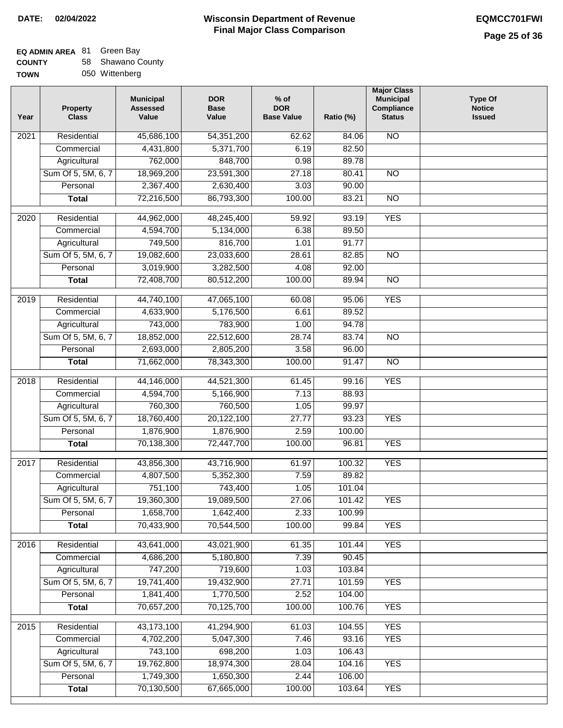**DATE:** 02/04/2022

# Wisconsin Department of Revenue
## Final Major Class Comparison

**EQMCC701FWI**

**EQ ADMIN AREA** 81 Green Bay
**COUNTY** 58 Shawano County
**TOWN** 050 Wittenberg

| Year | Property Class | Municipal Assessed Value | DOR Base Value | % of DOR Base Value | Ratio (%) | Major Class Municipal Compliance Status | Type Of Notice Issued |
|---|---|---|---|---|---|---|---|
| 2021 | Residential | 45,686,100 | 54,351,200 | 62.62 | 84.06 | NO | |
| | Commercial | 4,431,800 | 5,371,700 | 6.19 | 82.50 | | |
| | Agricultural | 762,000 | 848,700 | 0.98 | 89.78 | | |
| | Sum Of 5, 5M, 6, 7 | 18,969,200 | 23,591,300 | 27.18 | 80.41 | NO | |
| | Personal | 2,367,400 | 2,630,400 | 3.03 | 90.00 | | |
| | **Total** | 72,216,500 | 86,793,300 | 100.00 | 83.21 | NO | |
| 2020 | Residential | 44,962,000 | 48,245,400 | 59.92 | 93.19 | YES | |
| | Commercial | 4,594,700 | 5,134,000 | 6.38 | 89.50 | | |
| | Agricultural | 749,500 | 816,700 | 1.01 | 91.77 | | |
| | Sum Of 5, 5M, 6, 7 | 19,082,600 | 23,033,600 | 28.61 | 82.85 | NO | |
| | Personal | 3,019,900 | 3,282,500 | 4.08 | 92.00 | | |
| | **Total** | 72,408,700 | 80,512,200 | 100.00 | 89.94 | NO | |
| 2019 | Residential | 44,740,100 | 47,065,100 | 60.08 | 95.06 | YES | |
| | Commercial | 4,633,900 | 5,176,500 | 6.61 | 89.52 | | |
| | Agricultural | 743,000 | 783,900 | 1.00 | 94.78 | | |
| | Sum Of 5, 5M, 6, 7 | 18,852,000 | 22,512,600 | 28.74 | 83.74 | NO | |
| | Personal | 2,693,000 | 2,805,200 | 3.58 | 96.00 | | |
| | **Total** | 71,662,000 | 78,343,300 | 100.00 | 91.47 | NO | |
| 2018 | Residential | 44,146,000 | 44,521,300 | 61.45 | 99.16 | YES | |
| | Commercial | 4,594,700 | 5,166,900 | 7.13 | 88.93 | | |
| | Agricultural | 760,300 | 760,500 | 1.05 | 99.97 | | |
| | Sum Of 5, 5M, 6, 7 | 18,760,400 | 20,122,100 | 27.77 | 93.23 | YES | |
| | Personal | 1,876,900 | 1,876,900 | 2.59 | 100.00 | | |
| | **Total** | 70,138,300 | 72,447,700 | 100.00 | 96.81 | YES | |
| 2017 | Residential | 43,856,300 | 43,716,900 | 61.97 | 100.32 | YES | |
| | Commercial | 4,807,500 | 5,352,300 | 7.59 | 89.82 | | |
| | Agricultural | 751,100 | 743,400 | 1.05 | 101.04 | | |
| | Sum Of 5, 5M, 6, 7 | 19,360,300 | 19,089,500 | 27.06 | 101.42 | YES | |
| | Personal | 1,658,700 | 1,642,400 | 2.33 | 100.99 | | |
| | **Total** | 70,433,900 | 70,544,500 | 100.00 | 99.84 | YES | |
| 2016 | Residential | 43,641,000 | 43,021,900 | 61.35 | 101.44 | YES | |
| | Commercial | 4,686,200 | 5,180,800 | 7.39 | 90.45 | | |
| | Agricultural | 747,200 | 719,600 | 1.03 | 103.84 | | |
| | Sum Of 5, 5M, 6, 7 | 19,741,400 | 19,432,900 | 27.71 | 101.59 | YES | |
| | Personal | 1,841,400 | 1,770,500 | 2.52 | 104.00 | | |
| | **Total** | 70,657,200 | 70,125,700 | 100.00 | 100.76 | YES | |
| 2015 | Residential | 43,173,100 | 41,294,900 | 61.03 | 104.55 | YES | |
| | Commercial | 4,702,200 | 5,047,300 | 7.46 | 93.16 | YES | |
| | Agricultural | 743,100 | 698,200 | 1.03 | 106.43 | | |
| | Sum Of 5, 5M, 6, 7 | 19,762,800 | 18,974,300 | 28.04 | 104.16 | YES | |
| | Personal | 1,749,300 | 1,650,300 | 2.44 | 106.00 | | |
| | **Total** | 70,130,500 | 67,665,000 | 100.00 | 103.64 | YES | |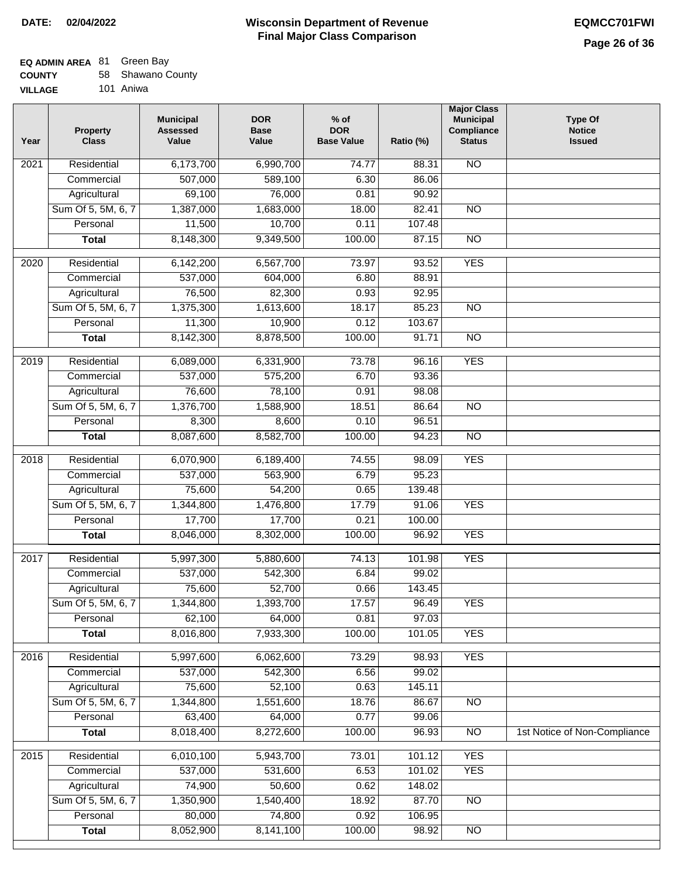**DATE:** 02/04/2022

# Wisconsin Department of Revenue
## Final Major Class Comparison

**EQMCC701FWI**

**EQ ADMIN AREA** 81 Green Bay
**COUNTY** 58 Shawano County
**VILLAGE** 101 Aniwa

| Year | Property Class | Municipal Assessed Value | DOR Base Value | % of DOR Base Value | Ratio (%) | Major Class Municipal Compliance Status | Type Of Notice Issued |
|---|---|---|---|---|---|---|---|
| 2021 | Residential | 6,173,700 | 6,990,700 | 74.77 | 88.31 | NO | |
| | Commercial | 507,000 | 589,100 | 6.30 | 86.06 | | |
| | Agricultural | 69,100 | 76,000 | 0.81 | 90.92 | | |
| | Sum Of 5, 5M, 6, 7 | 1,387,000 | 1,683,000 | 18.00 | 82.41 | NO | |
| | Personal | 11,500 | 10,700 | 0.11 | 107.48 | | |
| | **Total** | 8,148,300 | 9,349,500 | 100.00 | 87.15 | NO | |
| 2020 | Residential | 6,142,200 | 6,567,700 | 73.97 | 93.52 | YES | |
| | Commercial | 537,000 | 604,000 | 6.80 | 88.91 | | |
| | Agricultural | 76,500 | 82,300 | 0.93 | 92.95 | | |
| | Sum Of 5, 5M, 6, 7 | 1,375,300 | 1,613,600 | 18.17 | 85.23 | NO | |
| | Personal | 11,300 | 10,900 | 0.12 | 103.67 | | |
| | **Total** | 8,142,300 | 8,878,500 | 100.00 | 91.71 | NO | |
| 2019 | Residential | 6,089,000 | 6,331,900 | 73.78 | 96.16 | YES | |
| | Commercial | 537,000 | 575,200 | 6.70 | 93.36 | | |
| | Agricultural | 76,600 | 78,100 | 0.91 | 98.08 | | |
| | Sum Of 5, 5M, 6, 7 | 1,376,700 | 1,588,900 | 18.51 | 86.64 | NO | |
| | Personal | 8,300 | 8,600 | 0.10 | 96.51 | | |
| | **Total** | 8,087,600 | 8,582,700 | 100.00 | 94.23 | NO | |
| 2018 | Residential | 6,070,900 | 6,189,400 | 74.55 | 98.09 | YES | |
| | Commercial | 537,000 | 563,900 | 6.79 | 95.23 | | |
| | Agricultural | 75,600 | 54,200 | 0.65 | 139.48 | | |
| | Sum Of 5, 5M, 6, 7 | 1,344,800 | 1,476,800 | 17.79 | 91.06 | YES | |
| | Personal | 17,700 | 17,700 | 0.21 | 100.00 | | |
| | **Total** | 8,046,000 | 8,302,000 | 100.00 | 96.92 | YES | |
| 2017 | Residential | 5,997,300 | 5,880,600 | 74.13 | 101.98 | YES | |
| | Commercial | 537,000 | 542,300 | 6.84 | 99.02 | | |
| | Agricultural | 75,600 | 52,700 | 0.66 | 143.45 | | |
| | Sum Of 5, 5M, 6, 7 | 1,344,800 | 1,393,700 | 17.57 | 96.49 | YES | |
| | Personal | 62,100 | 64,000 | 0.81 | 97.03 | | |
| | **Total** | 8,016,800 | 7,933,300 | 100.00 | 101.05 | YES | |
| 2016 | Residential | 5,997,600 | 6,062,600 | 73.29 | 98.93 | YES | |
| | Commercial | 537,000 | 542,300 | 6.56 | 99.02 | | |
| | Agricultural | 75,600 | 52,100 | 0.63 | 145.11 | | |
| | Sum Of 5, 5M, 6, 7 | 1,344,800 | 1,551,600 | 18.76 | 86.67 | NO | |
| | Personal | 63,400 | 64,000 | 0.77 | 99.06 | | |
| | **Total** | 8,018,400 | 8,272,600 | 100.00 | 96.93 | NO | 1st Notice of Non-Compliance |
| 2015 | Residential | 6,010,100 | 5,943,700 | 73.01 | 101.12 | YES | |
| | Commercial | 537,000 | 531,600 | 6.53 | 101.02 | YES | |
| | Agricultural | 74,900 | 50,600 | 0.62 | 148.02 | | |
| | Sum Of 5, 5M, 6, 7 | 1,350,900 | 1,540,400 | 18.92 | 87.70 | NO | |
| | Personal | 80,000 | 74,800 | 0.92 | 106.95 | | |
| | **Total** | 8,052,900 | 8,141,100 | 100.00 | 98.92 | NO | |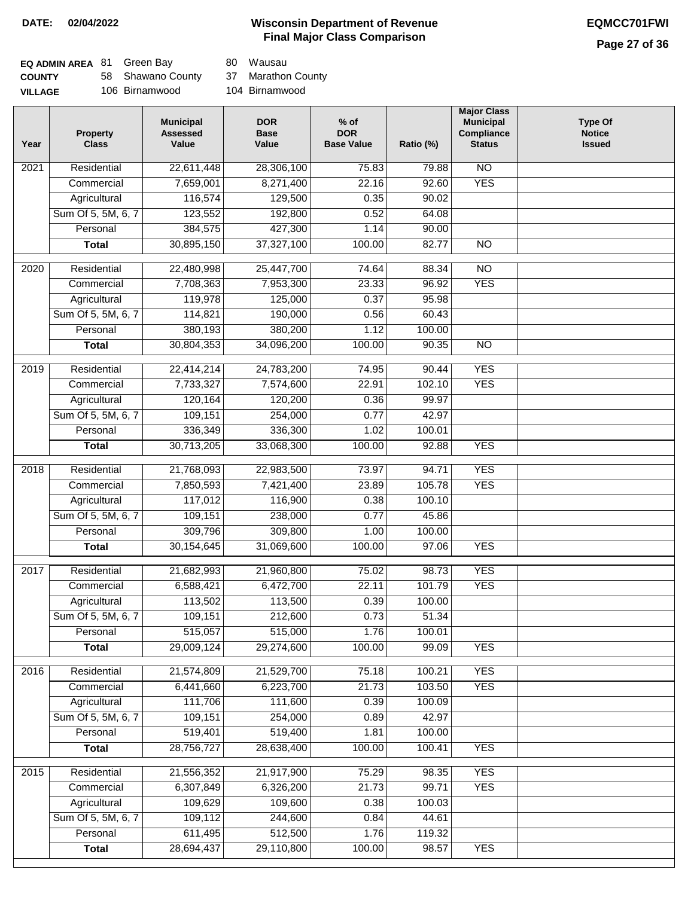**DATE:** 02/04/2022

# Wisconsin Department of Revenue
## Final Major Class Comparison

**EQMCC701FWI**

| | | | | |
|---|---|---|---|---|
| **EQ ADMIN AREA** | 81 | Green Bay | 80 | Wausau |
| **COUNTY** | 58 | Shawano County | 37 | Marathon County |
| **VILLAGE** | 106 | Birnamwood | 104 | Birnamwood |

| Year | Property Class | Municipal Assessed Value | DOR Base Value | % of DOR Base Value | Ratio (%) | Major Class Municipal Compliance Status | Type Of Notice Issued |
|---|---|---|---|---|---|---|---|
| 2021 | Residential | 22,611,448 | 28,306,100 | 75.83 | 79.88 | NO | |
| | Commercial | 7,659,001 | 8,271,400 | 22.16 | 92.60 | YES | |
| | Agricultural | 116,574 | 129,500 | 0.35 | 90.02 | | |
| | Sum Of 5, 5M, 6, 7 | 123,552 | 192,800 | 0.52 | 64.08 | | |
| | Personal | 384,575 | 427,300 | 1.14 | 90.00 | | |
| | **Total** | 30,895,150 | 37,327,100 | 100.00 | 82.77 | NO | |
| 2020 | Residential | 22,480,998 | 25,447,700 | 74.64 | 88.34 | NO | |
| | Commercial | 7,708,363 | 7,953,300 | 23.33 | 96.92 | YES | |
| | Agricultural | 119,978 | 125,000 | 0.37 | 95.98 | | |
| | Sum Of 5, 5M, 6, 7 | 114,821 | 190,000 | 0.56 | 60.43 | | |
| | Personal | 380,193 | 380,200 | 1.12 | 100.00 | | |
| | **Total** | 30,804,353 | 34,096,200 | 100.00 | 90.35 | NO | |
| 2019 | Residential | 22,414,214 | 24,783,200 | 74.95 | 90.44 | YES | |
| | Commercial | 7,733,327 | 7,574,600 | 22.91 | 102.10 | YES | |
| | Agricultural | 120,164 | 120,200 | 0.36 | 99.97 | | |
| | Sum Of 5, 5M, 6, 7 | 109,151 | 254,000 | 0.77 | 42.97 | | |
| | Personal | 336,349 | 336,300 | 1.02 | 100.01 | | |
| | **Total** | 30,713,205 | 33,068,300 | 100.00 | 92.88 | YES | |
| 2018 | Residential | 21,768,093 | 22,983,500 | 73.97 | 94.71 | YES | |
| | Commercial | 7,850,593 | 7,421,400 | 23.89 | 105.78 | YES | |
| | Agricultural | 117,012 | 116,900 | 0.38 | 100.10 | | |
| | Sum Of 5, 5M, 6, 7 | 109,151 | 238,000 | 0.77 | 45.86 | | |
| | Personal | 309,796 | 309,800 | 1.00 | 100.00 | | |
| | **Total** | 30,154,645 | 31,069,600 | 100.00 | 97.06 | YES | |
| 2017 | Residential | 21,682,993 | 21,960,800 | 75.02 | 98.73 | YES | |
| | Commercial | 6,588,421 | 6,472,700 | 22.11 | 101.79 | YES | |
| | Agricultural | 113,502 | 113,500 | 0.39 | 100.00 | | |
| | Sum Of 5, 5M, 6, 7 | 109,151 | 212,600 | 0.73 | 51.34 | | |
| | Personal | 515,057 | 515,000 | 1.76 | 100.01 | | |
| | **Total** | 29,009,124 | 29,274,600 | 100.00 | 99.09 | YES | |
| 2016 | Residential | 21,574,809 | 21,529,700 | 75.18 | 100.21 | YES | |
| | Commercial | 6,441,660 | 6,223,700 | 21.73 | 103.50 | YES | |
| | Agricultural | 111,706 | 111,600 | 0.39 | 100.09 | | |
| | Sum Of 5, 5M, 6, 7 | 109,151 | 254,000 | 0.89 | 42.97 | | |
| | Personal | 519,401 | 519,400 | 1.81 | 100.00 | | |
| | **Total** | 28,756,727 | 28,638,400 | 100.00 | 100.41 | YES | |
| 2015 | Residential | 21,556,352 | 21,917,900 | 75.29 | 98.35 | YES | |
| | Commercial | 6,307,849 | 6,326,200 | 21.73 | 99.71 | YES | |
| | Agricultural | 109,629 | 109,600 | 0.38 | 100.03 | | |
| | Sum Of 5, 5M, 6, 7 | 109,112 | 244,600 | 0.84 | 44.61 | | |
| | Personal | 611,495 | 512,500 | 1.76 | 119.32 | | |
| | **Total** | 28,694,437 | 29,110,800 | 100.00 | 98.57 | YES | |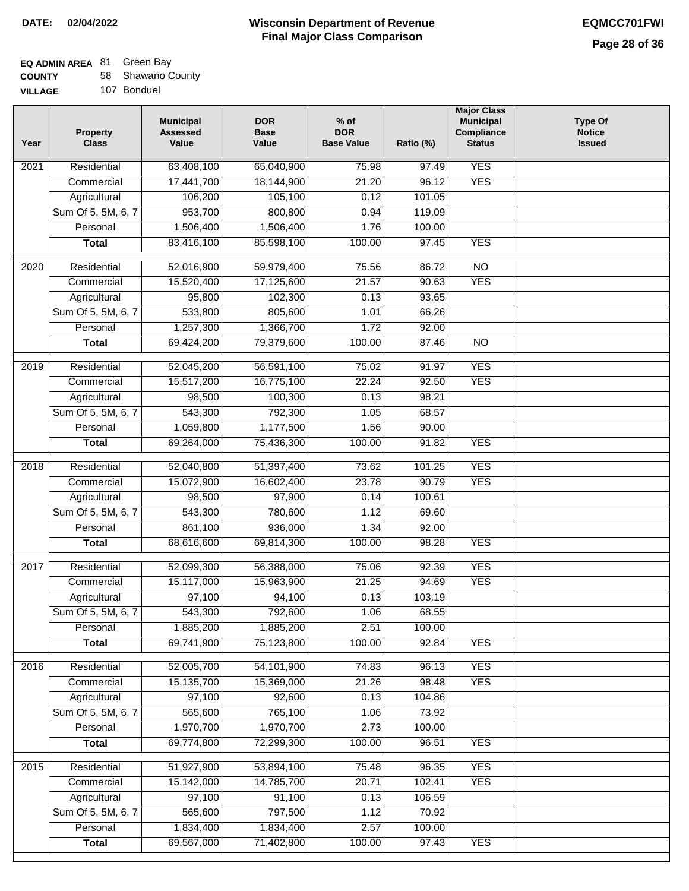# Wisconsin Department of Revenue
## Final Major Class Comparison

**DATE:** 02/04/2022

**EQMCC701FWI**

**EQ ADMIN AREA** 81 Green Bay
**COUNTY** 58 Shawano County
**VILLAGE** 107 Bonduel

| Year | Property Class | Municipal Assessed Value | DOR Base Value | % of DOR Base Value | Ratio (%) | Major Class Municipal Compliance Status | Type Of Notice Issued |
|---|---|---|---|---|---|---|---|
| 2021 | Residential | 63,408,100 | 65,040,900 | 75.98 | 97.49 | YES | |
| | Commercial | 17,441,700 | 18,144,900 | 21.20 | 96.12 | YES | |
| | Agricultural | 106,200 | 105,100 | 0.12 | 101.05 | | |
| | Sum Of 5, 5M, 6, 7 | 953,700 | 800,800 | 0.94 | 119.09 | | |
| | Personal | 1,506,400 | 1,506,400 | 1.76 | 100.00 | | |
| | **Total** | 83,416,100 | 85,598,100 | 100.00 | 97.45 | YES | |
| 2020 | Residential | 52,016,900 | 59,979,400 | 75.56 | 86.72 | NO | |
| | Commercial | 15,520,400 | 17,125,600 | 21.57 | 90.63 | YES | |
| | Agricultural | 95,800 | 102,300 | 0.13 | 93.65 | | |
| | Sum Of 5, 5M, 6, 7 | 533,800 | 805,600 | 1.01 | 66.26 | | |
| | Personal | 1,257,300 | 1,366,700 | 1.72 | 92.00 | | |
| | **Total** | 69,424,200 | 79,379,600 | 100.00 | 87.46 | NO | |
| 2019 | Residential | 52,045,200 | 56,591,100 | 75.02 | 91.97 | YES | |
| | Commercial | 15,517,200 | 16,775,100 | 22.24 | 92.50 | YES | |
| | Agricultural | 98,500 | 100,300 | 0.13 | 98.21 | | |
| | Sum Of 5, 5M, 6, 7 | 543,300 | 792,300 | 1.05 | 68.57 | | |
| | Personal | 1,059,800 | 1,177,500 | 1.56 | 90.00 | | |
| | **Total** | 69,264,000 | 75,436,300 | 100.00 | 91.82 | YES | |
| 2018 | Residential | 52,040,800 | 51,397,400 | 73.62 | 101.25 | YES | |
| | Commercial | 15,072,900 | 16,602,400 | 23.78 | 90.79 | YES | |
| | Agricultural | 98,500 | 97,900 | 0.14 | 100.61 | | |
| | Sum Of 5, 5M, 6, 7 | 543,300 | 780,600 | 1.12 | 69.60 | | |
| | Personal | 861,100 | 936,000 | 1.34 | 92.00 | | |
| | **Total** | 68,616,600 | 69,814,300 | 100.00 | 98.28 | YES | |
| 2017 | Residential | 52,099,300 | 56,388,000 | 75.06 | 92.39 | YES | |
| | Commercial | 15,117,000 | 15,963,900 | 21.25 | 94.69 | YES | |
| | Agricultural | 97,100 | 94,100 | 0.13 | 103.19 | | |
| | Sum Of 5, 5M, 6, 7 | 543,300 | 792,600 | 1.06 | 68.55 | | |
| | Personal | 1,885,200 | 1,885,200 | 2.51 | 100.00 | | |
| | **Total** | 69,741,900 | 75,123,800 | 100.00 | 92.84 | YES | |
| 2016 | Residential | 52,005,700 | 54,101,900 | 74.83 | 96.13 | YES | |
| | Commercial | 15,135,700 | 15,369,000 | 21.26 | 98.48 | YES | |
| | Agricultural | 97,100 | 92,600 | 0.13 | 104.86 | | |
| | Sum Of 5, 5M, 6, 7 | 565,600 | 765,100 | 1.06 | 73.92 | | |
| | Personal | 1,970,700 | 1,970,700 | 2.73 | 100.00 | | |
| | **Total** | 69,774,800 | 72,299,300 | 100.00 | 96.51 | YES | |
| 2015 | Residential | 51,927,900 | 53,894,100 | 75.48 | 96.35 | YES | |
| | Commercial | 15,142,000 | 14,785,700 | 20.71 | 102.41 | YES | |
| | Agricultural | 97,100 | 91,100 | 0.13 | 106.59 | | |
| | Sum Of 5, 5M, 6, 7 | 565,600 | 797,500 | 1.12 | 70.92 | | |
| | Personal | 1,834,400 | 1,834,400 | 2.57 | 100.00 | | |
| | **Total** | 69,567,000 | 71,402,800 | 100.00 | 97.43 | YES | |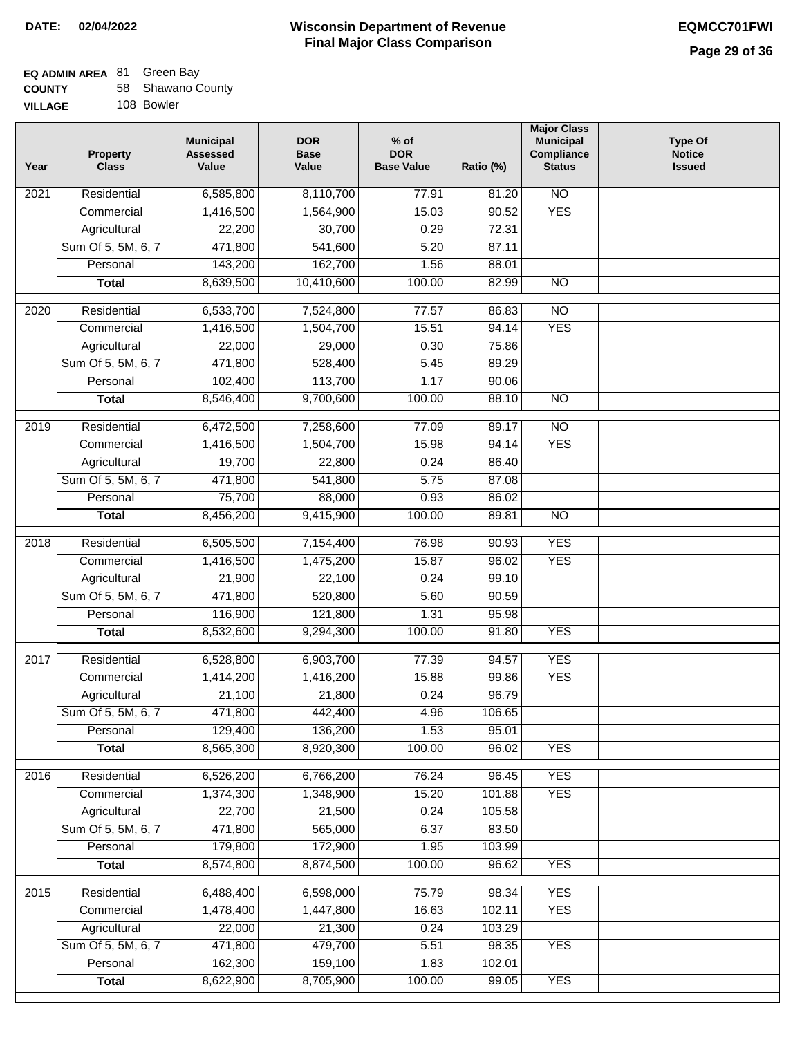**DATE:** 02/04/2022

# Wisconsin Department of Revenue
## Final Major Class Comparison

**EQMCC701FWI**

**EQ ADMIN AREA** 81 Green Bay
**COUNTY** 58 Shawano County
**VILLAGE** 108 Bowler

| Year | Property Class | Municipal Assessed Value | DOR Base Value | % of DOR Base Value | Ratio (%) | Major Class Municipal Compliance Status | Type Of Notice Issued |
|---|---|---|---|---|---|---|---|
| 2021 | Residential | 6,585,800 | 8,110,700 | 77.91 | 81.20 | NO | |
| | Commercial | 1,416,500 | 1,564,900 | 15.03 | 90.52 | YES | |
| | Agricultural | 22,200 | 30,700 | 0.29 | 72.31 | | |
| | Sum Of 5, 5M, 6, 7 | 471,800 | 541,600 | 5.20 | 87.11 | | |
| | Personal | 143,200 | 162,700 | 1.56 | 88.01 | | |
| | **Total** | 8,639,500 | 10,410,600 | 100.00 | 82.99 | NO | |
| 2020 | Residential | 6,533,700 | 7,524,800 | 77.57 | 86.83 | NO | |
| | Commercial | 1,416,500 | 1,504,700 | 15.51 | 94.14 | YES | |
| | Agricultural | 22,000 | 29,000 | 0.30 | 75.86 | | |
| | Sum Of 5, 5M, 6, 7 | 471,800 | 528,400 | 5.45 | 89.29 | | |
| | Personal | 102,400 | 113,700 | 1.17 | 90.06 | | |
| | **Total** | 8,546,400 | 9,700,600 | 100.00 | 88.10 | NO | |
| 2019 | Residential | 6,472,500 | 7,258,600 | 77.09 | 89.17 | NO | |
| | Commercial | 1,416,500 | 1,504,700 | 15.98 | 94.14 | YES | |
| | Agricultural | 19,700 | 22,800 | 0.24 | 86.40 | | |
| | Sum Of 5, 5M, 6, 7 | 471,800 | 541,800 | 5.75 | 87.08 | | |
| | Personal | 75,700 | 88,000 | 0.93 | 86.02 | | |
| | **Total** | 8,456,200 | 9,415,900 | 100.00 | 89.81 | NO | |
| 2018 | Residential | 6,505,500 | 7,154,400 | 76.98 | 90.93 | YES | |
| | Commercial | 1,416,500 | 1,475,200 | 15.87 | 96.02 | YES | |
| | Agricultural | 21,900 | 22,100 | 0.24 | 99.10 | | |
| | Sum Of 5, 5M, 6, 7 | 471,800 | 520,800 | 5.60 | 90.59 | | |
| | Personal | 116,900 | 121,800 | 1.31 | 95.98 | | |
| | **Total** | 8,532,600 | 9,294,300 | 100.00 | 91.80 | YES | |
| 2017 | Residential | 6,528,800 | 6,903,700 | 77.39 | 94.57 | YES | |
| | Commercial | 1,414,200 | 1,416,200 | 15.88 | 99.86 | YES | |
| | Agricultural | 21,100 | 21,800 | 0.24 | 96.79 | | |
| | Sum Of 5, 5M, 6, 7 | 471,800 | 442,400 | 4.96 | 106.65 | | |
| | Personal | 129,400 | 136,200 | 1.53 | 95.01 | | |
| | **Total** | 8,565,300 | 8,920,300 | 100.00 | 96.02 | YES | |
| 2016 | Residential | 6,526,200 | 6,766,200 | 76.24 | 96.45 | YES | |
| | Commercial | 1,374,300 | 1,348,900 | 15.20 | 101.88 | YES | |
| | Agricultural | 22,700 | 21,500 | 0.24 | 105.58 | | |
| | Sum Of 5, 5M, 6, 7 | 471,800 | 565,000 | 6.37 | 83.50 | | |
| | Personal | 179,800 | 172,900 | 1.95 | 103.99 | | |
| | **Total** | 8,574,800 | 8,874,500 | 100.00 | 96.62 | YES | |
| 2015 | Residential | 6,488,400 | 6,598,000 | 75.79 | 98.34 | YES | |
| | Commercial | 1,478,400 | 1,447,800 | 16.63 | 102.11 | YES | |
| | Agricultural | 22,000 | 21,300 | 0.24 | 103.29 | | |
| | Sum Of 5, 5M, 6, 7 | 471,800 | 479,700 | 5.51 | 98.35 | YES | |
| | Personal | 162,300 | 159,100 | 1.83 | 102.01 | | |
| | **Total** | 8,622,900 | 8,705,900 | 100.00 | 99.05 | YES | |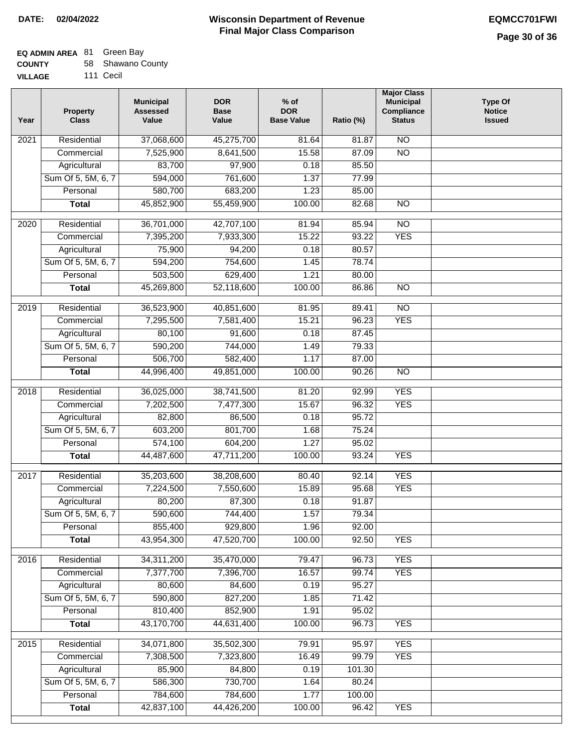**DATE:** 02/04/2022

# Wisconsin Department of Revenue
## Final Major Class Comparison

**EQMCC701FWI**

**EQ ADMIN AREA** 81 Green Bay
**COUNTY** 58 Shawano County
**VILLAGE** 111 Cecil

| Year | Property Class | Municipal Assessed Value | DOR Base Value | % of DOR Base Value | Ratio (%) | Major Class Municipal Compliance Status | Type Of Notice Issued |
|---|---|---|---|---|---|---|---|
| 2021 | Residential | 37,068,600 | 45,275,700 | 81.64 | 81.87 | NO | |
| | Commercial | 7,525,900 | 8,641,500 | 15.58 | 87.09 | NO | |
| | Agricultural | 83,700 | 97,900 | 0.18 | 85.50 | | |
| | Sum Of 5, 5M, 6, 7 | 594,000 | 761,600 | 1.37 | 77.99 | | |
| | Personal | 580,700 | 683,200 | 1.23 | 85.00 | | |
| | **Total** | 45,852,900 | 55,459,900 | 100.00 | 82.68 | NO | |
| 2020 | Residential | 36,701,000 | 42,707,100 | 81.94 | 85.94 | NO | |
| | Commercial | 7,395,200 | 7,933,300 | 15.22 | 93.22 | YES | |
| | Agricultural | 75,900 | 94,200 | 0.18 | 80.57 | | |
| | Sum Of 5, 5M, 6, 7 | 594,200 | 754,600 | 1.45 | 78.74 | | |
| | Personal | 503,500 | 629,400 | 1.21 | 80.00 | | |
| | **Total** | 45,269,800 | 52,118,600 | 100.00 | 86.86 | NO | |
| 2019 | Residential | 36,523,900 | 40,851,600 | 81.95 | 89.41 | NO | |
| | Commercial | 7,295,500 | 7,581,400 | 15.21 | 96.23 | YES | |
| | Agricultural | 80,100 | 91,600 | 0.18 | 87.45 | | |
| | Sum Of 5, 5M, 6, 7 | 590,200 | 744,000 | 1.49 | 79.33 | | |
| | Personal | 506,700 | 582,400 | 1.17 | 87.00 | | |
| | **Total** | 44,996,400 | 49,851,000 | 100.00 | 90.26 | NO | |
| 2018 | Residential | 36,025,000 | 38,741,500 | 81.20 | 92.99 | YES | |
| | Commercial | 7,202,500 | 7,477,300 | 15.67 | 96.32 | YES | |
| | Agricultural | 82,800 | 86,500 | 0.18 | 95.72 | | |
| | Sum Of 5, 5M, 6, 7 | 603,200 | 801,700 | 1.68 | 75.24 | | |
| | Personal | 574,100 | 604,200 | 1.27 | 95.02 | | |
| | **Total** | 44,487,600 | 47,711,200 | 100.00 | 93.24 | YES | |
| 2017 | Residential | 35,203,600 | 38,208,600 | 80.40 | 92.14 | YES | |
| | Commercial | 7,224,500 | 7,550,600 | 15.89 | 95.68 | YES | |
| | Agricultural | 80,200 | 87,300 | 0.18 | 91.87 | | |
| | Sum Of 5, 5M, 6, 7 | 590,600 | 744,400 | 1.57 | 79.34 | | |
| | Personal | 855,400 | 929,800 | 1.96 | 92.00 | | |
| | **Total** | 43,954,300 | 47,520,700 | 100.00 | 92.50 | YES | |
| 2016 | Residential | 34,311,200 | 35,470,000 | 79.47 | 96.73 | YES | |
| | Commercial | 7,377,700 | 7,396,700 | 16.57 | 99.74 | YES | |
| | Agricultural | 80,600 | 84,600 | 0.19 | 95.27 | | |
| | Sum Of 5, 5M, 6, 7 | 590,800 | 827,200 | 1.85 | 71.42 | | |
| | Personal | 810,400 | 852,900 | 1.91 | 95.02 | | |
| | **Total** | 43,170,700 | 44,631,400 | 100.00 | 96.73 | YES | |
| 2015 | Residential | 34,071,800 | 35,502,300 | 79.91 | 95.97 | YES | |
| | Commercial | 7,308,500 | 7,323,800 | 16.49 | 99.79 | YES | |
| | Agricultural | 85,900 | 84,800 | 0.19 | 101.30 | | |
| | Sum Of 5, 5M, 6, 7 | 586,300 | 730,700 | 1.64 | 80.24 | | |
| | Personal | 784,600 | 784,600 | 1.77 | 100.00 | | |
| | **Total** | 42,837,100 | 44,426,200 | 100.00 | 96.42 | YES | |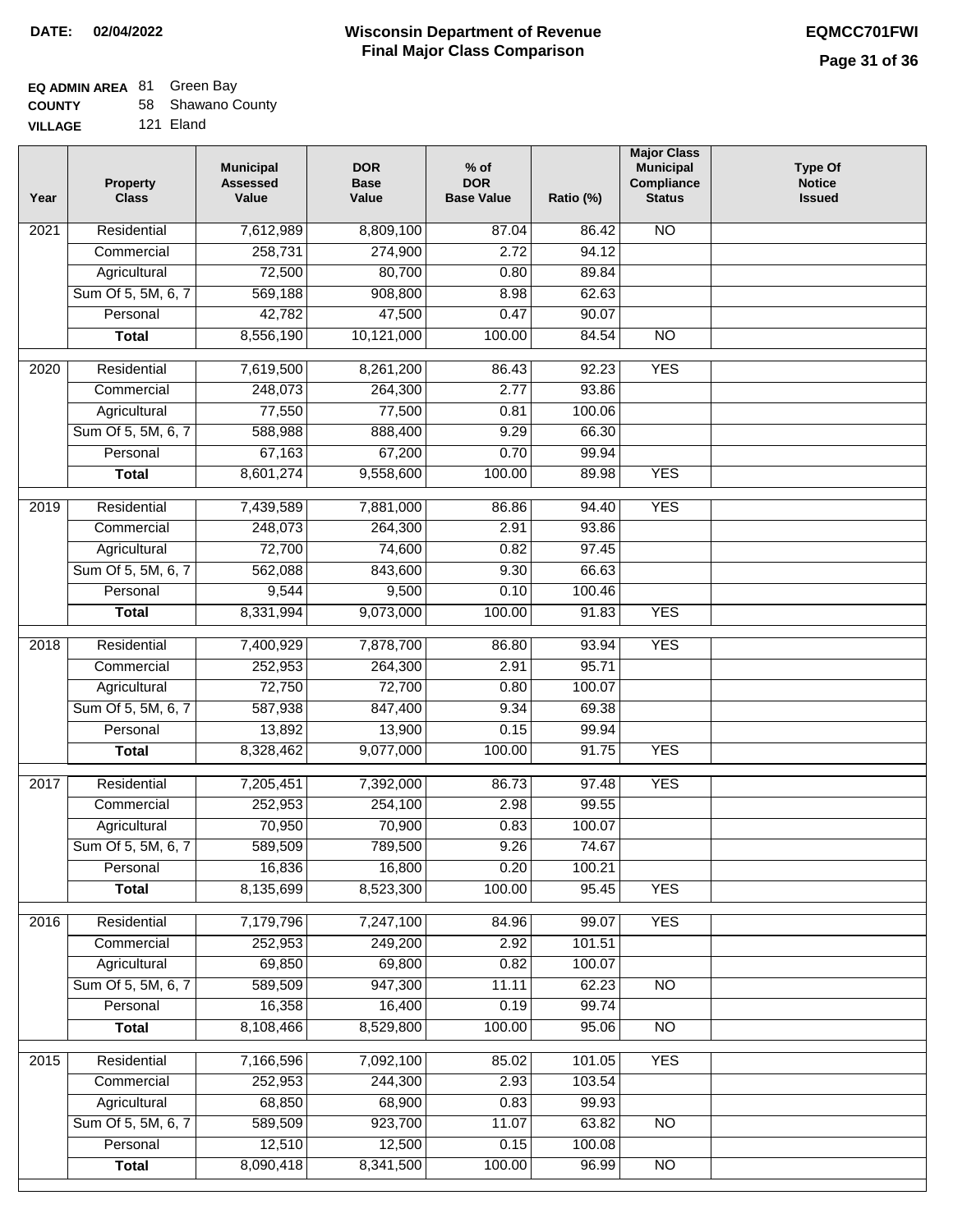**DATE:** 02/04/2022

# Wisconsin Department of Revenue
## Final Major Class Comparison

**EQMCC701FWI**

**EQ ADMIN AREA** 81 Green Bay
**COUNTY** 58 Shawano County
**VILLAGE** 121 Eland

| Year | Property Class | Municipal Assessed Value | DOR Base Value | % of DOR Base Value | Ratio (%) | Major Class Municipal Compliance Status | Type Of Notice Issued |
|---|---|---|---|---|---|---|---|
| 2021 | Residential | 7,612,989 | 8,809,100 | 87.04 | 86.42 | NO | |
| | Commercial | 258,731 | 274,900 | 2.72 | 94.12 | | |
| | Agricultural | 72,500 | 80,700 | 0.80 | 89.84 | | |
| | Sum Of 5, 5M, 6, 7 | 569,188 | 908,800 | 8.98 | 62.63 | | |
| | Personal | 42,782 | 47,500 | 0.47 | 90.07 | | |
| | **Total** | 8,556,190 | 10,121,000 | 100.00 | 84.54 | NO | |
| 2020 | Residential | 7,619,500 | 8,261,200 | 86.43 | 92.23 | YES | |
| | Commercial | 248,073 | 264,300 | 2.77 | 93.86 | | |
| | Agricultural | 77,550 | 77,500 | 0.81 | 100.06 | | |
| | Sum Of 5, 5M, 6, 7 | 588,988 | 888,400 | 9.29 | 66.30 | | |
| | Personal | 67,163 | 67,200 | 0.70 | 99.94 | | |
| | **Total** | 8,601,274 | 9,558,600 | 100.00 | 89.98 | YES | |
| 2019 | Residential | 7,439,589 | 7,881,000 | 86.86 | 94.40 | YES | |
| | Commercial | 248,073 | 264,300 | 2.91 | 93.86 | | |
| | Agricultural | 72,700 | 74,600 | 0.82 | 97.45 | | |
| | Sum Of 5, 5M, 6, 7 | 562,088 | 843,600 | 9.30 | 66.63 | | |
| | Personal | 9,544 | 9,500 | 0.10 | 100.46 | | |
| | **Total** | 8,331,994 | 9,073,000 | 100.00 | 91.83 | YES | |
| 2018 | Residential | 7,400,929 | 7,878,700 | 86.80 | 93.94 | YES | |
| | Commercial | 252,953 | 264,300 | 2.91 | 95.71 | | |
| | Agricultural | 72,750 | 72,700 | 0.80 | 100.07 | | |
| | Sum Of 5, 5M, 6, 7 | 587,938 | 847,400 | 9.34 | 69.38 | | |
| | Personal | 13,892 | 13,900 | 0.15 | 99.94 | | |
| | **Total** | 8,328,462 | 9,077,000 | 100.00 | 91.75 | YES | |
| 2017 | Residential | 7,205,451 | 7,392,000 | 86.73 | 97.48 | YES | |
| | Commercial | 252,953 | 254,100 | 2.98 | 99.55 | | |
| | Agricultural | 70,950 | 70,900 | 0.83 | 100.07 | | |
| | Sum Of 5, 5M, 6, 7 | 589,509 | 789,500 | 9.26 | 74.67 | | |
| | Personal | 16,836 | 16,800 | 0.20 | 100.21 | | |
| | **Total** | 8,135,699 | 8,523,300 | 100.00 | 95.45 | YES | |
| 2016 | Residential | 7,179,796 | 7,247,100 | 84.96 | 99.07 | YES | |
| | Commercial | 252,953 | 249,200 | 2.92 | 101.51 | | |
| | Agricultural | 69,850 | 69,800 | 0.82 | 100.07 | | |
| | Sum Of 5, 5M, 6, 7 | 589,509 | 947,300 | 11.11 | 62.23 | NO | |
| | Personal | 16,358 | 16,400 | 0.19 | 99.74 | | |
| | **Total** | 8,108,466 | 8,529,800 | 100.00 | 95.06 | NO | |
| 2015 | Residential | 7,166,596 | 7,092,100 | 85.02 | 101.05 | YES | |
| | Commercial | 252,953 | 244,300 | 2.93 | 103.54 | | |
| | Agricultural | 68,850 | 68,900 | 0.83 | 99.93 | | |
| | Sum Of 5, 5M, 6, 7 | 589,509 | 923,700 | 11.07 | 63.82 | NO | |
| | Personal | 12,510 | 12,500 | 0.15 | 100.08 | | |
| | **Total** | 8,090,418 | 8,341,500 | 100.00 | 96.99 | NO | |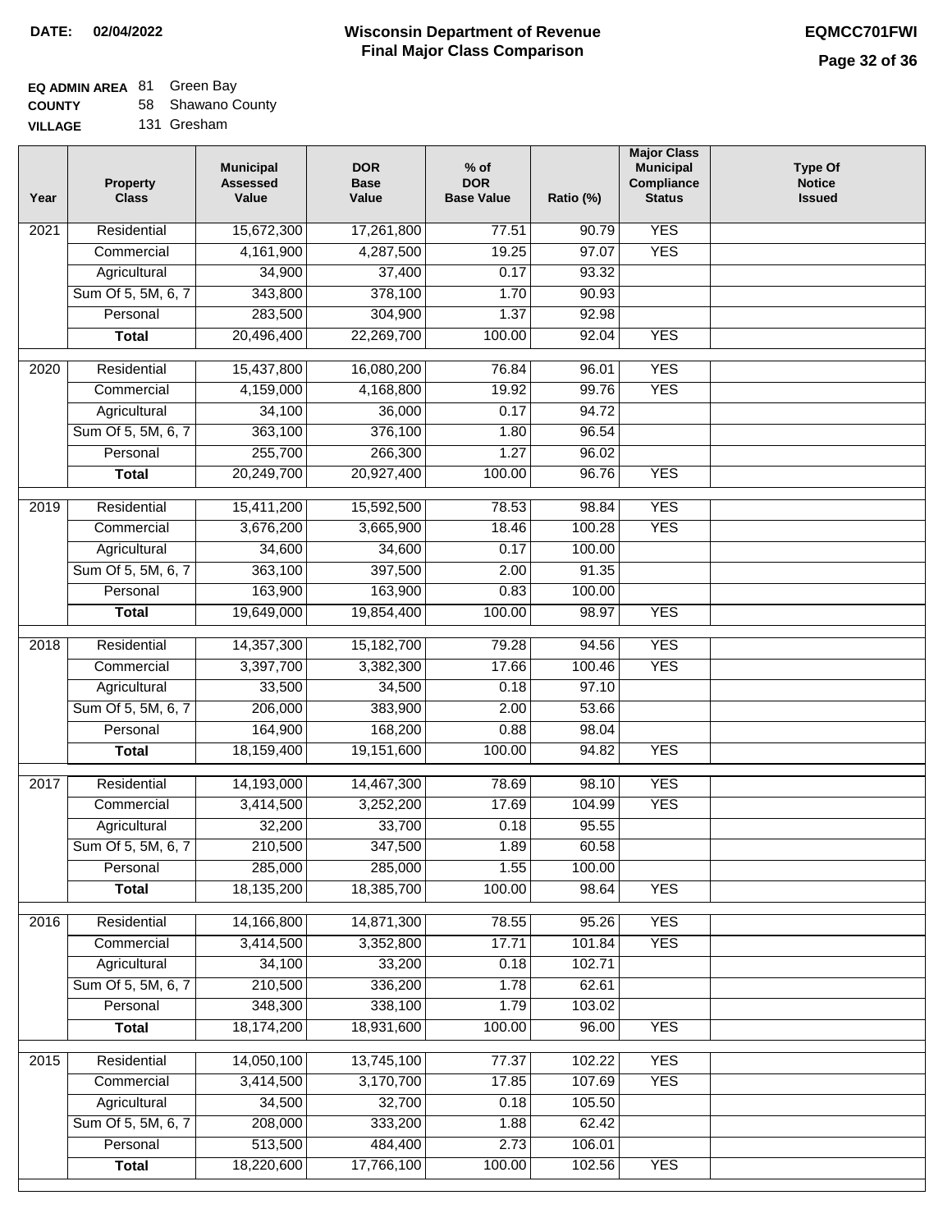**DATE:** 02/04/2022

# Wisconsin Department of Revenue Final Major Class Comparison

**EQMCC701FWI**

**EQ ADMIN AREA** 81 Green Bay
**COUNTY** 58 Shawano County
**VILLAGE** 131 Gresham

| Year | Property Class | Municipal Assessed Value | DOR Base Value | % of DOR Base Value | Ratio (%) | Major Class Municipal Compliance Status | Type Of Notice Issued |
|---|---|---|---|---|---|---|---|
| 2021 | Residential | 15,672,300 | 17,261,800 | 77.51 | 90.79 | YES | |
| | Commercial | 4,161,900 | 4,287,500 | 19.25 | 97.07 | YES | |
| | Agricultural | 34,900 | 37,400 | 0.17 | 93.32 | | |
| | Sum Of 5, 5M, 6, 7 | 343,800 | 378,100 | 1.70 | 90.93 | | |
| | Personal | 283,500 | 304,900 | 1.37 | 92.98 | | |
| | **Total** | 20,496,400 | 22,269,700 | 100.00 | 92.04 | YES | |
| 2020 | Residential | 15,437,800 | 16,080,200 | 76.84 | 96.01 | YES | |
| | Commercial | 4,159,000 | 4,168,800 | 19.92 | 99.76 | YES | |
| | Agricultural | 34,100 | 36,000 | 0.17 | 94.72 | | |
| | Sum Of 5, 5M, 6, 7 | 363,100 | 376,100 | 1.80 | 96.54 | | |
| | Personal | 255,700 | 266,300 | 1.27 | 96.02 | | |
| | **Total** | 20,249,700 | 20,927,400 | 100.00 | 96.76 | YES | |
| 2019 | Residential | 15,411,200 | 15,592,500 | 78.53 | 98.84 | YES | |
| | Commercial | 3,676,200 | 3,665,900 | 18.46 | 100.28 | YES | |
| | Agricultural | 34,600 | 34,600 | 0.17 | 100.00 | | |
| | Sum Of 5, 5M, 6, 7 | 363,100 | 397,500 | 2.00 | 91.35 | | |
| | Personal | 163,900 | 163,900 | 0.83 | 100.00 | | |
| | **Total** | 19,649,000 | 19,854,400 | 100.00 | 98.97 | YES | |
| 2018 | Residential | 14,357,300 | 15,182,700 | 79.28 | 94.56 | YES | |
| | Commercial | 3,397,700 | 3,382,300 | 17.66 | 100.46 | YES | |
| | Agricultural | 33,500 | 34,500 | 0.18 | 97.10 | | |
| | Sum Of 5, 5M, 6, 7 | 206,000 | 383,900 | 2.00 | 53.66 | | |
| | Personal | 164,900 | 168,200 | 0.88 | 98.04 | | |
| | **Total** | 18,159,400 | 19,151,600 | 100.00 | 94.82 | YES | |
| 2017 | Residential | 14,193,000 | 14,467,300 | 78.69 | 98.10 | YES | |
| | Commercial | 3,414,500 | 3,252,200 | 17.69 | 104.99 | YES | |
| | Agricultural | 32,200 | 33,700 | 0.18 | 95.55 | | |
| | Sum Of 5, 5M, 6, 7 | 210,500 | 347,500 | 1.89 | 60.58 | | |
| | Personal | 285,000 | 285,000 | 1.55 | 100.00 | | |
| | **Total** | 18,135,200 | 18,385,700 | 100.00 | 98.64 | YES | |
| 2016 | Residential | 14,166,800 | 14,871,300 | 78.55 | 95.26 | YES | |
| | Commercial | 3,414,500 | 3,352,800 | 17.71 | 101.84 | YES | |
| | Agricultural | 34,100 | 33,200 | 0.18 | 102.71 | | |
| | Sum Of 5, 5M, 6, 7 | 210,500 | 336,200 | 1.78 | 62.61 | | |
| | Personal | 348,300 | 338,100 | 1.79 | 103.02 | | |
| | **Total** | 18,174,200 | 18,931,600 | 100.00 | 96.00 | YES | |
| 2015 | Residential | 14,050,100 | 13,745,100 | 77.37 | 102.22 | YES | |
| | Commercial | 3,414,500 | 3,170,700 | 17.85 | 107.69 | YES | |
| | Agricultural | 34,500 | 32,700 | 0.18 | 105.50 | | |
| | Sum Of 5, 5M, 6, 7 | 208,000 | 333,200 | 1.88 | 62.42 | | |
| | Personal | 513,500 | 484,400 | 2.73 | 106.01 | | |
| | **Total** | 18,220,600 | 17,766,100 | 100.00 | 102.56 | YES | |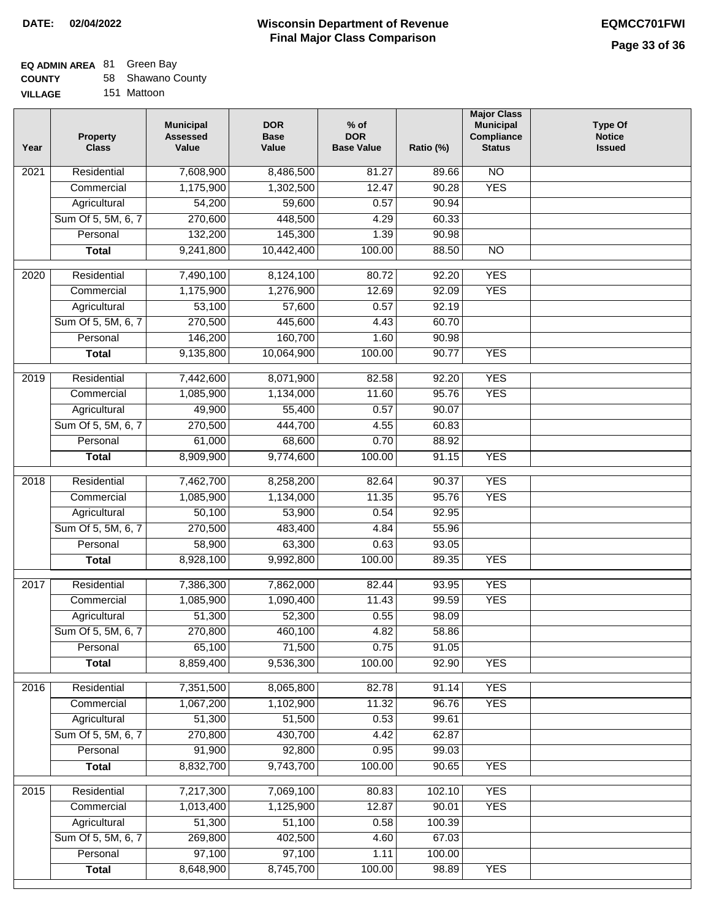**DATE:** 02/04/2022

# Wisconsin Department of Revenue
## Final Major Class Comparison

**EQMCC701FWI**

**EQ ADMIN AREA** 81 Green Bay
**COUNTY** 58 Shawano County
**VILLAGE** 151 Mattoon

| Year | Property Class | Municipal Assessed Value | DOR Base Value | % of DOR Base Value | Ratio (%) | Major Class Municipal Compliance Status | Type Of Notice Issued |
|---|---|---|---|---|---|---|---|
| 2021 | Residential | 7,608,900 | 8,486,500 | 81.27 | 89.66 | NO | |
| | Commercial | 1,175,900 | 1,302,500 | 12.47 | 90.28 | YES | |
| | Agricultural | 54,200 | 59,600 | 0.57 | 90.94 | | |
| | Sum Of 5, 5M, 6, 7 | 270,600 | 448,500 | 4.29 | 60.33 | | |
| | Personal | 132,200 | 145,300 | 1.39 | 90.98 | | |
| | **Total** | 9,241,800 | 10,442,400 | 100.00 | 88.50 | NO | |
| 2020 | Residential | 7,490,100 | 8,124,100 | 80.72 | 92.20 | YES | |
| | Commercial | 1,175,900 | 1,276,900 | 12.69 | 92.09 | YES | |
| | Agricultural | 53,100 | 57,600 | 0.57 | 92.19 | | |
| | Sum Of 5, 5M, 6, 7 | 270,500 | 445,600 | 4.43 | 60.70 | | |
| | Personal | 146,200 | 160,700 | 1.60 | 90.98 | | |
| | **Total** | 9,135,800 | 10,064,900 | 100.00 | 90.77 | YES | |
| 2019 | Residential | 7,442,600 | 8,071,900 | 82.58 | 92.20 | YES | |
| | Commercial | 1,085,900 | 1,134,000 | 11.60 | 95.76 | YES | |
| | Agricultural | 49,900 | 55,400 | 0.57 | 90.07 | | |
| | Sum Of 5, 5M, 6, 7 | 270,500 | 444,700 | 4.55 | 60.83 | | |
| | Personal | 61,000 | 68,600 | 0.70 | 88.92 | | |
| | **Total** | 8,909,900 | 9,774,600 | 100.00 | 91.15 | YES | |
| 2018 | Residential | 7,462,700 | 8,258,200 | 82.64 | 90.37 | YES | |
| | Commercial | 1,085,900 | 1,134,000 | 11.35 | 95.76 | YES | |
| | Agricultural | 50,100 | 53,900 | 0.54 | 92.95 | | |
| | Sum Of 5, 5M, 6, 7 | 270,500 | 483,400 | 4.84 | 55.96 | | |
| | Personal | 58,900 | 63,300 | 0.63 | 93.05 | | |
| | **Total** | 8,928,100 | 9,992,800 | 100.00 | 89.35 | YES | |
| 2017 | Residential | 7,386,300 | 7,862,000 | 82.44 | 93.95 | YES | |
| | Commercial | 1,085,900 | 1,090,400 | 11.43 | 99.59 | YES | |
| | Agricultural | 51,300 | 52,300 | 0.55 | 98.09 | | |
| | Sum Of 5, 5M, 6, 7 | 270,800 | 460,100 | 4.82 | 58.86 | | |
| | Personal | 65,100 | 71,500 | 0.75 | 91.05 | | |
| | **Total** | 8,859,400 | 9,536,300 | 100.00 | 92.90 | YES | |
| 2016 | Residential | 7,351,500 | 8,065,800 | 82.78 | 91.14 | YES | |
| | Commercial | 1,067,200 | 1,102,900 | 11.32 | 96.76 | YES | |
| | Agricultural | 51,300 | 51,500 | 0.53 | 99.61 | | |
| | Sum Of 5, 5M, 6, 7 | 270,800 | 430,700 | 4.42 | 62.87 | | |
| | Personal | 91,900 | 92,800 | 0.95 | 99.03 | | |
| | **Total** | 8,832,700 | 9,743,700 | 100.00 | 90.65 | YES | |
| 2015 | Residential | 7,217,300 | 7,069,100 | 80.83 | 102.10 | YES | |
| | Commercial | 1,013,400 | 1,125,900 | 12.87 | 90.01 | YES | |
| | Agricultural | 51,300 | 51,100 | 0.58 | 100.39 | | |
| | Sum Of 5, 5M, 6, 7 | 269,800 | 402,500 | 4.60 | 67.03 | | |
| | Personal | 97,100 | 97,100 | 1.11 | 100.00 | | |
| | **Total** | 8,648,900 | 8,745,700 | 100.00 | 98.89 | YES | |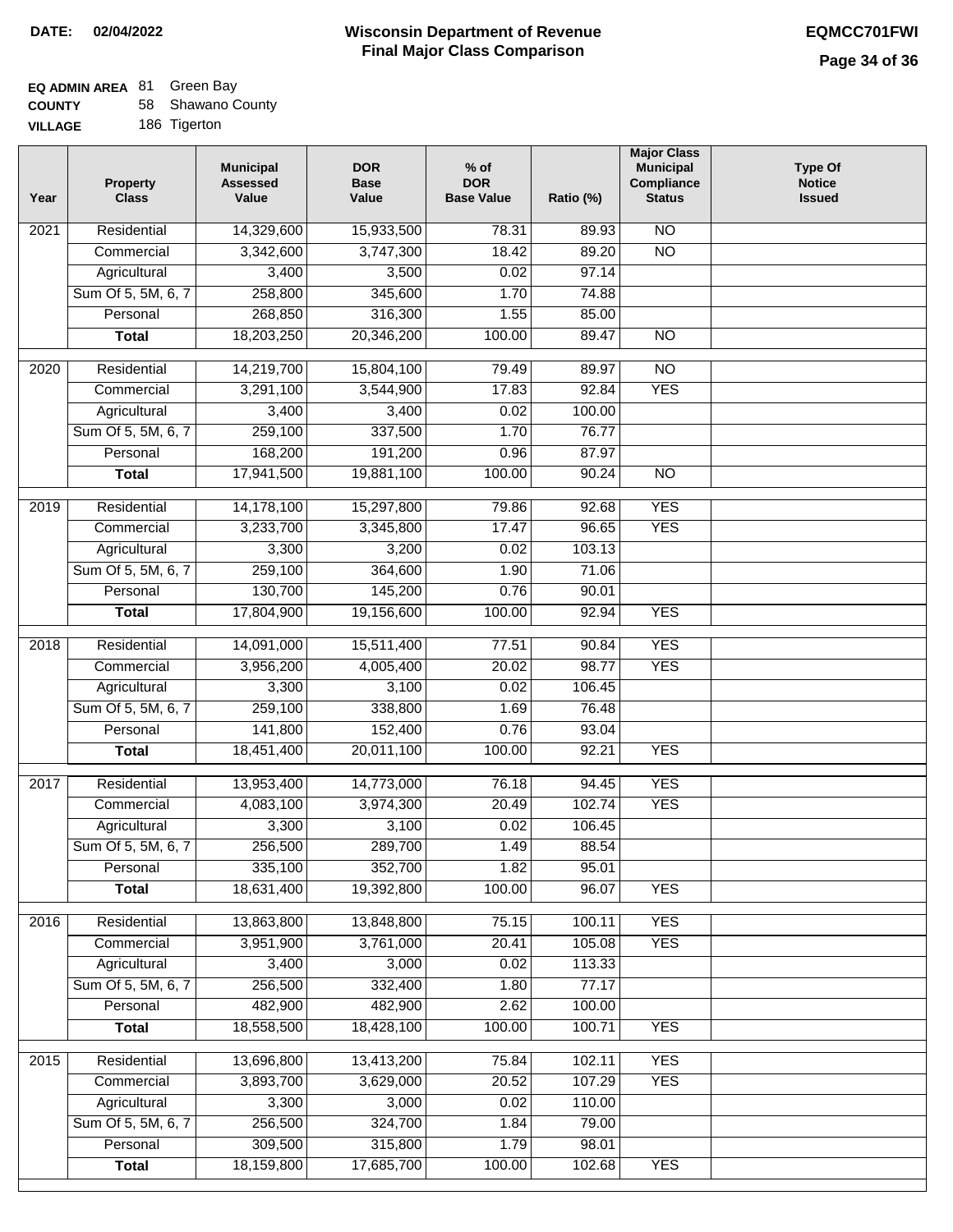**Wisconsin Department of Revenue**
**Final Major Class Comparison**

DATE: 02/04/2022

EQMCC701FWI

**EQ ADMIN AREA** 81 Green Bay
**COUNTY** 58 Shawano County
**VILLAGE** 186 Tigerton

| Year | Property Class | Municipal Assessed Value | DOR Base Value | % of DOR Base Value | Ratio (%) | Major Class Municipal Compliance Status | Type Of Notice Issued |
|---|---|---|---|---|---|---|---|
| 2021 | Residential | 14,329,600 | 15,933,500 | 78.31 | 89.93 | NO | |
| | Commercial | 3,342,600 | 3,747,300 | 18.42 | 89.20 | NO | |
| | Agricultural | 3,400 | 3,500 | 0.02 | 97.14 | | |
| | Sum Of 5, 5M, 6, 7 | 258,800 | 345,600 | 1.70 | 74.88 | | |
| | Personal | 268,850 | 316,300 | 1.55 | 85.00 | | |
| | **Total** | 18,203,250 | 20,346,200 | 100.00 | 89.47 | NO | |
| 2020 | Residential | 14,219,700 | 15,804,100 | 79.49 | 89.97 | NO | |
| | Commercial | 3,291,100 | 3,544,900 | 17.83 | 92.84 | YES | |
| | Agricultural | 3,400 | 3,400 | 0.02 | 100.00 | | |
| | Sum Of 5, 5M, 6, 7 | 259,100 | 337,500 | 1.70 | 76.77 | | |
| | Personal | 168,200 | 191,200 | 0.96 | 87.97 | | |
| | **Total** | 17,941,500 | 19,881,100 | 100.00 | 90.24 | NO | |
| 2019 | Residential | 14,178,100 | 15,297,800 | 79.86 | 92.68 | YES | |
| | Commercial | 3,233,700 | 3,345,800 | 17.47 | 96.65 | YES | |
| | Agricultural | 3,300 | 3,200 | 0.02 | 103.13 | | |
| | Sum Of 5, 5M, 6, 7 | 259,100 | 364,600 | 1.90 | 71.06 | | |
| | Personal | 130,700 | 145,200 | 0.76 | 90.01 | | |
| | **Total** | 17,804,900 | 19,156,600 | 100.00 | 92.94 | YES | |
| 2018 | Residential | 14,091,000 | 15,511,400 | 77.51 | 90.84 | YES | |
| | Commercial | 3,956,200 | 4,005,400 | 20.02 | 98.77 | YES | |
| | Agricultural | 3,300 | 3,100 | 0.02 | 106.45 | | |
| | Sum Of 5, 5M, 6, 7 | 259,100 | 338,800 | 1.69 | 76.48 | | |
| | Personal | 141,800 | 152,400 | 0.76 | 93.04 | | |
| | **Total** | 18,451,400 | 20,011,100 | 100.00 | 92.21 | YES | |
| 2017 | Residential | 13,953,400 | 14,773,000 | 76.18 | 94.45 | YES | |
| | Commercial | 4,083,100 | 3,974,300 | 20.49 | 102.74 | YES | |
| | Agricultural | 3,300 | 3,100 | 0.02 | 106.45 | | |
| | Sum Of 5, 5M, 6, 7 | 256,500 | 289,700 | 1.49 | 88.54 | | |
| | Personal | 335,100 | 352,700 | 1.82 | 95.01 | | |
| | **Total** | 18,631,400 | 19,392,800 | 100.00 | 96.07 | YES | |
| 2016 | Residential | 13,863,800 | 13,848,800 | 75.15 | 100.11 | YES | |
| | Commercial | 3,951,900 | 3,761,000 | 20.41 | 105.08 | YES | |
| | Agricultural | 3,400 | 3,000 | 0.02 | 113.33 | | |
| | Sum Of 5, 5M, 6, 7 | 256,500 | 332,400 | 1.80 | 77.17 | | |
| | Personal | 482,900 | 482,900 | 2.62 | 100.00 | | |
| | **Total** | 18,558,500 | 18,428,100 | 100.00 | 100.71 | YES | |
| 2015 | Residential | 13,696,800 | 13,413,200 | 75.84 | 102.11 | YES | |
| | Commercial | 3,893,700 | 3,629,000 | 20.52 | 107.29 | YES | |
| | Agricultural | 3,300 | 3,000 | 0.02 | 110.00 | | |
| | Sum Of 5, 5M, 6, 7 | 256,500 | 324,700 | 1.84 | 79.00 | | |
| | Personal | 309,500 | 315,800 | 1.79 | 98.01 | | |
| | **Total** | 18,159,800 | 17,685,700 | 100.00 | 102.68 | YES | |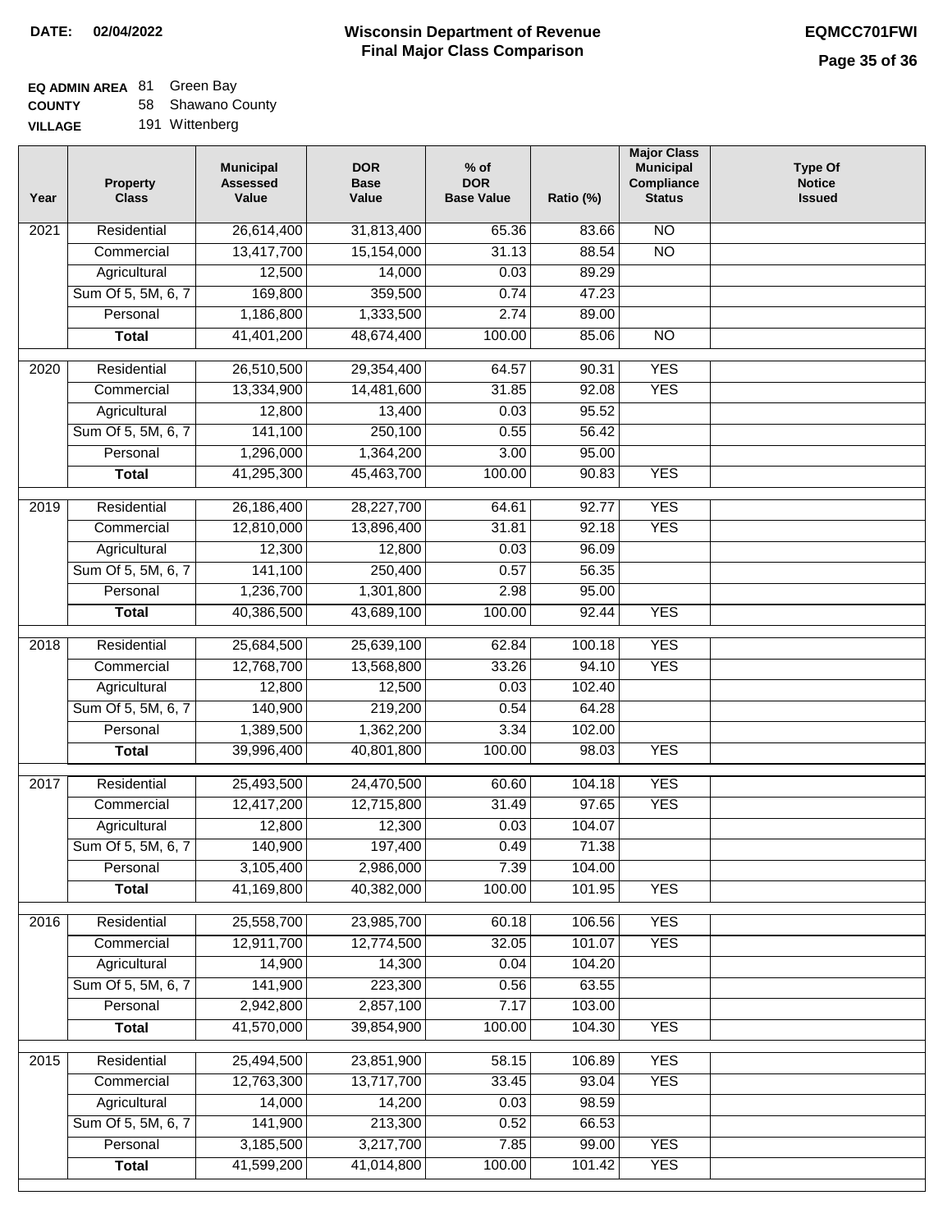**DATE: 02/04/2022**

# Wisconsin Department of Revenue
## Final Major Class Comparison

**EQMCC701FWI**

**EQ ADMIN AREA** 81 Green Bay
**COUNTY** 58 Shawano County
**VILLAGE** 191 Wittenberg

| Year | Property Class | Municipal Assessed Value | DOR Base Value | % of DOR Base Value | Ratio (%) | Major Class Municipal Compliance Status | Type Of Notice Issued |
|---|---|---|---|---|---|---|---|
| 2021 | Residential | 26,614,400 | 31,813,400 | 65.36 | 83.66 | NO | |
| | Commercial | 13,417,700 | 15,154,000 | 31.13 | 88.54 | NO | |
| | Agricultural | 12,500 | 14,000 | 0.03 | 89.29 | | |
| | Sum Of 5, 5M, 6, 7 | 169,800 | 359,500 | 0.74 | 47.23 | | |
| | Personal | 1,186,800 | 1,333,500 | 2.74 | 89.00 | | |
| | **Total** | 41,401,200 | 48,674,400 | 100.00 | 85.06 | NO | |
| 2020 | Residential | 26,510,500 | 29,354,400 | 64.57 | 90.31 | YES | |
| | Commercial | 13,334,900 | 14,481,600 | 31.85 | 92.08 | YES | |
| | Agricultural | 12,800 | 13,400 | 0.03 | 95.52 | | |
| | Sum Of 5, 5M, 6, 7 | 141,100 | 250,100 | 0.55 | 56.42 | | |
| | Personal | 1,296,000 | 1,364,200 | 3.00 | 95.00 | | |
| | **Total** | 41,295,300 | 45,463,700 | 100.00 | 90.83 | YES | |
| 2019 | Residential | 26,186,400 | 28,227,700 | 64.61 | 92.77 | YES | |
| | Commercial | 12,810,000 | 13,896,400 | 31.81 | 92.18 | YES | |
| | Agricultural | 12,300 | 12,800 | 0.03 | 96.09 | | |
| | Sum Of 5, 5M, 6, 7 | 141,100 | 250,400 | 0.57 | 56.35 | | |
| | Personal | 1,236,700 | 1,301,800 | 2.98 | 95.00 | | |
| | **Total** | 40,386,500 | 43,689,100 | 100.00 | 92.44 | YES | |
| 2018 | Residential | 25,684,500 | 25,639,100 | 62.84 | 100.18 | YES | |
| | Commercial | 12,768,700 | 13,568,800 | 33.26 | 94.10 | YES | |
| | Agricultural | 12,800 | 12,500 | 0.03 | 102.40 | | |
| | Sum Of 5, 5M, 6, 7 | 140,900 | 219,200 | 0.54 | 64.28 | | |
| | Personal | 1,389,500 | 1,362,200 | 3.34 | 102.00 | | |
| | **Total** | 39,996,400 | 40,801,800 | 100.00 | 98.03 | YES | |
| 2017 | Residential | 25,493,500 | 24,470,500 | 60.60 | 104.18 | YES | |
| | Commercial | 12,417,200 | 12,715,800 | 31.49 | 97.65 | YES | |
| | Agricultural | 12,800 | 12,300 | 0.03 | 104.07 | | |
| | Sum Of 5, 5M, 6, 7 | 140,900 | 197,400 | 0.49 | 71.38 | | |
| | Personal | 3,105,400 | 2,986,000 | 7.39 | 104.00 | | |
| | **Total** | 41,169,800 | 40,382,000 | 100.00 | 101.95 | YES | |
| 2016 | Residential | 25,558,700 | 23,985,700 | 60.18 | 106.56 | YES | |
| | Commercial | 12,911,700 | 12,774,500 | 32.05 | 101.07 | YES | |
| | Agricultural | 14,900 | 14,300 | 0.04 | 104.20 | | |
| | Sum Of 5, 5M, 6, 7 | 141,900 | 223,300 | 0.56 | 63.55 | | |
| | Personal | 2,942,800 | 2,857,100 | 7.17 | 103.00 | | |
| | **Total** | 41,570,000 | 39,854,900 | 100.00 | 104.30 | YES | |
| 2015 | Residential | 25,494,500 | 23,851,900 | 58.15 | 106.89 | YES | |
| | Commercial | 12,763,300 | 13,717,700 | 33.45 | 93.04 | YES | |
| | Agricultural | 14,000 | 14,200 | 0.03 | 98.59 | | |
| | Sum Of 5, 5M, 6, 7 | 141,900 | 213,300 | 0.52 | 66.53 | | |
| | Personal | 3,185,500 | 3,217,700 | 7.85 | 99.00 | YES | |
| | **Total** | 41,599,200 | 41,014,800 | 100.00 | 101.42 | YES | |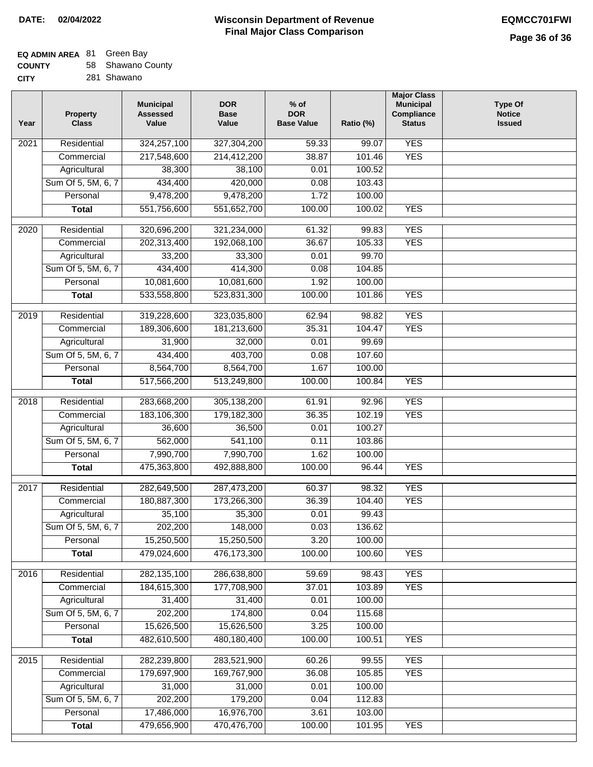**DATE:** 02/04/2022

# Wisconsin Department of Revenue
## Final Major Class Comparison

**EQMCC701FWI**

| | | |
|---|---|---|
| **EQ ADMIN AREA** | 81 | Green Bay |
| **COUNTY** | 58 | Shawano County |
| **CITY** | 281 | Shawano |

| Year | Property Class | Municipal Assessed Value | DOR Base Value | % of DOR Base Value | Ratio (%) | Major Class Municipal Compliance Status | Type Of Notice Issued |
|---|---|---|---|---|---|---|---|
| 2021 | Residential | 324,257,100 | 327,304,200 | 59.33 | 99.07 | YES | |
| | Commercial | 217,548,600 | 214,412,200 | 38.87 | 101.46 | YES | |
| | Agricultural | 38,300 | 38,100 | 0.01 | 100.52 | | |
| | Sum Of 5, 5M, 6, 7 | 434,400 | 420,000 | 0.08 | 103.43 | | |
| | Personal | 9,478,200 | 9,478,200 | 1.72 | 100.00 | | |
| | **Total** | 551,756,600 | 551,652,700 | 100.00 | 100.02 | YES | |
| 2020 | Residential | 320,696,200 | 321,234,000 | 61.32 | 99.83 | YES | |
| | Commercial | 202,313,400 | 192,068,100 | 36.67 | 105.33 | YES | |
| | Agricultural | 33,200 | 33,300 | 0.01 | 99.70 | | |
| | Sum Of 5, 5M, 6, 7 | 434,400 | 414,300 | 0.08 | 104.85 | | |
| | Personal | 10,081,600 | 10,081,600 | 1.92 | 100.00 | | |
| | **Total** | 533,558,800 | 523,831,300 | 100.00 | 101.86 | YES | |
| 2019 | Residential | 319,228,600 | 323,035,800 | 62.94 | 98.82 | YES | |
| | Commercial | 189,306,600 | 181,213,600 | 35.31 | 104.47 | YES | |
| | Agricultural | 31,900 | 32,000 | 0.01 | 99.69 | | |
| | Sum Of 5, 5M, 6, 7 | 434,400 | 403,700 | 0.08 | 107.60 | | |
| | Personal | 8,564,700 | 8,564,700 | 1.67 | 100.00 | | |
| | **Total** | 517,566,200 | 513,249,800 | 100.00 | 100.84 | YES | |
| 2018 | Residential | 283,668,200 | 305,138,200 | 61.91 | 92.96 | YES | |
| | Commercial | 183,106,300 | 179,182,300 | 36.35 | 102.19 | YES | |
| | Agricultural | 36,600 | 36,500 | 0.01 | 100.27 | | |
| | Sum Of 5, 5M, 6, 7 | 562,000 | 541,100 | 0.11 | 103.86 | | |
| | Personal | 7,990,700 | 7,990,700 | 1.62 | 100.00 | | |
| | **Total** | 475,363,800 | 492,888,800 | 100.00 | 96.44 | YES | |
| 2017 | Residential | 282,649,500 | 287,473,200 | 60.37 | 98.32 | YES | |
| | Commercial | 180,887,300 | 173,266,300 | 36.39 | 104.40 | YES | |
| | Agricultural | 35,100 | 35,300 | 0.01 | 99.43 | | |
| | Sum Of 5, 5M, 6, 7 | 202,200 | 148,000 | 0.03 | 136.62 | | |
| | Personal | 15,250,500 | 15,250,500 | 3.20 | 100.00 | | |
| | **Total** | 479,024,600 | 476,173,300 | 100.00 | 100.60 | YES | |
| 2016 | Residential | 282,135,100 | 286,638,800 | 59.69 | 98.43 | YES | |
| | Commercial | 184,615,300 | 177,708,900 | 37.01 | 103.89 | YES | |
| | Agricultural | 31,400 | 31,400 | 0.01 | 100.00 | | |
| | Sum Of 5, 5M, 6, 7 | 202,200 | 174,800 | 0.04 | 115.68 | | |
| | Personal | 15,626,500 | 15,626,500 | 3.25 | 100.00 | | |
| | **Total** | 482,610,500 | 480,180,400 | 100.00 | 100.51 | YES | |
| 2015 | Residential | 282,239,800 | 283,521,900 | 60.26 | 99.55 | YES | |
| | Commercial | 179,697,900 | 169,767,900 | 36.08 | 105.85 | YES | |
| | Agricultural | 31,000 | 31,000 | 0.01 | 100.00 | | |
| | Sum Of 5, 5M, 6, 7 | 202,200 | 179,200 | 0.04 | 112.83 | | |
| | Personal | 17,486,000 | 16,976,700 | 3.61 | 103.00 | | |
| | **Total** | 479,656,900 | 470,476,700 | 100.00 | 101.95 | YES | |